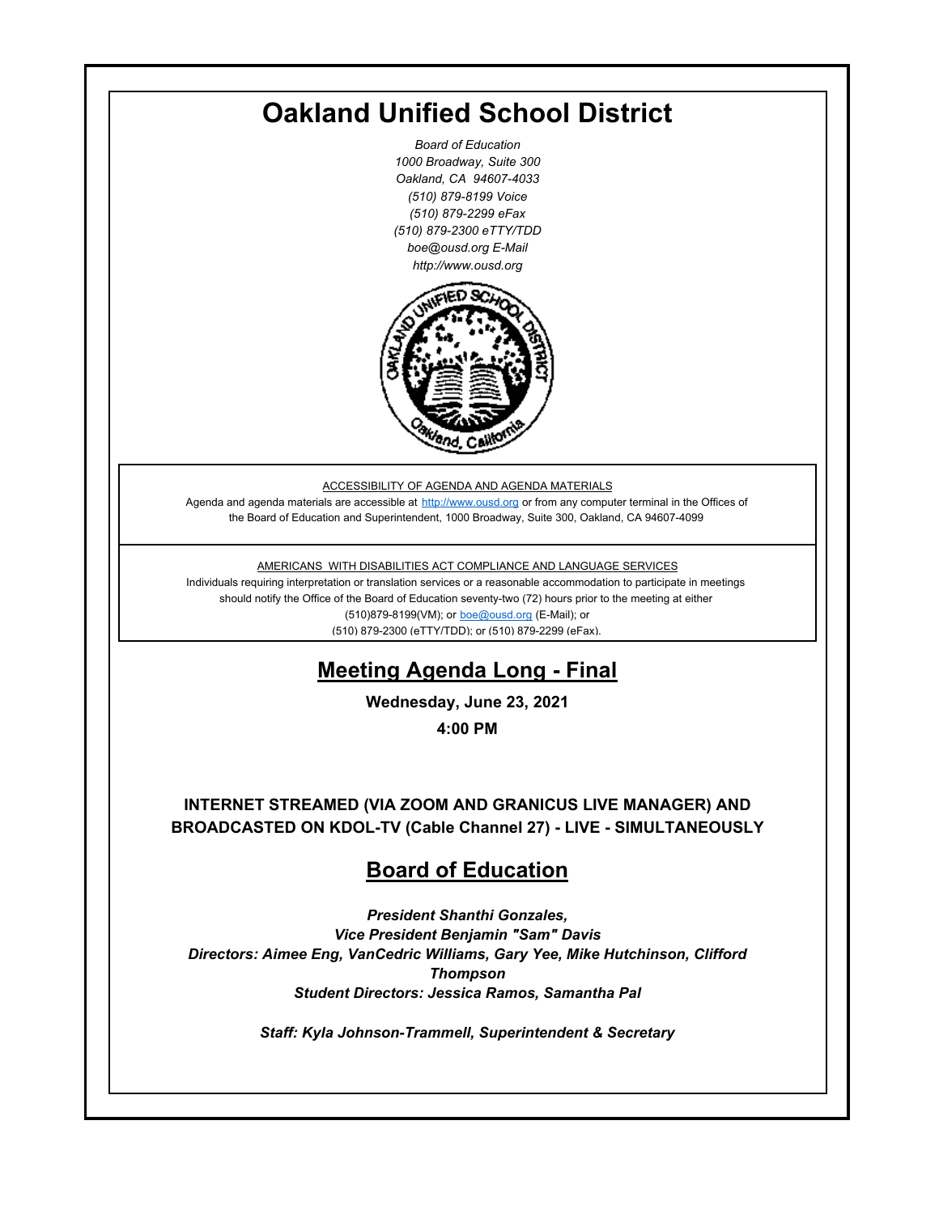# Oakland Unified School District

*Board of Education*
*1000 Broadway, Suite 300*
*Oakland, CA 94607-4033*
*(510) 879-8199 Voice*
*(510) 879-2299 eFax*
*(510) 879-2300 eTTY/TDD*
*boe@ousd.org E-Mail*
*http://www.ousd.org*

ACCESSIBILITY OF AGENDA AND AGENDA MATERIALS

Agenda and agenda materials are accessible at http://www.ousd.org or from any computer terminal in the Offices of the Board of Education and Superintendent, 1000 Broadway, Suite 300, Oakland, CA 94607-4099

AMERICANS WITH DISABILITIES ACT COMPLIANCE AND LANGUAGE SERVICES

Individuals requiring interpretation or translation services or a reasonable accommodation to participate in meetings should notify the Office of the Board of Education seventy-two (72) hours prior to the meeting at either (510)879-8199(VM); or boe@ousd.org (E-Mail); or (510) 879-2300 (eTTY/TDD); or (510) 879-2299 (eFax).

## Meeting Agenda Long - Final

**Wednesday, June 23, 2021**

**4:00 PM**

**INTERNET STREAMED (VIA ZOOM AND GRANICUS LIVE MANAGER) AND BROADCASTED ON KDOL-TV (Cable Channel 27) - LIVE - SIMULTANEOUSLY**

## Board of Education

***President Shanthi Gonzales,***
***Vice President Benjamin "Sam" Davis***
***Directors: Aimee Eng, VanCedric Williams, Gary Yee, Mike Hutchinson, Clifford Thompson***
***Student Directors: Jessica Ramos, Samantha Pal***

***Staff: Kyla Johnson-Trammell, Superintendent & Secretary***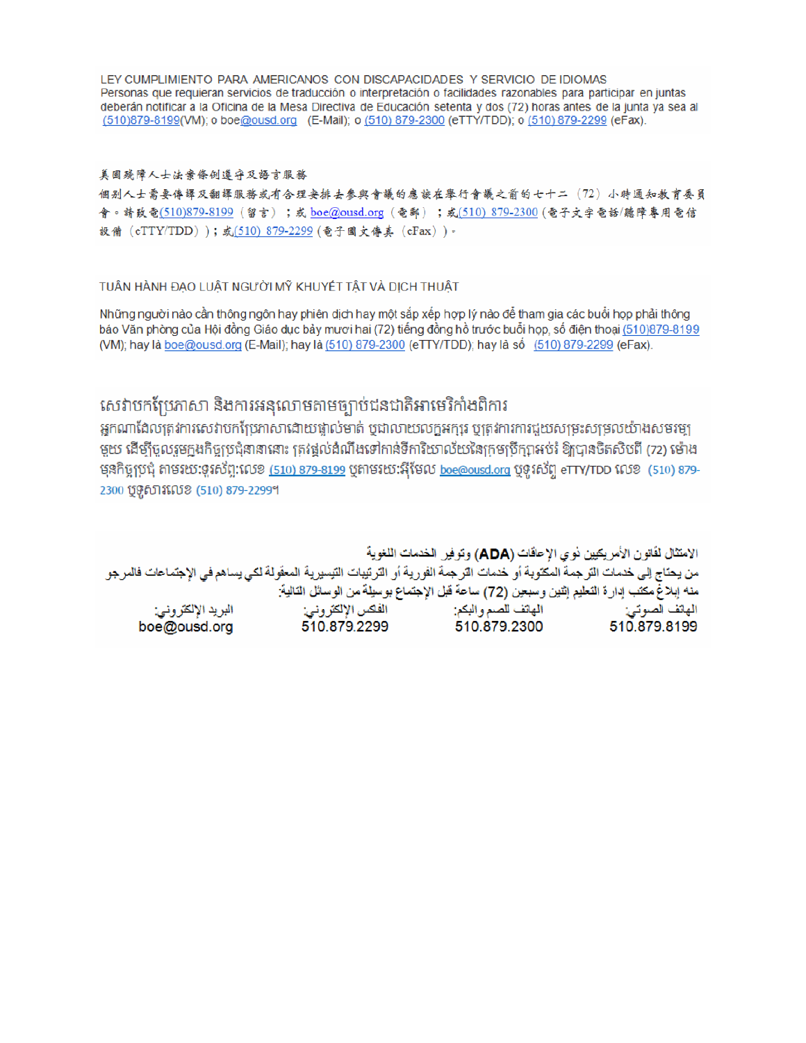LEY CUMPLIMIENTO PARA AMERICANOS CON DISCAPACIDADES Y SERVICIO DE IDIOMAS
Personas que requieran servicios de traducción o interpretación o facilidades razonables para participar en juntas deberán notificar a la Oficina de la Mesa Directiva de Educación setenta y dos (72) horas antes de la junta ya sea al (510)879-8199(VM); o boe@ousd.org (E-Mail); o (510) 879-2300 (eTTY/TDD); o (510) 879-2299 (eFax).

美國殘障人士法案條例遵守及語言服務
個別人士需要傳譯及翻譯服務或有合理安排去參與會議的應該在舉行會議之前的七十二（72）小時通知教育委員會。請致電(510)879-8199（留言）；或 boe@ousd.org（電郵）；或(510) 879-2300（電子文字電話/聽障專用電信設備（eTTY/TDD））；或(510) 879-2299（電子圖文傳真（eFax））。

TUÂN HÀNH ĐẠO LUẬT NGƯỜI MỸ KHUYẾT TẬT VÀ DỊCH THUẬT

Những người nào cần thông ngôn hay phiên dịch hay một sắp xếp hợp lý nào để tham gia các buổi họp phải thông báo Văn phòng của Hội đồng Giáo dục bảy mươi hai (72) tiếng đồng hồ trước buổi họp, số điện thoại (510)879-8199 (VM); hay là boe@ousd.org (E-Mail); hay là (510) 879-2300 (eTTY/TDD); hay là số (510) 879-2299 (eFax).

សេវាបកប្រែភាសា និងការអនុលោមតាមច្បាប់ជនជាតិអាមេរិកាំងពិការ
អ្នកណាដែលត្រូវការសេវាបកប្រែភាសាដោយផ្ទាល់មាត់ ឬជាលាយលក្ខអក្សរ ឬត្រូវការការជួយសម្រះសម្រួលយ៉ាងសមរម្យមួយ ដើម្បីចូលរួមក្នុងកិច្ចប្រជុំនានានោះ ត្រូវផ្តល់ដំណឹងទៅកាន់ទីការិយាល័យនៃក្រុមប្រឹក្សាអប់រំ ឱ្យបានចិតសិបពីរ (72) ម៉ោង មុនកិច្ចប្រជុំ តាមរយៈទូរស័ព្ទ:លេខ (510) 879-8199 ឬតាមរយៈអ៊ីមែល boe@ousd.org ឬទូរស័ព្ទ eTTY/TDD លេខ (510) 879-2300 ឬទូសារលេខ (510) 879-2299។

الامتثال لقانون الأمريكيين ذوي الإعاقات (ADA) وتوفير الخدمات اللغوية
من يحتاج إلى خدمات الترجمة المكتوبة أو خدمات الترجمة الفورية أو الترتيبات التيسيرية المعقولة لكي يساهم في الإجتماعات فالمرجو منه إبلاغ مكتب إدارة التعليم إثنين وسبعين (72) ساعة قبل الإجتماع بوسيلة من الوسائل التالية:

| الهاتف الصوتي: | الهاتف للصم والبكم: | الفكس الإلكتروني: | البريد الإلكتروني: |
|---|---|---|---|
| 510.879.8199 | 510.879.2300 | 510.879.2299 | boe@ousd.org |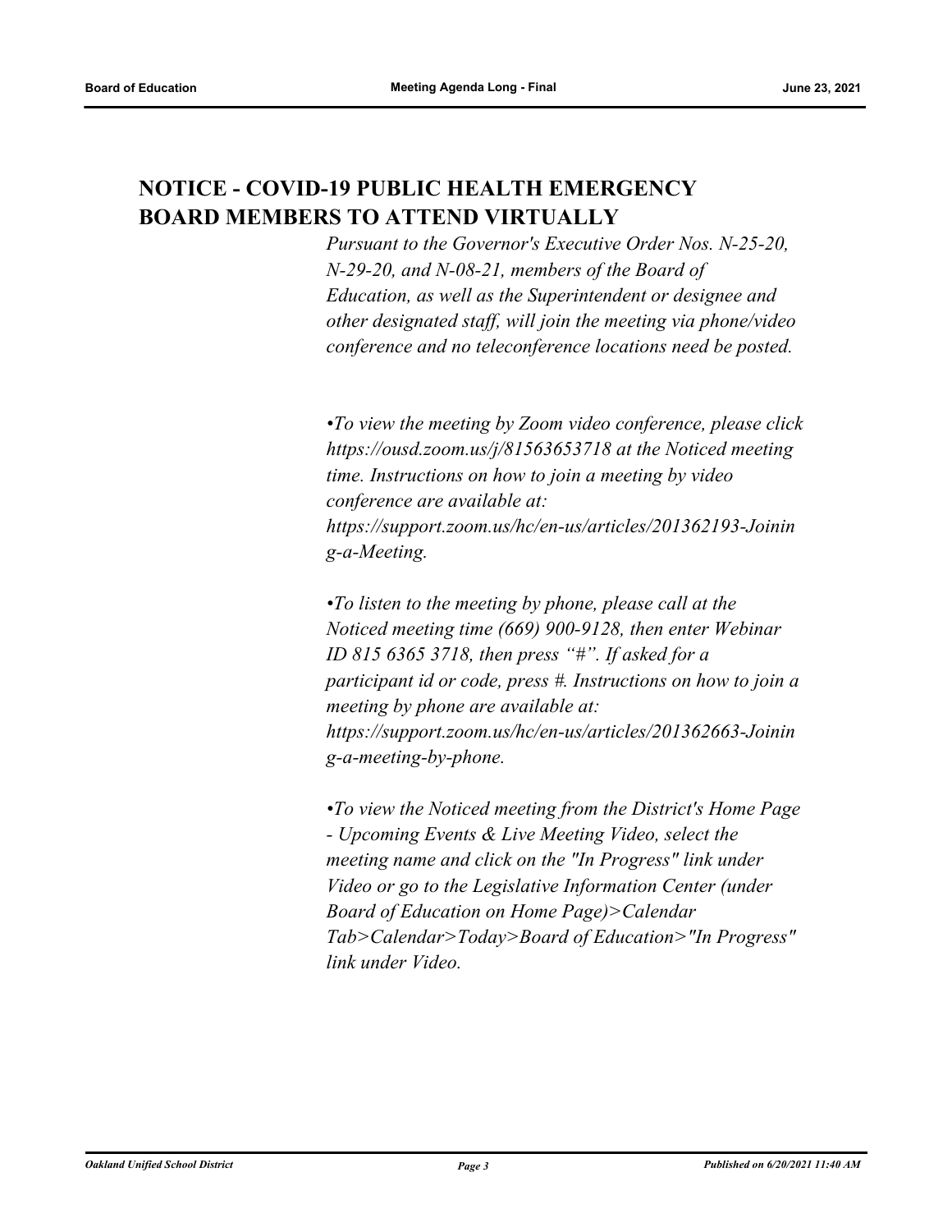## NOTICE - COVID-19 PUBLIC HEALTH EMERGENCY BOARD MEMBERS TO ATTEND VIRTUALLY

*Pursuant to the Governor's Executive Order Nos. N-25-20, N-29-20, and N-08-21, members of the Board of Education, as well as the Superintendent or designee and other designated staff, will join the meeting via phone/video conference and no teleconference locations need be posted.*

*•To view the meeting by Zoom video conference, please click https://ousd.zoom.us/j/81563653718 at the Noticed meeting time. Instructions on how to join a meeting by video conference are available at: https://support.zoom.us/hc/en-us/articles/201362193-Joining-a-Meeting.*

*•To listen to the meeting by phone, please call at the Noticed meeting time (669) 900-9128, then enter Webinar ID 815 6365 3718, then press "#". If asked for a participant id or code, press #. Instructions on how to join a meeting by phone are available at: https://support.zoom.us/hc/en-us/articles/201362663-Joining-a-meeting-by-phone.*

*•To view the Noticed meeting from the District's Home Page - Upcoming Events & Live Meeting Video, select the meeting name and click on the "In Progress" link under Video or go to the Legislative Information Center (under Board of Education on Home Page)>Calendar Tab>Calendar>Today>Board of Education>"In Progress" link under Video.*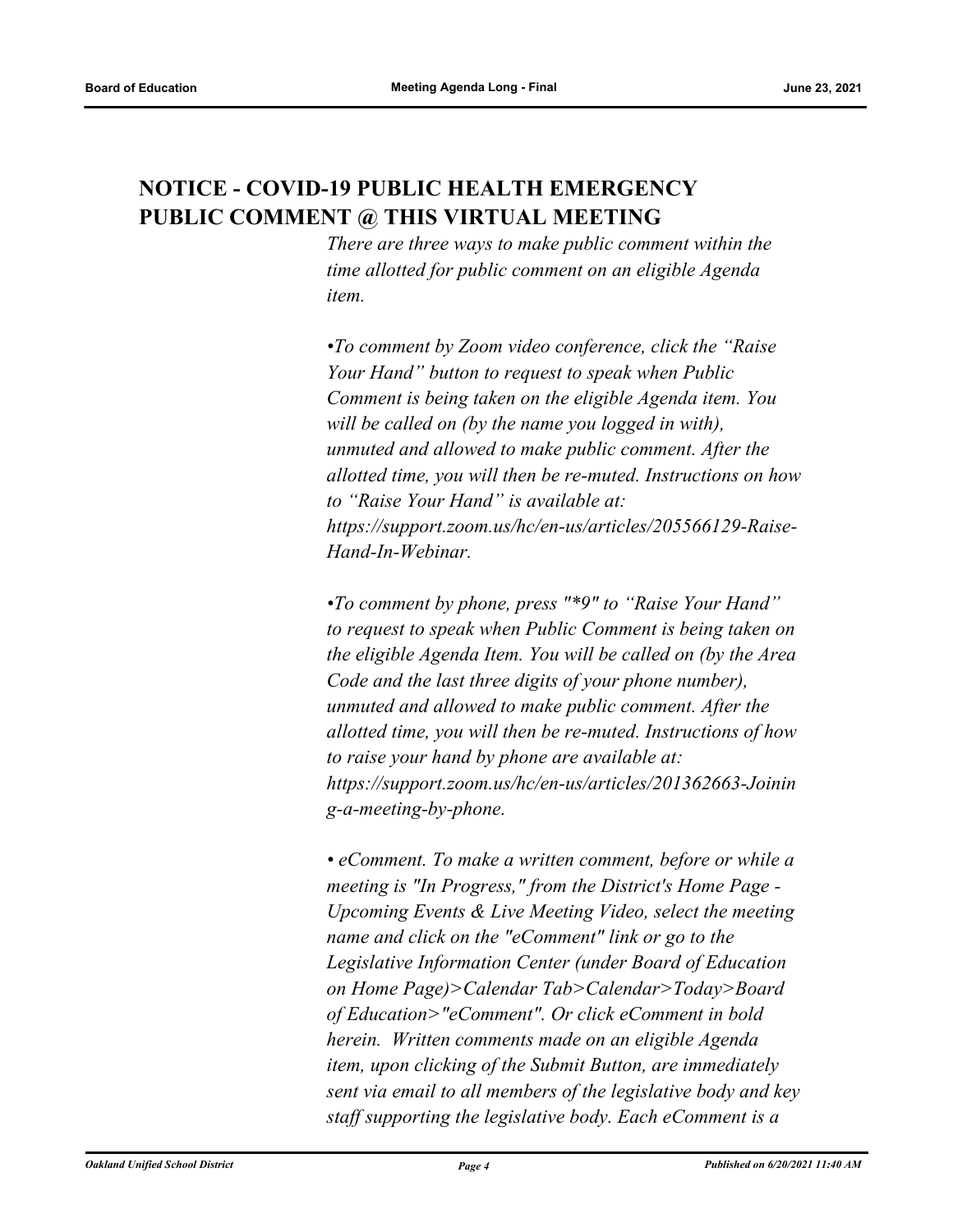## NOTICE - COVID-19 PUBLIC HEALTH EMERGENCY PUBLIC COMMENT @ THIS VIRTUAL MEETING

*There are three ways to make public comment within the time allotted for public comment on an eligible Agenda item.*

*•To comment by Zoom video conference, click the "Raise Your Hand" button to request to speak when Public Comment is being taken on the eligible Agenda item. You will be called on (by the name you logged in with), unmuted and allowed to make public comment. After the allotted time, you will then be re-muted. Instructions on how to "Raise Your Hand" is available at: https://support.zoom.us/hc/en-us/articles/205566129-Raise-Hand-In-Webinar.*

*•To comment by phone, press "*9" to "Raise Your Hand" to request to speak when Public Comment is being taken on the eligible Agenda Item. You will be called on (by the Area Code and the last three digits of your phone number), unmuted and allowed to make public comment. After the allotted time, you will then be re-muted. Instructions of how to raise your hand by phone are available at: https://support.zoom.us/hc/en-us/articles/201362663-Joining-a-meeting-by-phone.*

*• eComment. To make a written comment, before or while a meeting is "In Progress," from the District's Home Page - Upcoming Events & Live Meeting Video, select the meeting name and click on the "eComment" link or go to the Legislative Information Center (under Board of Education on Home Page)>Calendar Tab>Calendar>Today>Board of Education>"eComment". Or click eComment in bold herein. Written comments made on an eligible Agenda item, upon clicking of the Submit Button, are immediately sent via email to all members of the legislative body and key staff supporting the legislative body. Each eComment is a*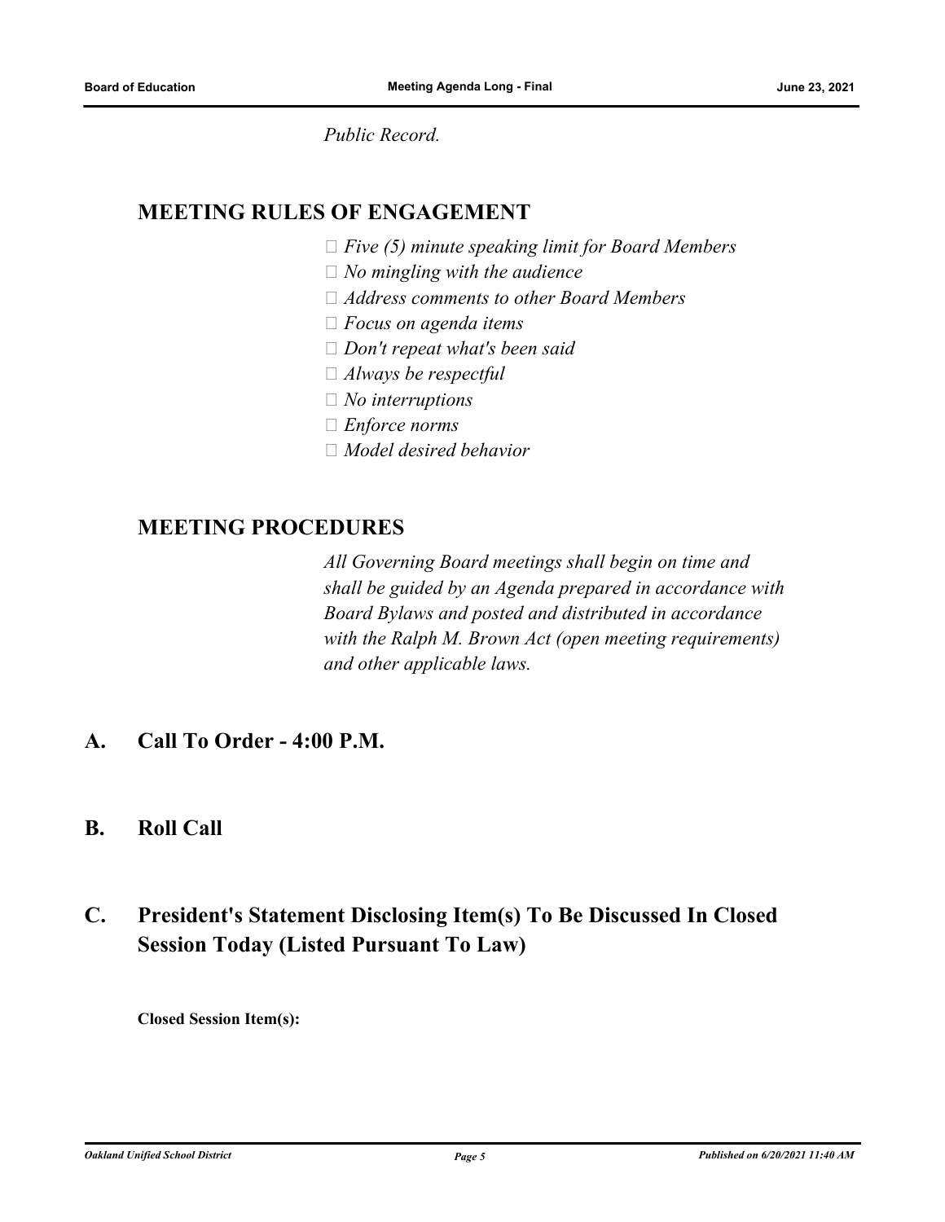*Public Record.*

## MEETING RULES OF ENGAGEMENT

- *Five (5) minute speaking limit for Board Members*
- *No mingling with the audience*
- *Address comments to other Board Members*
- *Focus on agenda items*
- *Don't repeat what's been said*
- *Always be respectful*
- *No interruptions*
- *Enforce norms*
- *Model desired behavior*

## MEETING PROCEDURES

*All Governing Board meetings shall begin on time and shall be guided by an Agenda prepared in accordance with Board Bylaws and posted and distributed in accordance with the Ralph M. Brown Act (open meeting requirements) and other applicable laws.*

# A. Call To Order - 4:00 P.M.

# B. Roll Call

# C. President's Statement Disclosing Item(s) To Be Discussed In Closed Session Today (Listed Pursuant To Law)

**Closed Session Item(s):**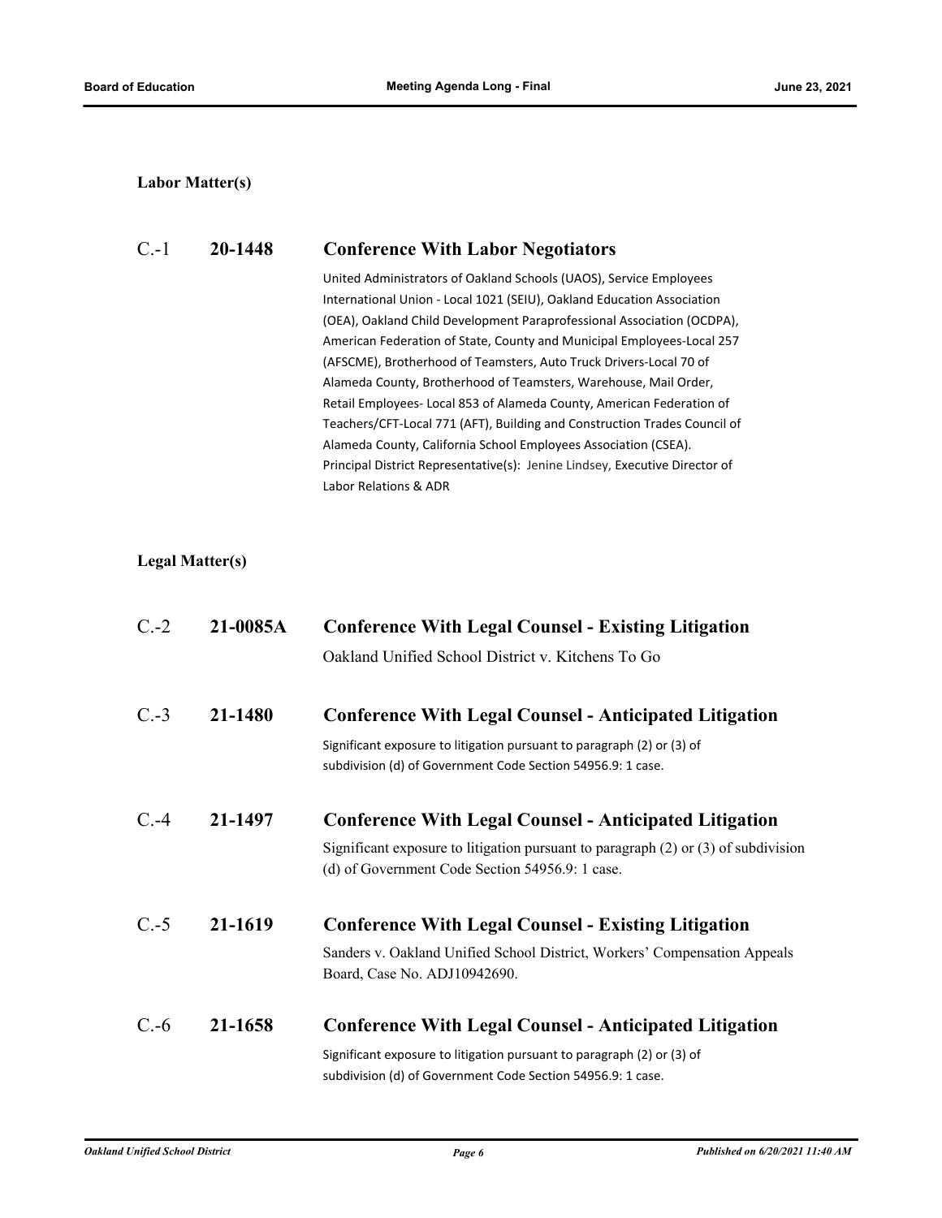**Labor Matter(s)**

### C.-1 20-1448 Conference With Labor Negotiators

United Administrators of Oakland Schools (UAOS), Service Employees International Union - Local 1021 (SEIU), Oakland Education Association (OEA), Oakland Child Development Paraprofessional Association (OCDPA), American Federation of State, County and Municipal Employees-Local 257 (AFSCME), Brotherhood of Teamsters, Auto Truck Drivers-Local 70 of Alameda County, Brotherhood of Teamsters, Warehouse, Mail Order, Retail Employees- Local 853 of Alameda County, American Federation of Teachers/CFT-Local 771 (AFT), Building and Construction Trades Council of Alameda County, California School Employees Association (CSEA). Principal District Representative(s): Jenine Lindsey, Executive Director of Labor Relations & ADR

**Legal Matter(s)**

### C.-2 21-0085A Conference With Legal Counsel - Existing Litigation

Oakland Unified School District v. Kitchens To Go

### C.-3 21-1480 Conference With Legal Counsel - Anticipated Litigation

Significant exposure to litigation pursuant to paragraph (2) or (3) of subdivision (d) of Government Code Section 54956.9: 1 case.

### C.-4 21-1497 Conference With Legal Counsel - Anticipated Litigation

Significant exposure to litigation pursuant to paragraph (2) or (3) of subdivision (d) of Government Code Section 54956.9: 1 case.

### C.-5 21-1619 Conference With Legal Counsel - Existing Litigation

Sanders v. Oakland Unified School District, Workers' Compensation Appeals Board, Case No. ADJ10942690.

### C.-6 21-1658 Conference With Legal Counsel - Anticipated Litigation

Significant exposure to litigation pursuant to paragraph (2) or (3) of subdivision (d) of Government Code Section 54956.9: 1 case.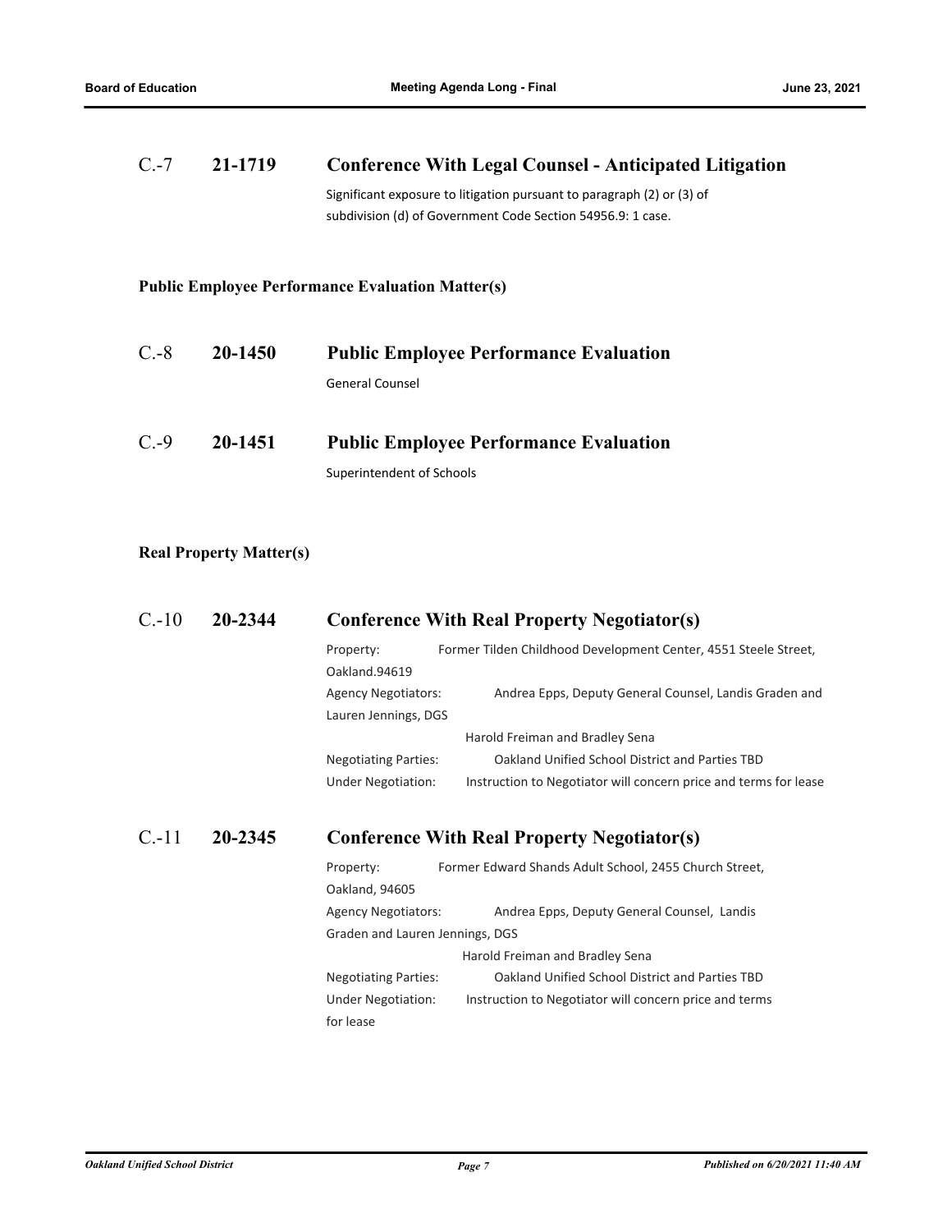### C.-7 21-1719 Conference With Legal Counsel - Anticipated Litigation

Significant exposure to litigation pursuant to paragraph (2) or (3) of subdivision (d) of Government Code Section 54956.9: 1 case.

**Public Employee Performance Evaluation Matter(s)**

### C.-8 20-1450 Public Employee Performance Evaluation

General Counsel

### C.-9 20-1451 Public Employee Performance Evaluation

Superintendent of Schools

**Real Property Matter(s)**

### C.-10 20-2344 Conference With Real Property Negotiator(s)

Property: Former Tilden Childhood Development Center, 4551 Steele Street, Oakland.94619
Agency Negotiators: Andrea Epps, Deputy General Counsel, Landis Graden and Lauren Jennings, DGS
Harold Freiman and Bradley Sena
Negotiating Parties: Oakland Unified School District and Parties TBD
Under Negotiation: Instruction to Negotiator will concern price and terms for lease

### C.-11 20-2345 Conference With Real Property Negotiator(s)

Property: Former Edward Shands Adult School, 2455 Church Street, Oakland, 94605
Agency Negotiators: Andrea Epps, Deputy General Counsel, Landis Graden and Lauren Jennings, DGS
Harold Freiman and Bradley Sena
Negotiating Parties: Oakland Unified School District and Parties TBD
Under Negotiation: Instruction to Negotiator will concern price and terms for lease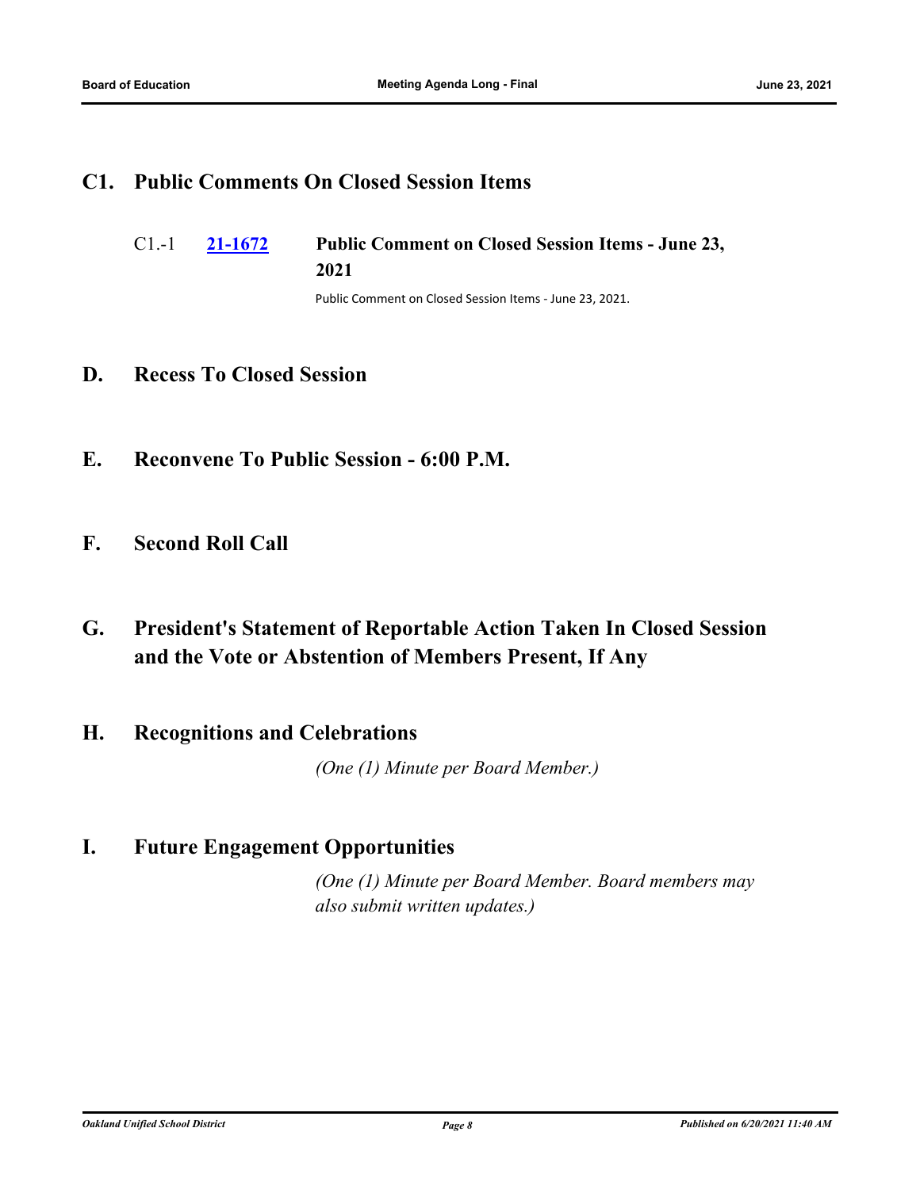## C1. Public Comments On Closed Session Items

C1.-1 **21-1672** **Public Comment on Closed Session Items - June 23, 2021**

Public Comment on Closed Session Items - June 23, 2021.

## D. Recess To Closed Session

## E. Reconvene To Public Session - 6:00 P.M.

## F. Second Roll Call

## G. President's Statement of Reportable Action Taken In Closed Session and the Vote or Abstention of Members Present, If Any

## H. Recognitions and Celebrations

*(One (1) Minute per Board Member.)*

## I. Future Engagement Opportunities

*(One (1) Minute per Board Member. Board members may also submit written updates.)*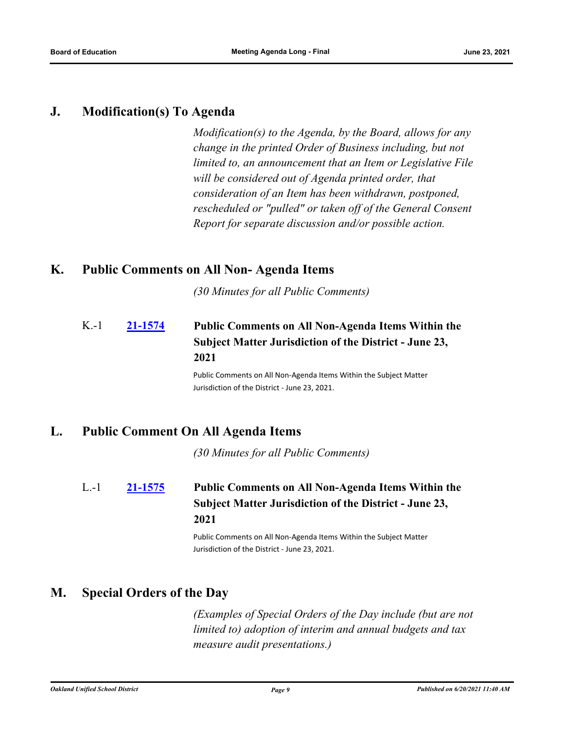## J. Modification(s) To Agenda

*Modification(s) to the Agenda, by the Board, allows for any change in the printed Order of Business including, but not limited to, an announcement that an Item or Legislative File will be considered out of Agenda printed order, that consideration of an Item has been withdrawn, postponed, rescheduled or "pulled" or taken off of the General Consent Report for separate discussion and/or possible action.*

## K. Public Comments on All Non- Agenda Items

*(30 Minutes for all Public Comments)*

K.-1 **21-1574** **Public Comments on All Non-Agenda Items Within the Subject Matter Jurisdiction of the District - June 23, 2021**

Public Comments on All Non-Agenda Items Within the Subject Matter Jurisdiction of the District - June 23, 2021.

## L. Public Comment On All Agenda Items

*(30 Minutes for all Public Comments)*

L.-1 **21-1575** **Public Comments on All Non-Agenda Items Within the Subject Matter Jurisdiction of the District - June 23, 2021**

Public Comments on All Non-Agenda Items Within the Subject Matter Jurisdiction of the District - June 23, 2021.

## M. Special Orders of the Day

*(Examples of Special Orders of the Day include (but are not limited to) adoption of interim and annual budgets and tax measure audit presentations.)*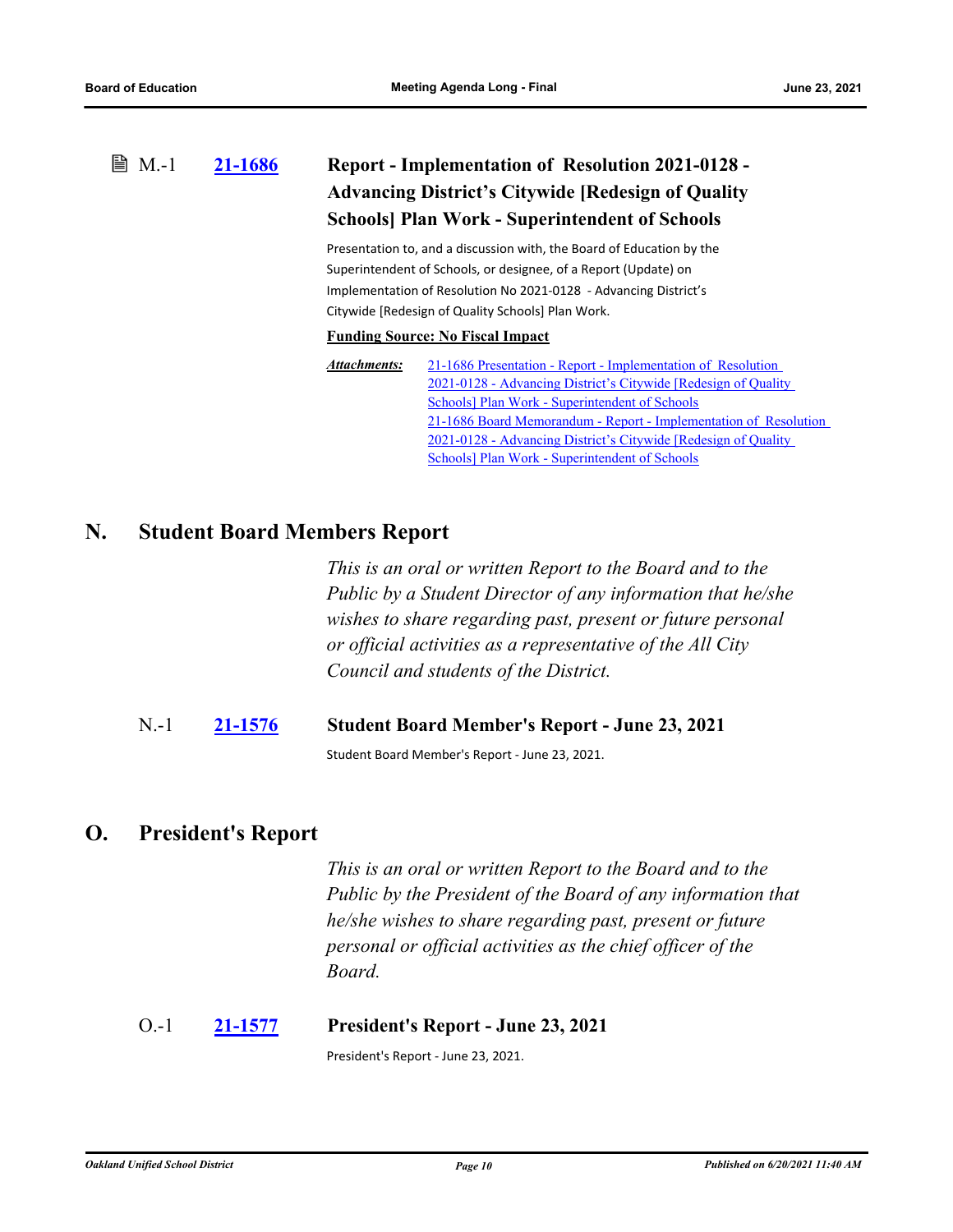M.-1 **21-1686** **Report - Implementation of Resolution 2021-0128 - Advancing District's Citywide [Redesign of Quality Schools] Plan Work - Superintendent of Schools**

Presentation to, and a discussion with, the Board of Education by the Superintendent of Schools, or designee, of a Report (Update) on Implementation of Resolution No 2021-0128 - Advancing District's Citywide [Redesign of Quality Schools] Plan Work.

**Funding Source: No Fiscal Impact**

***Attachments:*** 21-1686 Presentation - Report - Implementation of Resolution 2021-0128 - Advancing District's Citywide [Redesign of Quality Schools] Plan Work - Superintendent of Schools
21-1686 Board Memorandum - Report - Implementation of Resolution 2021-0128 - Advancing District's Citywide [Redesign of Quality Schools] Plan Work - Superintendent of Schools

## N. Student Board Members Report

*This is an oral or written Report to the Board and to the Public by a Student Director of any information that he/she wishes to share regarding past, present or future personal or official activities as a representative of the All City Council and students of the District.*

N.-1 **21-1576** **Student Board Member's Report - June 23, 2021**

Student Board Member's Report - June 23, 2021.

## O. President's Report

*This is an oral or written Report to the Board and to the Public by the President of the Board of any information that he/she wishes to share regarding past, present or future personal or official activities as the chief officer of the Board.*

O.-1 **21-1577** **President's Report - June 23, 2021**

President's Report - June 23, 2021.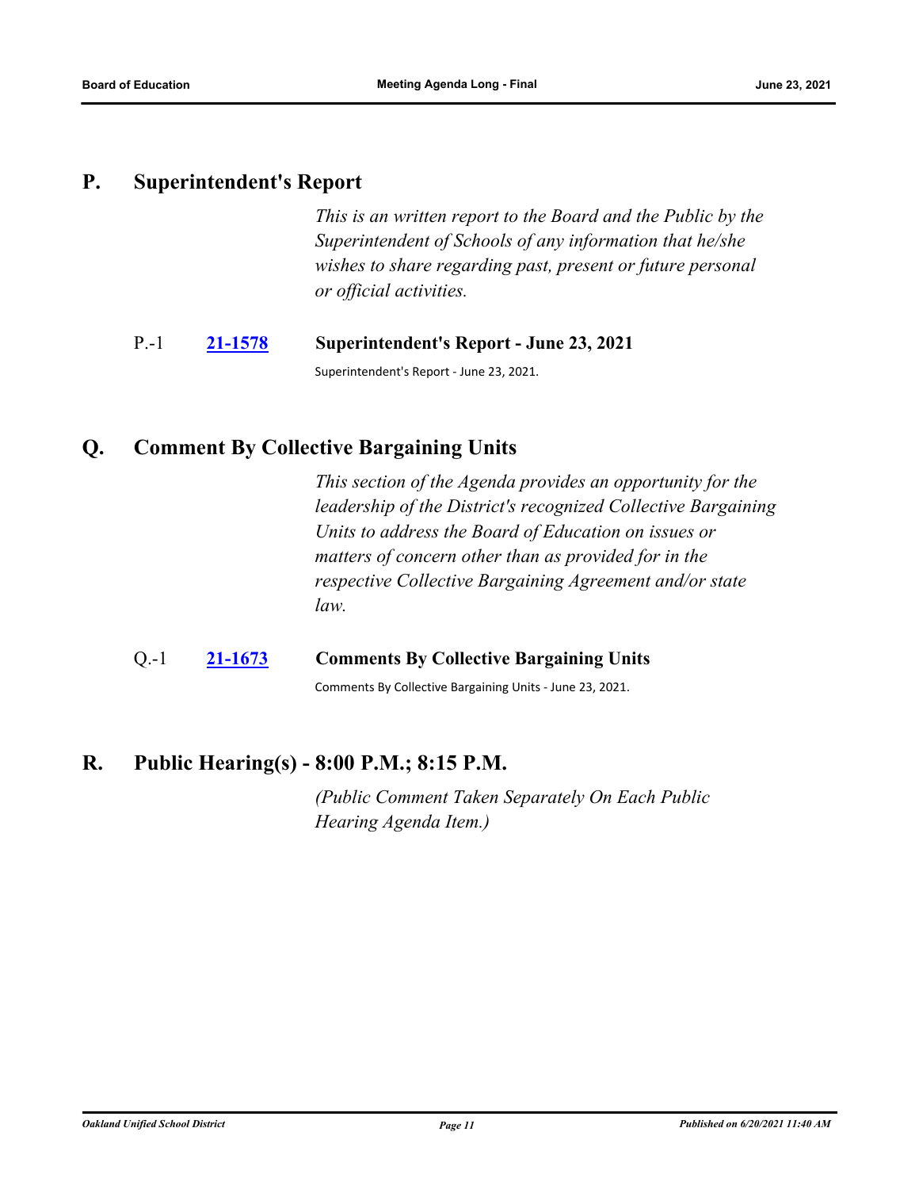## P. Superintendent's Report

*This is an written report to the Board and the Public by the Superintendent of Schools of any information that he/she wishes to share regarding past, present or future personal or official activities.*

P.-1 **21-1578** **Superintendent's Report - June 23, 2021**

Superintendent's Report - June 23, 2021.

## Q. Comment By Collective Bargaining Units

*This section of the Agenda provides an opportunity for the leadership of the District's recognized Collective Bargaining Units to address the Board of Education on issues or matters of concern other than as provided for in the respective Collective Bargaining Agreement and/or state law.*

Q.-1 **21-1673** **Comments By Collective Bargaining Units**

Comments By Collective Bargaining Units - June 23, 2021.

## R. Public Hearing(s) - 8:00 P.M.; 8:15 P.M.

*(Public Comment Taken Separately On Each Public Hearing Agenda Item.)*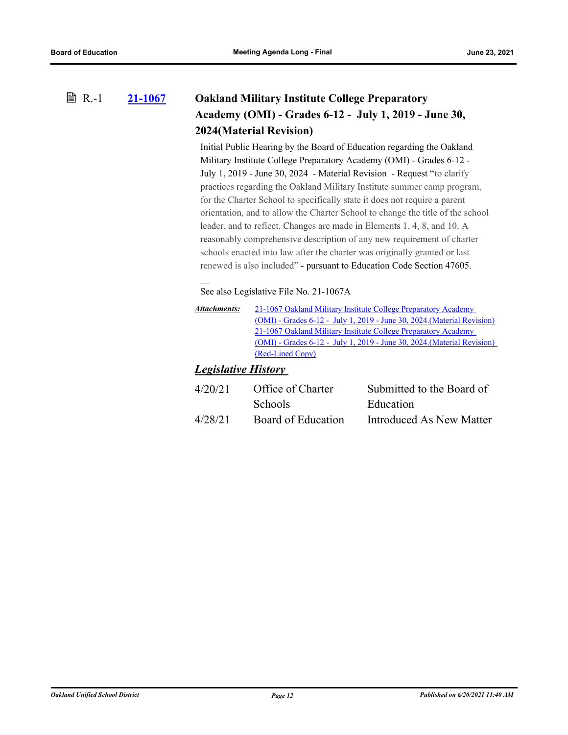R.-1 **21-1067** **Oakland Military Institute College Preparatory Academy (OMI) - Grades 6-12 - July 1, 2019 - June 30, 2024(Material Revision)**

Initial Public Hearing by the Board of Education regarding the Oakland Military Institute College Preparatory Academy (OMI) - Grades 6-12 - July 1, 2019 - June 30, 2024 - Material Revision - Request "to clarify practices regarding the Oakland Military Institute summer camp program, for the Charter School to specifically state it does not require a parent orientation, and to allow the Charter School to change the title of the school leader, and to reflect. Changes are made in Elements 1, 4, 8, and 10. A reasonably comprehensive description of any new requirement of charter schools enacted into law after the charter was originally granted or last renewed is also included" - pursuant to Education Code Section 47605.

—

See also Legislative File No. 21-1067A

***Attachments:*** 21-1067 Oakland Military Institute College Preparatory Academy (OMI) - Grades 6-12 - July 1, 2019 - June 30, 2024.(Material Revision)
21-1067 Oakland Military Institute College Preparatory Academy (OMI) - Grades 6-12 - July 1, 2019 - June 30, 2024.(Material Revision) (Red-Lined Copy)

***Legislative History***

| | | |
|---|---|---|
| 4/20/21 | Office of Charter Schools | Submitted to the Board of Education |
| 4/28/21 | Board of Education | Introduced As New Matter |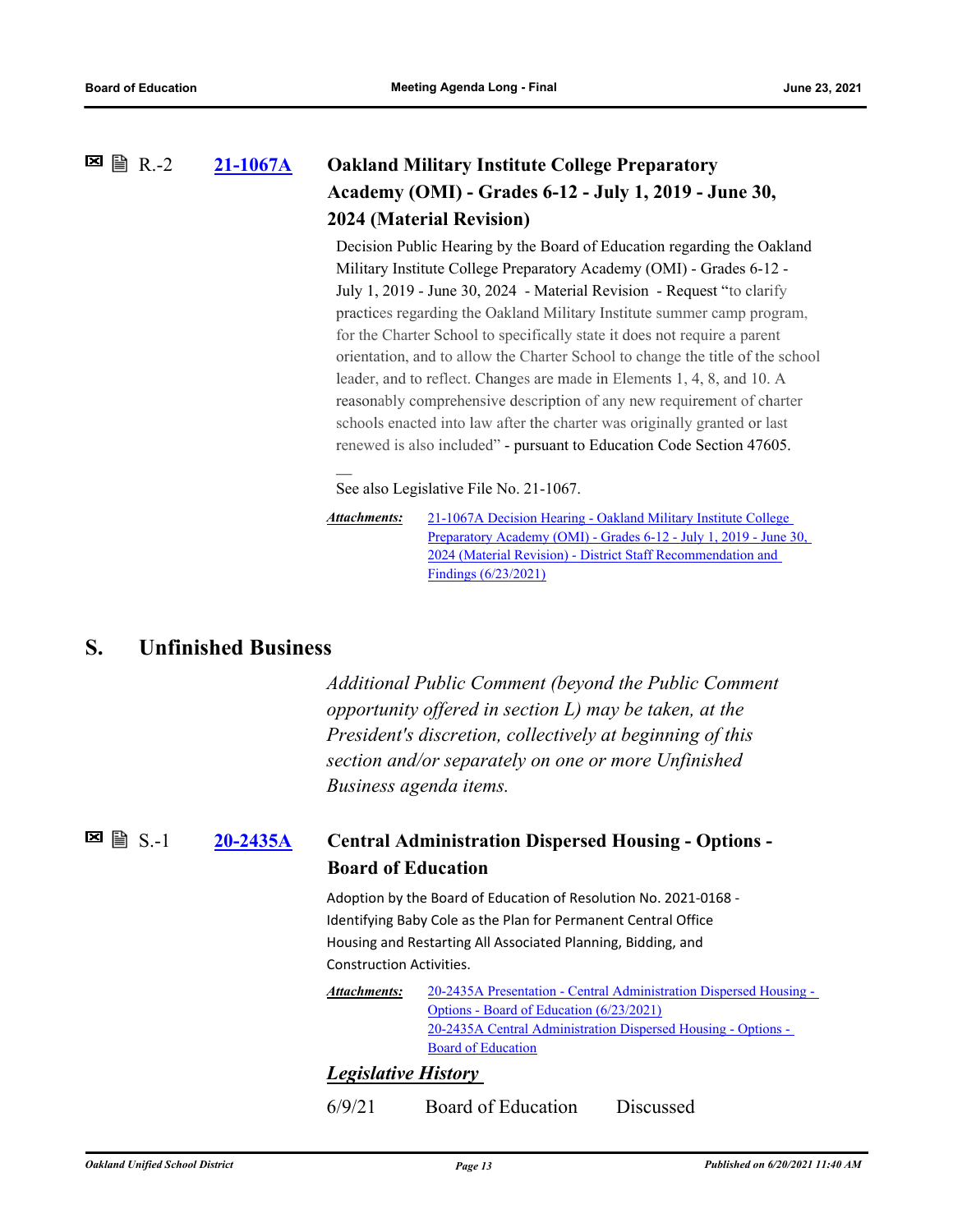R.-2 **21-1067A** **Oakland Military Institute College Preparatory Academy (OMI) - Grades 6-12 - July 1, 2019 - June 30, 2024 (Material Revision)**

Decision Public Hearing by the Board of Education regarding the Oakland Military Institute College Preparatory Academy (OMI) - Grades 6-12 - July 1, 2019 - June 30, 2024 - Material Revision - Request "to clarify practices regarding the Oakland Military Institute summer camp program, for the Charter School to specifically state it does not require a parent orientation, and to allow the Charter School to change the title of the school leader, and to reflect. Changes are made in Elements 1, 4, 8, and 10. A reasonably comprehensive description of any new requirement of charter schools enacted into law after the charter was originally granted or last renewed is also included" - pursuant to Education Code Section 47605.

—
See also Legislative File No. 21-1067.

***Attachments:*** 21-1067A Decision Hearing - Oakland Military Institute College Preparatory Academy (OMI) - Grades 6-12 - July 1, 2019 - June 30, 2024 (Material Revision) - District Staff Recommendation and Findings (6/23/2021)

## S. Unfinished Business

*Additional Public Comment (beyond the Public Comment opportunity offered in section L) may be taken, at the President's discretion, collectively at beginning of this section and/or separately on one or more Unfinished Business agenda items.*

S.-1 **20-2435A** **Central Administration Dispersed Housing - Options - Board of Education**

Adoption by the Board of Education of Resolution No. 2021-0168 - Identifying Baby Cole as the Plan for Permanent Central Office Housing and Restarting All Associated Planning, Bidding, and Construction Activities.

***Attachments:*** 20-2435A Presentation - Central Administration Dispersed Housing - Options - Board of Education (6/23/2021)
20-2435A Central Administration Dispersed Housing - Options - Board of Education

***Legislative History***

6/9/21 Board of Education Discussed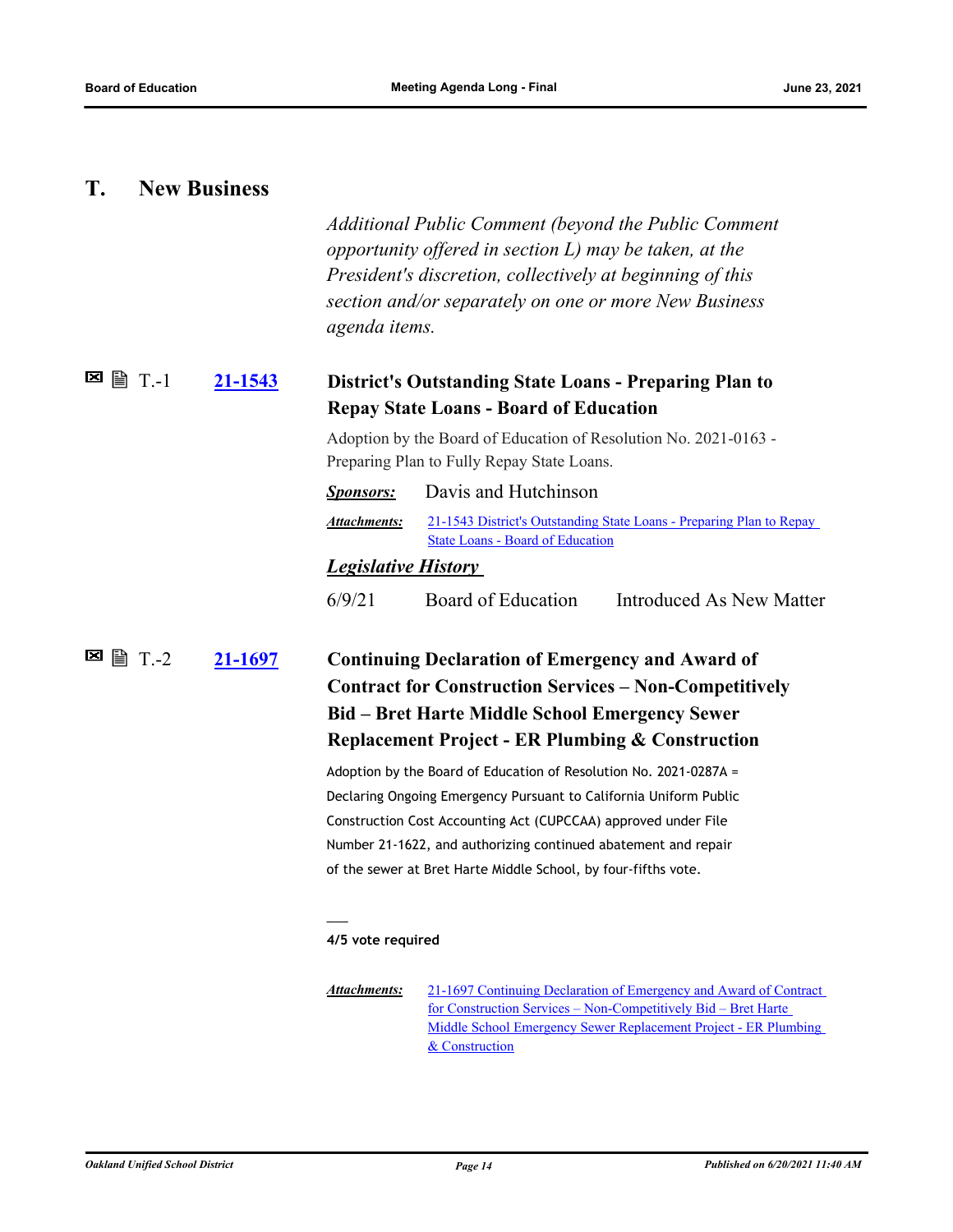## T. New Business

*Additional Public Comment (beyond the Public Comment opportunity offered in section L) may be taken, at the President's discretion, collectively at beginning of this section and/or separately on one or more New Business agenda items.*

### T.-1 [21-1543](21-1543) District's Outstanding State Loans - Preparing Plan to Repay State Loans - Board of Education

Adoption by the Board of Education of Resolution No. 2021-0163 - Preparing Plan to Fully Repay State Loans.

***Sponsors:*** Davis and Hutchinson

***Attachments:*** 21-1543 District's Outstanding State Loans - Preparing Plan to Repay State Loans - Board of Education

***Legislative History***

| 6/9/21 | Board of Education | Introduced As New Matter |
|---|---|---|

### T.-2 [21-1697](21-1697) Continuing Declaration of Emergency and Award of Contract for Construction Services – Non-Competitively Bid – Bret Harte Middle School Emergency Sewer Replacement Project - ER Plumbing & Construction

Adoption by the Board of Education of Resolution No. 2021-0287A = Declaring Ongoing Emergency Pursuant to California Uniform Public Construction Cost Accounting Act (CUPCCAA) approved under File Number 21-1622, and authorizing continued abatement and repair of the sewer at Bret Harte Middle School, by four-fifths vote.

**4/5 vote required**

***Attachments:*** 21-1697 Continuing Declaration of Emergency and Award of Contract for Construction Services – Non-Competitively Bid – Bret Harte Middle School Emergency Sewer Replacement Project - ER Plumbing & Construction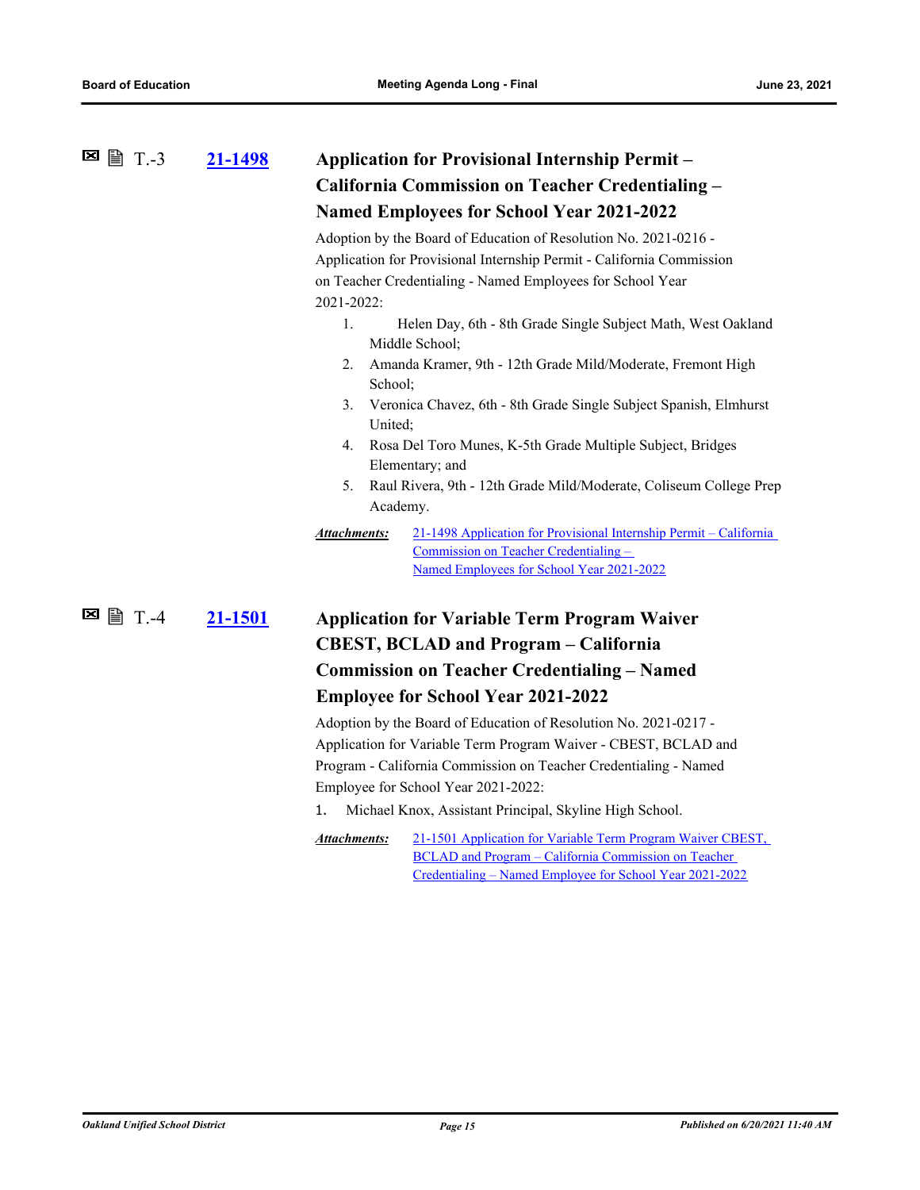### T.-3 21-1498 Application for Provisional Internship Permit – California Commission on Teacher Credentialing – Named Employees for School Year 2021-2022

Adoption by the Board of Education of Resolution No. 2021-0216 - Application for Provisional Internship Permit - California Commission on Teacher Credentialing - Named Employees for School Year 2021-2022:

1. Helen Day, 6th - 8th Grade Single Subject Math, West Oakland Middle School;
2. Amanda Kramer, 9th - 12th Grade Mild/Moderate, Fremont High School;
3. Veronica Chavez, 6th - 8th Grade Single Subject Spanish, Elmhurst United;
4. Rosa Del Toro Munes, K-5th Grade Multiple Subject, Bridges Elementary; and
5. Raul Rivera, 9th - 12th Grade Mild/Moderate, Coliseum College Prep Academy.

***Attachments:*** 21-1498 Application for Provisional Internship Permit – California Commission on Teacher Credentialing – Named Employees for School Year 2021-2022

### T.-4 21-1501 Application for Variable Term Program Waiver CBEST, BCLAD and Program – California Commission on Teacher Credentialing – Named Employee for School Year 2021-2022

Adoption by the Board of Education of Resolution No. 2021-0217 - Application for Variable Term Program Waiver - CBEST, BCLAD and Program - California Commission on Teacher Credentialing - Named Employee for School Year 2021-2022:

1. Michael Knox, Assistant Principal, Skyline High School.

***Attachments:*** 21-1501 Application for Variable Term Program Waiver CBEST, BCLAD and Program – California Commission on Teacher Credentialing – Named Employee for School Year 2021-2022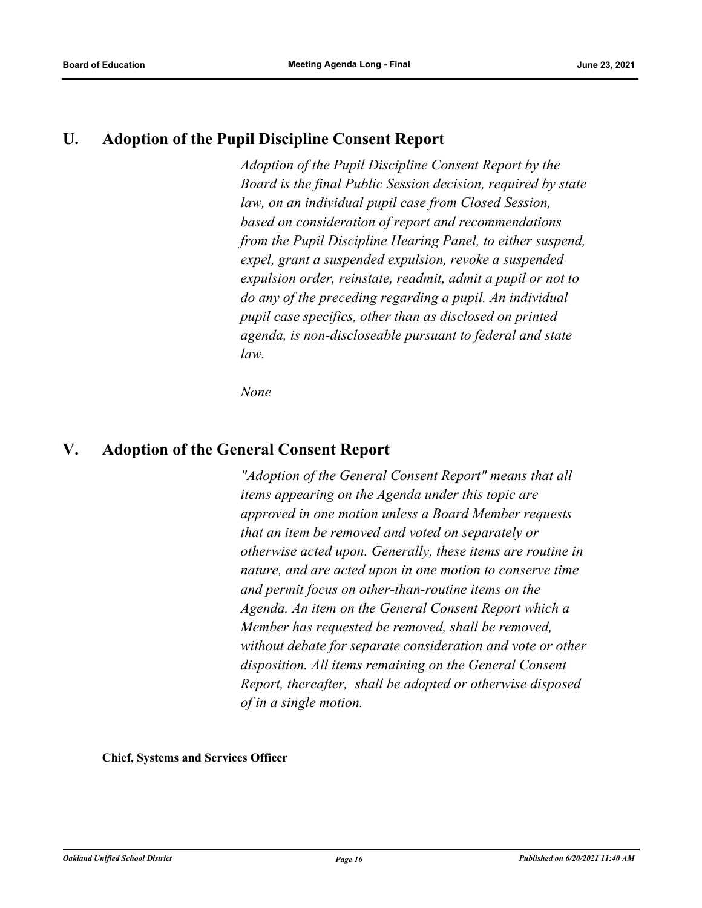## U. Adoption of the Pupil Discipline Consent Report

*Adoption of the Pupil Discipline Consent Report by the Board is the final Public Session decision, required by state law, on an individual pupil case from Closed Session, based on consideration of report and recommendations from the Pupil Discipline Hearing Panel, to either suspend, expel, grant a suspended expulsion, revoke a suspended expulsion order, reinstate, readmit, admit a pupil or not to do any of the preceding regarding a pupil. An individual pupil case specifics, other than as disclosed on printed agenda, is non-discloseable pursuant to federal and state law.*

*None*

## V. Adoption of the General Consent Report

*"Adoption of the General Consent Report" means that all items appearing on the Agenda under this topic are approved in one motion unless a Board Member requests that an item be removed and voted on separately or otherwise acted upon. Generally, these items are routine in nature, and are acted upon in one motion to conserve time and permit focus on other-than-routine items on the Agenda. An item on the General Consent Report which a Member has requested be removed, shall be removed, without debate for separate consideration and vote or other disposition. All items remaining on the General Consent Report, thereafter, shall be adopted or otherwise disposed of in a single motion.*

**Chief, Systems and Services Officer**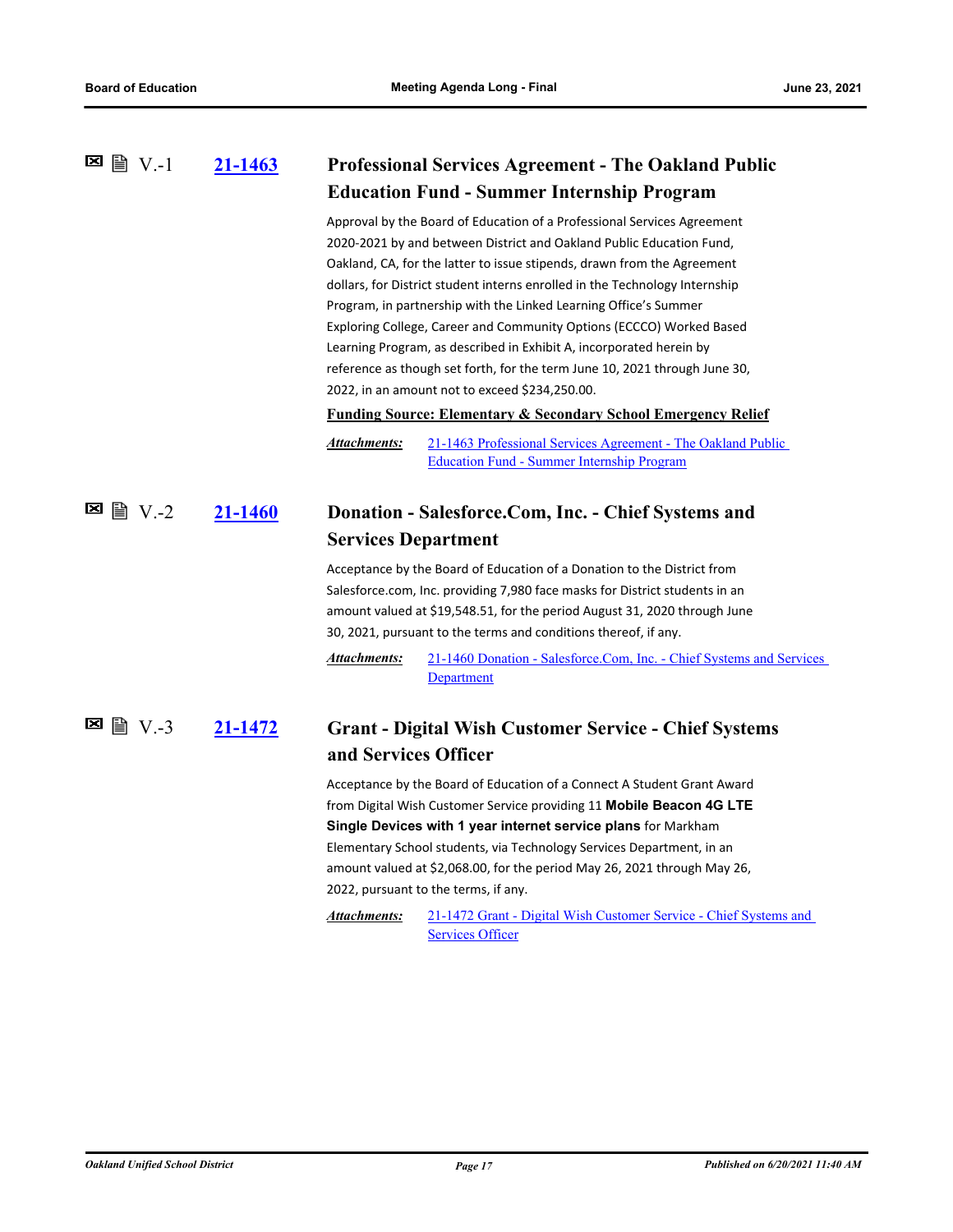### V.-1 21-1463 Professional Services Agreement - The Oakland Public Education Fund - Summer Internship Program

Approval by the Board of Education of a Professional Services Agreement 2020-2021 by and between District and Oakland Public Education Fund, Oakland, CA, for the latter to issue stipends, drawn from the Agreement dollars, for District student interns enrolled in the Technology Internship Program, in partnership with the Linked Learning Office's Summer Exploring College, Career and Community Options (ECCCO) Worked Based Learning Program, as described in Exhibit A, incorporated herein by reference as though set forth, for the term June 10, 2021 through June 30, 2022, in an amount not to exceed $234,250.00.

**Funding Source: Elementary & Secondary School Emergency Relief**

***Attachments:*** 21-1463 Professional Services Agreement - The Oakland Public Education Fund - Summer Internship Program

### V.-2 21-1460 Donation - Salesforce.Com, Inc. - Chief Systems and Services Department

Acceptance by the Board of Education of a Donation to the District from Salesforce.com, Inc. providing 7,980 face masks for District students in an amount valued at $19,548.51, for the period August 31, 2020 through June 30, 2021, pursuant to the terms and conditions thereof, if any.

***Attachments:*** 21-1460 Donation - Salesforce.Com, Inc. - Chief Systems and Services Department

### V.-3 21-1472 Grant - Digital Wish Customer Service - Chief Systems and Services Officer

Acceptance by the Board of Education of a Connect A Student Grant Award from Digital Wish Customer Service providing 11 **Mobile Beacon 4G LTE Single Devices with 1 year internet service plans** for Markham Elementary School students, via Technology Services Department, in an amount valued at $2,068.00, for the period May 26, 2021 through May 26, 2022, pursuant to the terms, if any.

***Attachments:*** 21-1472 Grant - Digital Wish Customer Service - Chief Systems and Services Officer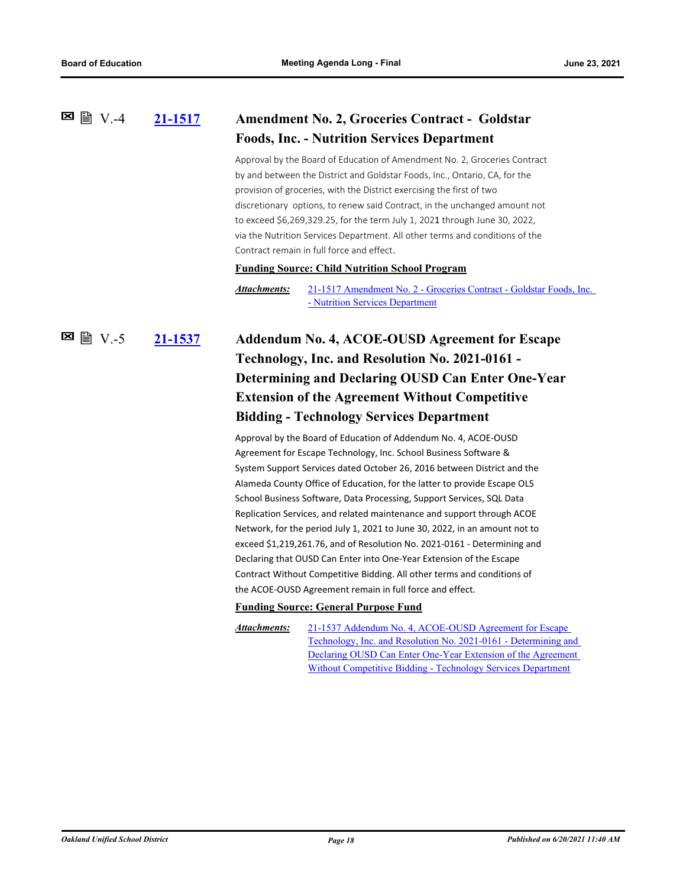V.-4 **[21-1517](#)**

### Amendment No. 2, Groceries Contract - Goldstar Foods, Inc. - Nutrition Services Department

Approval by the Board of Education of Amendment No. 2, Groceries Contract by and between the District and Goldstar Foods, Inc., Ontario, CA, for the provision of groceries, with the District exercising the first of two discretionary options, to renew said Contract, in the unchanged amount not to exceed $6,269,329.25, for the term July 1, 2021 through June 30, 2022, via the Nutrition Services Department. All other terms and conditions of the Contract remain in full force and effect.

**Funding Source: Child Nutrition School Program**

***Attachments:*** 21-1517 Amendment No. 2 - Groceries Contract - Goldstar Foods, Inc. - Nutrition Services Department

V.-5 **[21-1537](#)**

### Addendum No. 4, ACOE-OUSD Agreement for Escape Technology, Inc. and Resolution No. 2021-0161 - Determining and Declaring OUSD Can Enter One-Year Extension of the Agreement Without Competitive Bidding - Technology Services Department

Approval by the Board of Education of Addendum No. 4, ACOE-OUSD Agreement for Escape Technology, Inc. School Business Software & System Support Services dated October 26, 2016 between District and the Alameda County Office of Education, for the latter to provide Escape OL5 School Business Software, Data Processing, Support Services, SQL Data Replication Services, and related maintenance and support through ACOE Network, for the period July 1, 2021 to June 30, 2022, in an amount not to exceed $1,219,261.76, and of Resolution No. 2021-0161 - Determining and Declaring that OUSD Can Enter into One-Year Extension of the Escape Contract Without Competitive Bidding. All other terms and conditions of the ACOE-OUSD Agreement remain in full force and effect.

**Funding Source: General Purpose Fund**

***Attachments:*** 21-1537 Addendum No. 4, ACOE-OUSD Agreement for Escape Technology, Inc. and Resolution No. 2021-0161 - Determining and Declaring OUSD Can Enter One-Year Extension of the Agreement Without Competitive Bidding - Technology Services Department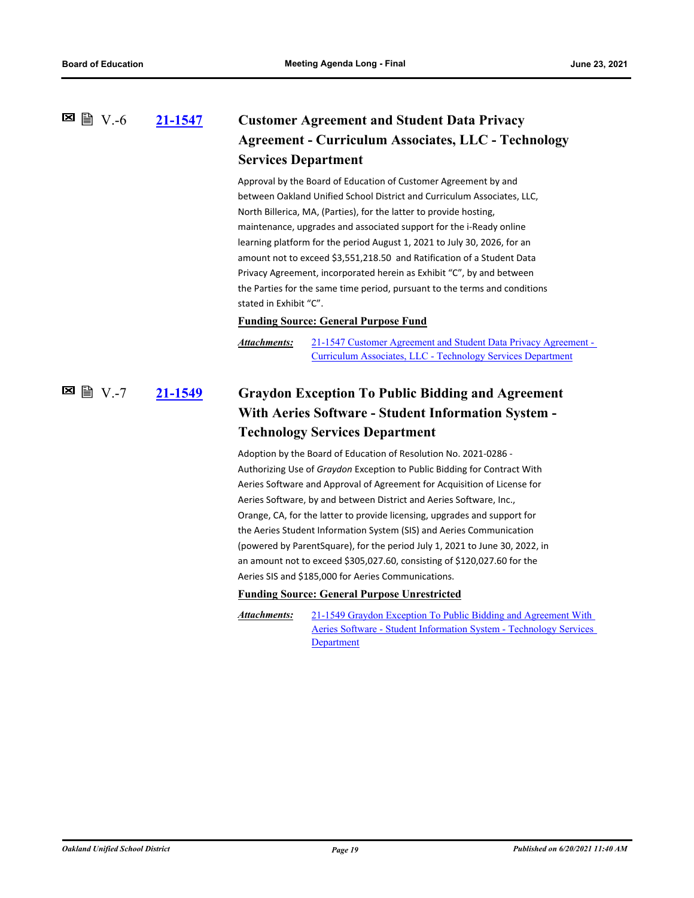V.-6 **21-1547** 

### Customer Agreement and Student Data Privacy Agreement - Curriculum Associates, LLC - Technology Services Department

Approval by the Board of Education of Customer Agreement by and between Oakland Unified School District and Curriculum Associates, LLC, North Billerica, MA, (Parties), for the latter to provide hosting, maintenance, upgrades and associated support for the i-Ready online learning platform for the period August 1, 2021 to July 30, 2026, for an amount not to exceed $3,551,218.50 and Ratification of a Student Data Privacy Agreement, incorporated herein as Exhibit "C", by and between the Parties for the same time period, pursuant to the terms and conditions stated in Exhibit "C".

**Funding Source: General Purpose Fund**

***Attachments:*** 21-1547 Customer Agreement and Student Data Privacy Agreement - Curriculum Associates, LLC - Technology Services Department

V.-7 **21-1549** 

### Graydon Exception To Public Bidding and Agreement With Aeries Software - Student Information System - Technology Services Department

Adoption by the Board of Education of Resolution No. 2021-0286 - Authorizing Use of *Graydon* Exception to Public Bidding for Contract With Aeries Software and Approval of Agreement for Acquisition of License for Aeries Software, by and between District and Aeries Software, Inc., Orange, CA, for the latter to provide licensing, upgrades and support for the Aeries Student Information System (SIS) and Aeries Communication (powered by ParentSquare), for the period July 1, 2021 to June 30, 2022, in an amount not to exceed $305,027.60, consisting of $120,027.60 for the Aeries SIS and $185,000 for Aeries Communications.

**Funding Source: General Purpose Unrestricted**

***Attachments:*** 21-1549 Graydon Exception To Public Bidding and Agreement With Aeries Software - Student Information System - Technology Services Department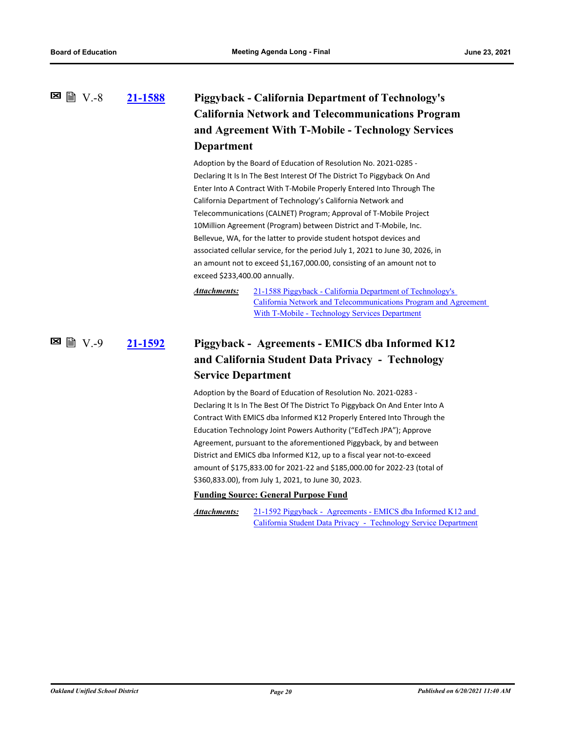### V.-8 [21-1588](21-1588) Piggyback - California Department of Technology's California Network and Telecommunications Program and Agreement With T-Mobile - Technology Services Department

Adoption by the Board of Education of Resolution No. 2021-0285 - Declaring It Is In The Best Interest Of The District To Piggyback On And Enter Into A Contract With T-Mobile Properly Entered Into Through The California Department of Technology's California Network and Telecommunications (CALNET) Program; Approval of T-Mobile Project 10Million Agreement (Program) between District and T-Mobile, Inc. Bellevue, WA, for the latter to provide student hotspot devices and associated cellular service, for the period July 1, 2021 to June 30, 2026, in an amount not to exceed $1,167,000.00, consisting of an amount not to exceed $233,400.00 annually.

***Attachments:*** 21-1588 Piggyback - California Department of Technology's California Network and Telecommunications Program and Agreement With T-Mobile - Technology Services Department

### V.-9 [21-1592](21-1592) Piggyback - Agreements - EMICS dba Informed K12 and California Student Data Privacy - Technology Service Department

Adoption by the Board of Education of Resolution No. 2021-0283 - Declaring It Is In The Best Of The District To Piggyback On And Enter Into A Contract With EMICS dba Informed K12 Properly Entered Into Through the Education Technology Joint Powers Authority ("EdTech JPA"); Approve Agreement, pursuant to the aforementioned Piggyback, by and between District and EMICS dba Informed K12, up to a fiscal year not-to-exceed amount of $175,833.00 for 2021-22 and $185,000.00 for 2022-23 (total of $360,833.00), from July 1, 2021, to June 30, 2023.

**Funding Source: General Purpose Fund**

***Attachments:*** 21-1592 Piggyback - Agreements - EMICS dba Informed K12 and California Student Data Privacy - Technology Service Department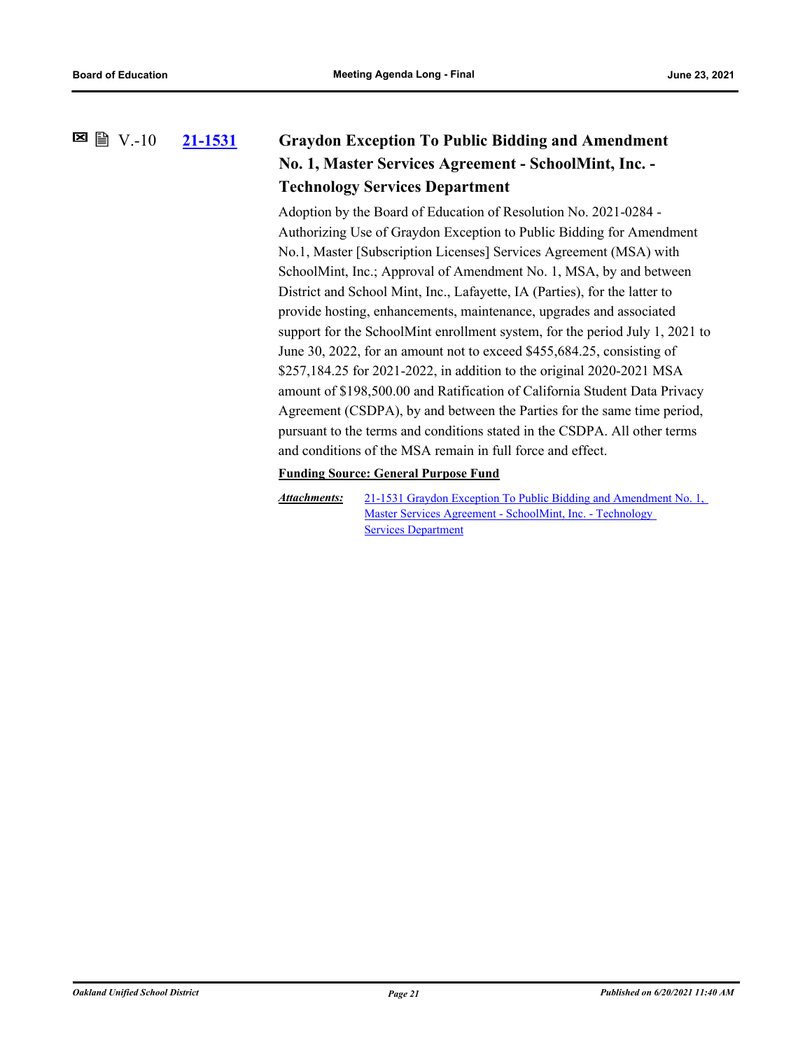V.-10 **21-1531**

### Graydon Exception To Public Bidding and Amendment No. 1, Master Services Agreement - SchoolMint, Inc. - Technology Services Department

Adoption by the Board of Education of Resolution No. 2021-0284 - Authorizing Use of Graydon Exception to Public Bidding for Amendment No.1, Master [Subscription Licenses] Services Agreement (MSA) with SchoolMint, Inc.; Approval of Amendment No. 1, MSA, by and between District and School Mint, Inc., Lafayette, IA (Parties), for the latter to provide hosting, enhancements, maintenance, upgrades and associated support for the SchoolMint enrollment system, for the period July 1, 2021 to June 30, 2022, for an amount not to exceed $455,684.25, consisting of $257,184.25 for 2021-2022, in addition to the original 2020-2021 MSA amount of $198,500.00 and Ratification of California Student Data Privacy Agreement (CSDPA), by and between the Parties for the same time period, pursuant to the terms and conditions stated in the CSDPA. All other terms and conditions of the MSA remain in full force and effect.

**Funding Source: General Purpose Fund**

***Attachments:*** 21-1531 Graydon Exception To Public Bidding and Amendment No. 1, Master Services Agreement - SchoolMint, Inc. - Technology Services Department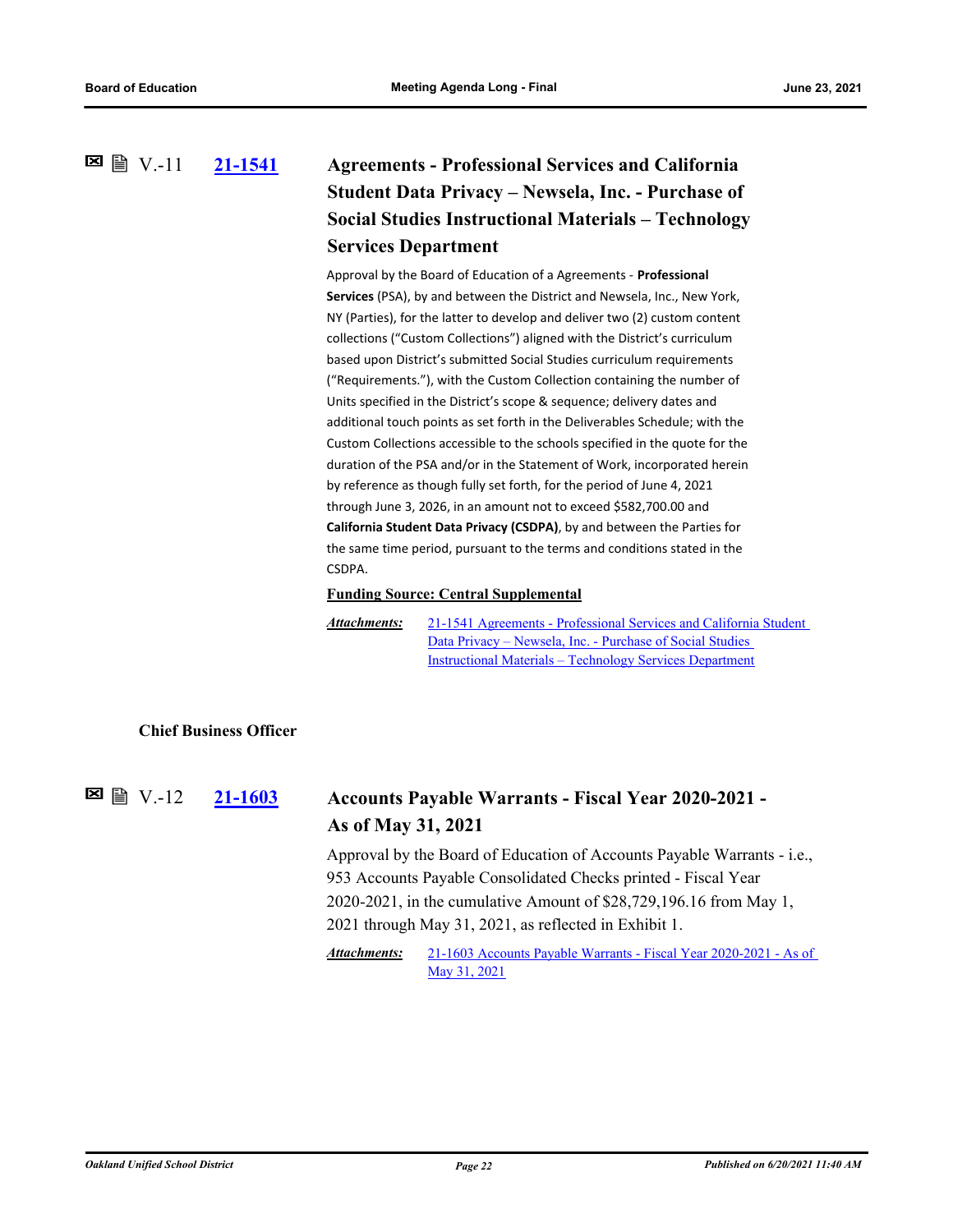V.-11 **21-1541**

### Agreements - Professional Services and California Student Data Privacy – Newsela, Inc. - Purchase of Social Studies Instructional Materials – Technology Services Department

Approval by the Board of Education of a Agreements - **Professional Services** (PSA), by and between the District and Newsela, Inc., New York, NY (Parties), for the latter to develop and deliver two (2) custom content collections ("Custom Collections") aligned with the District's curriculum based upon District's submitted Social Studies curriculum requirements ("Requirements."), with the Custom Collection containing the number of Units specified in the District's scope & sequence; delivery dates and additional touch points as set forth in the Deliverables Schedule; with the Custom Collections accessible to the schools specified in the quote for the duration of the PSA and/or in the Statement of Work, incorporated herein by reference as though fully set forth, for the period of June 4, 2021 through June 3, 2026, in an amount not to exceed $582,700.00 and **California Student Data Privacy (CSDPA)**, by and between the Parties for the same time period, pursuant to the terms and conditions stated in the CSDPA.

**Funding Source: Central Supplemental**

***Attachments:*** 21-1541 Agreements - Professional Services and California Student Data Privacy – Newsela, Inc. - Purchase of Social Studies Instructional Materials – Technology Services Department

**Chief Business Officer**

V.-12 **21-1603**

### Accounts Payable Warrants - Fiscal Year 2020-2021 - As of May 31, 2021

Approval by the Board of Education of Accounts Payable Warrants - i.e., 953 Accounts Payable Consolidated Checks printed - Fiscal Year 2020-2021, in the cumulative Amount of $28,729,196.16 from May 1, 2021 through May 31, 2021, as reflected in Exhibit 1.

***Attachments:*** 21-1603 Accounts Payable Warrants - Fiscal Year 2020-2021 - As of May 31, 2021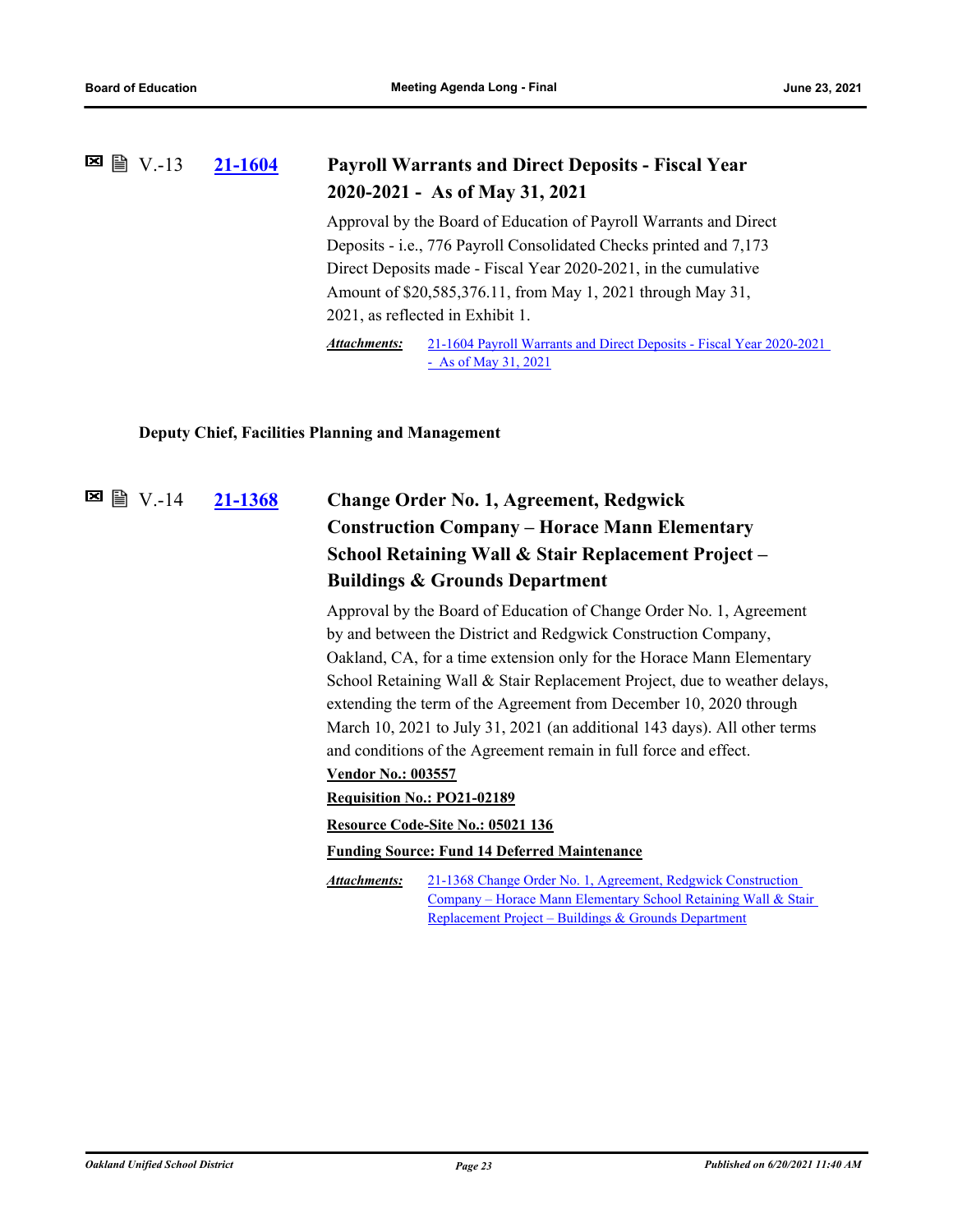V.-13 **21-1604** **Payroll Warrants and Direct Deposits - Fiscal Year 2020-2021 - As of May 31, 2021**

Approval by the Board of Education of Payroll Warrants and Direct Deposits - i.e., 776 Payroll Consolidated Checks printed and 7,173 Direct Deposits made - Fiscal Year 2020-2021, in the cumulative Amount of $20,585,376.11, from May 1, 2021 through May 31, 2021, as reflected in Exhibit 1.

***Attachments:*** 21-1604 Payroll Warrants and Direct Deposits - Fiscal Year 2020-2021 - As of May 31, 2021

**Deputy Chief, Facilities Planning and Management**

V.-14 **21-1368** **Change Order No. 1, Agreement, Redgwick Construction Company – Horace Mann Elementary School Retaining Wall & Stair Replacement Project – Buildings & Grounds Department**

Approval by the Board of Education of Change Order No. 1, Agreement by and between the District and Redgwick Construction Company, Oakland, CA, for a time extension only for the Horace Mann Elementary School Retaining Wall & Stair Replacement Project, due to weather delays, extending the term of the Agreement from December 10, 2020 through March 10, 2021 to July 31, 2021 (an additional 143 days). All other terms and conditions of the Agreement remain in full force and effect.

**Vendor No.: 003557**

**Requisition No.: PO21-02189**

**Resource Code-Site No.: 05021 136**

**Funding Source: Fund 14 Deferred Maintenance**

***Attachments:*** 21-1368 Change Order No. 1, Agreement, Redgwick Construction Company – Horace Mann Elementary School Retaining Wall & Stair Replacement Project – Buildings & Grounds Department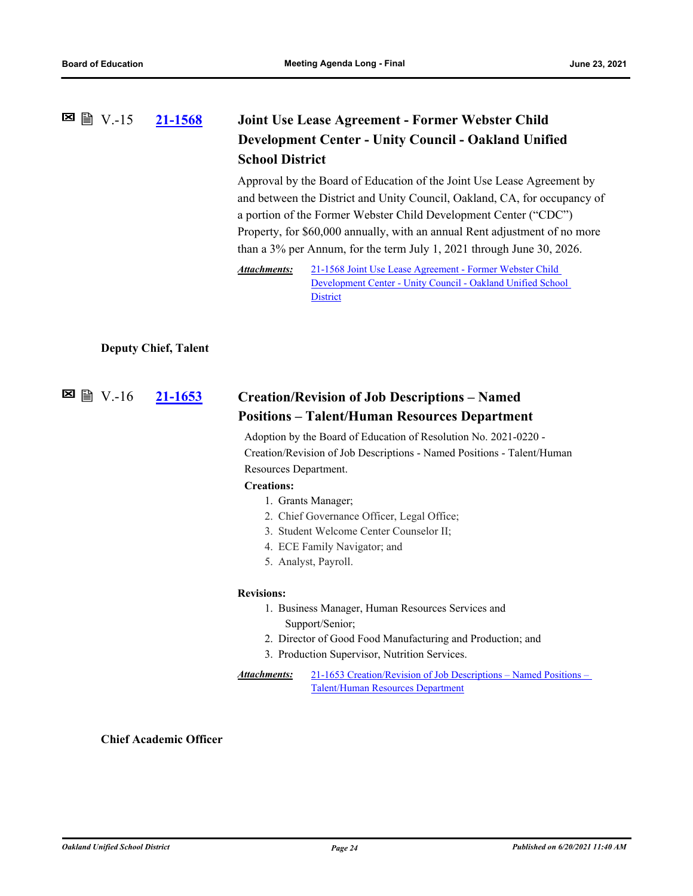### V.-15 21-1568 Joint Use Lease Agreement - Former Webster Child Development Center - Unity Council - Oakland Unified School District

Approval by the Board of Education of the Joint Use Lease Agreement by and between the District and Unity Council, Oakland, CA, for occupancy of a portion of the Former Webster Child Development Center ("CDC") Property, for $60,000 annually, with an annual Rent adjustment of no more than a 3% per Annum, for the term July 1, 2021 through June 30, 2026.

***Attachments:*** 21-1568 Joint Use Lease Agreement - Former Webster Child Development Center - Unity Council - Oakland Unified School District

**Deputy Chief, Talent**

### V.-16 21-1653 Creation/Revision of Job Descriptions – Named Positions – Talent/Human Resources Department

Adoption by the Board of Education of Resolution No. 2021-0220 - Creation/Revision of Job Descriptions - Named Positions - Talent/Human Resources Department.

**Creations:**

1. Grants Manager;
2. Chief Governance Officer, Legal Office;
3. Student Welcome Center Counselor II;
4. ECE Family Navigator; and
5. Analyst, Payroll.

**Revisions:**

1. Business Manager, Human Resources Services and Support/Senior;
2. Director of Good Food Manufacturing and Production; and
3. Production Supervisor, Nutrition Services.

***Attachments:*** 21-1653 Creation/Revision of Job Descriptions – Named Positions – Talent/Human Resources Department

**Chief Academic Officer**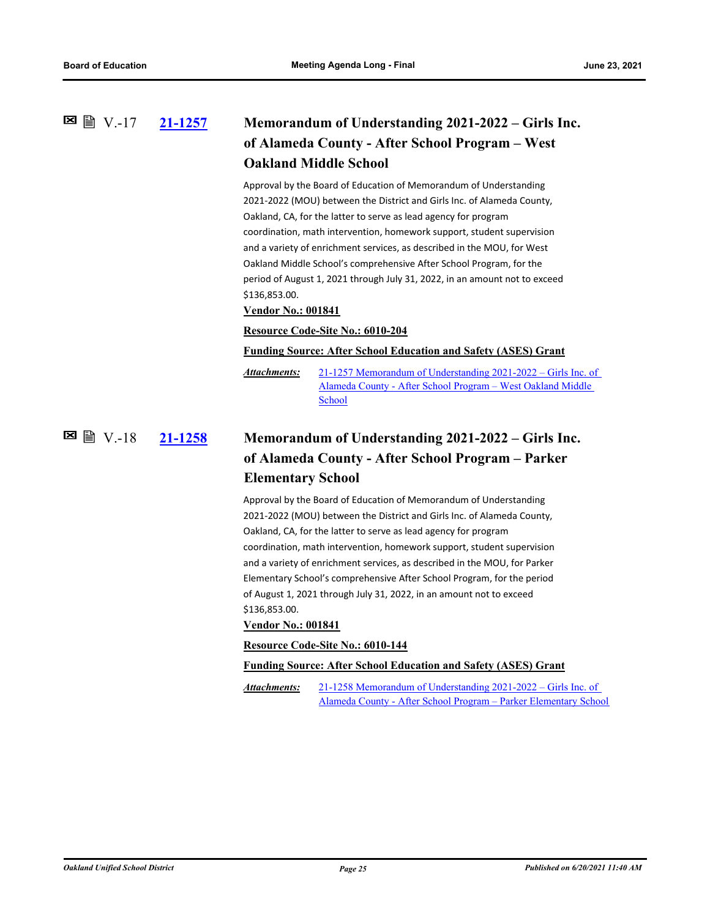## V.-17 [21-1257](#) Memorandum of Understanding 2021-2022 – Girls Inc. of Alameda County - After School Program – West Oakland Middle School

Approval by the Board of Education of Memorandum of Understanding 2021-2022 (MOU) between the District and Girls Inc. of Alameda County, Oakland, CA, for the latter to serve as lead agency for program coordination, math intervention, homework support, student supervision and a variety of enrichment services, as described in the MOU, for West Oakland Middle School's comprehensive After School Program, for the period of August 1, 2021 through July 31, 2022, in an amount not to exceed $136,853.00.

**Vendor No.: 001841**

**Resource Code-Site No.: 6010-204**

**Funding Source: After School Education and Safety (ASES) Grant**

***Attachments:*** 21-1257 Memorandum of Understanding 2021-2022 – Girls Inc. of Alameda County - After School Program – West Oakland Middle School

## V.-18 [21-1258](#) Memorandum of Understanding 2021-2022 – Girls Inc. of Alameda County - After School Program – Parker Elementary School

Approval by the Board of Education of Memorandum of Understanding 2021-2022 (MOU) between the District and Girls Inc. of Alameda County, Oakland, CA, for the latter to serve as lead agency for program coordination, math intervention, homework support, student supervision and a variety of enrichment services, as described in the MOU, for Parker Elementary School's comprehensive After School Program, for the period of August 1, 2021 through July 31, 2022, in an amount not to exceed $136,853.00.

**Vendor No.: 001841**

**Resource Code-Site No.: 6010-144**

**Funding Source: After School Education and Safety (ASES) Grant**

***Attachments:*** 21-1258 Memorandum of Understanding 2021-2022 – Girls Inc. of Alameda County - After School Program – Parker Elementary School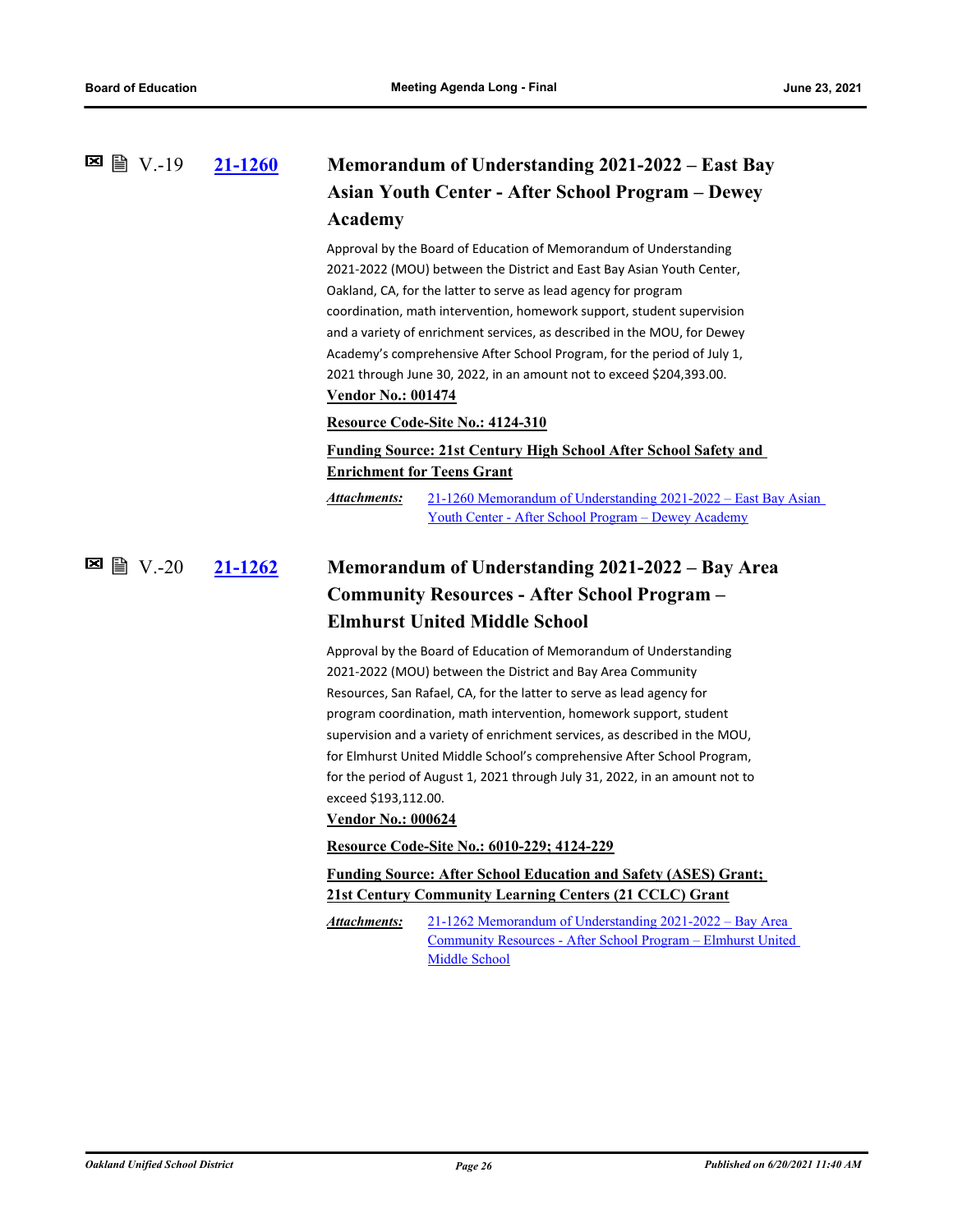### V.-19 [21-1260](#) Memorandum of Understanding 2021-2022 – East Bay Asian Youth Center - After School Program – Dewey Academy

Approval by the Board of Education of Memorandum of Understanding 2021-2022 (MOU) between the District and East Bay Asian Youth Center, Oakland, CA, for the latter to serve as lead agency for program coordination, math intervention, homework support, student supervision and a variety of enrichment services, as described in the MOU, for Dewey Academy's comprehensive After School Program, for the period of July 1, 2021 through June 30, 2022, in an amount not to exceed $204,393.00.

**Vendor No.: 001474**

**Resource Code-Site No.: 4124-310**

**Funding Source: 21st Century High School After School Safety and Enrichment for Teens Grant**

***Attachments:*** 21-1260 Memorandum of Understanding 2021-2022 – East Bay Asian Youth Center - After School Program – Dewey Academy

### V.-20 [21-1262](#) Memorandum of Understanding 2021-2022 – Bay Area Community Resources - After School Program – Elmhurst United Middle School

Approval by the Board of Education of Memorandum of Understanding 2021-2022 (MOU) between the District and Bay Area Community Resources, San Rafael, CA, for the latter to serve as lead agency for program coordination, math intervention, homework support, student supervision and a variety of enrichment services, as described in the MOU, for Elmhurst United Middle School's comprehensive After School Program, for the period of August 1, 2021 through July 31, 2022, in an amount not to exceed $193,112.00.

**Vendor No.: 000624**

**Resource Code-Site No.: 6010-229; 4124-229**

**Funding Source: After School Education and Safety (ASES) Grant; 21st Century Community Learning Centers (21 CCLC) Grant**

***Attachments:*** 21-1262 Memorandum of Understanding 2021-2022 – Bay Area Community Resources - After School Program – Elmhurst United Middle School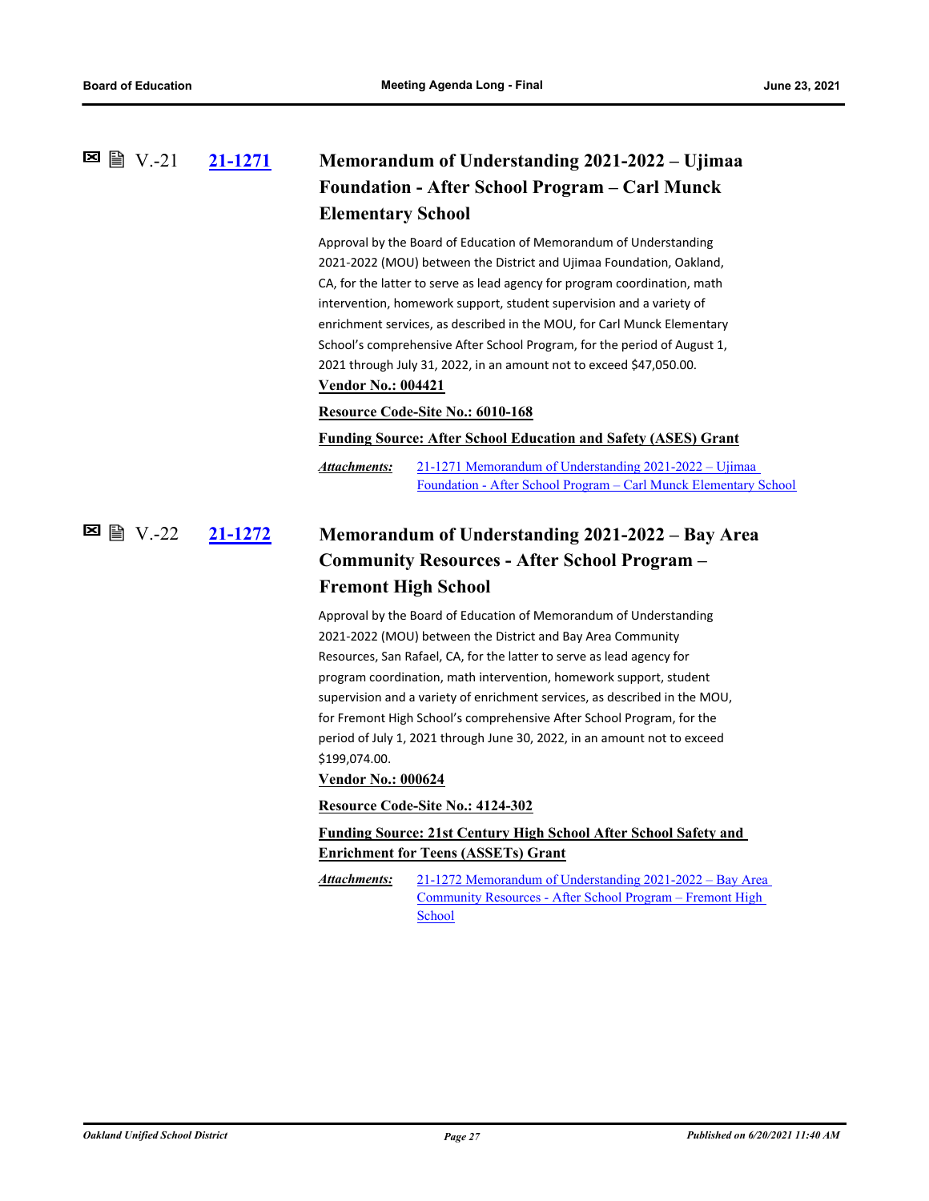V.-21 **[21-1271](21-1271)**

### Memorandum of Understanding 2021-2022 – Ujimaa Foundation - After School Program – Carl Munck Elementary School

Approval by the Board of Education of Memorandum of Understanding 2021-2022 (MOU) between the District and Ujimaa Foundation, Oakland, CA, for the latter to serve as lead agency for program coordination, math intervention, homework support, student supervision and a variety of enrichment services, as described in the MOU, for Carl Munck Elementary School's comprehensive After School Program, for the period of August 1, 2021 through July 31, 2022, in an amount not to exceed $47,050.00.

**Vendor No.: 004421**

**Resource Code-Site No.: 6010-168**

**Funding Source: After School Education and Safety (ASES) Grant**

***Attachments:*** 21-1271 Memorandum of Understanding 2021-2022 – Ujimaa Foundation - After School Program – Carl Munck Elementary School

V.-22 **[21-1272](21-1272)**

### Memorandum of Understanding 2021-2022 – Bay Area Community Resources - After School Program – Fremont High School

Approval by the Board of Education of Memorandum of Understanding 2021-2022 (MOU) between the District and Bay Area Community Resources, San Rafael, CA, for the latter to serve as lead agency for program coordination, math intervention, homework support, student supervision and a variety of enrichment services, as described in the MOU, for Fremont High School's comprehensive After School Program, for the period of July 1, 2021 through June 30, 2022, in an amount not to exceed $199,074.00.

**Vendor No.: 000624**

**Resource Code-Site No.: 4124-302**

**Funding Source: 21st Century High School After School Safety and Enrichment for Teens (ASSETs) Grant**

***Attachments:*** 21-1272 Memorandum of Understanding 2021-2022 – Bay Area Community Resources - After School Program – Fremont High School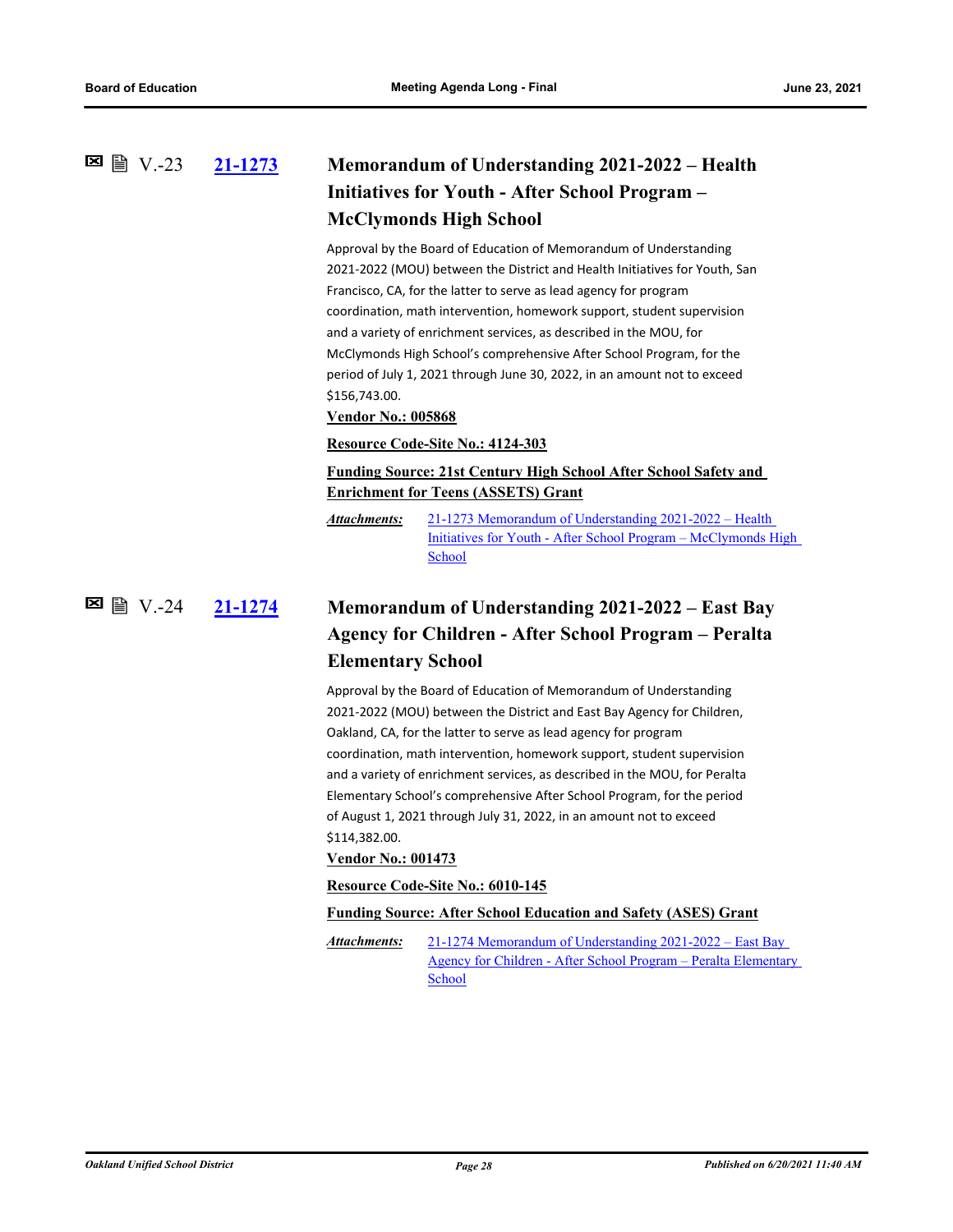## V.-23 [21-1273](#) Memorandum of Understanding 2021-2022 – Health Initiatives for Youth - After School Program – McClymonds High School

Approval by the Board of Education of Memorandum of Understanding 2021-2022 (MOU) between the District and Health Initiatives for Youth, San Francisco, CA, for the latter to serve as lead agency for program coordination, math intervention, homework support, student supervision and a variety of enrichment services, as described in the MOU, for McClymonds High School's comprehensive After School Program, for the period of July 1, 2021 through June 30, 2022, in an amount not to exceed $156,743.00.

**Vendor No.: 005868**

**Resource Code-Site No.: 4124-303**

**Funding Source: 21st Century High School After School Safety and Enrichment for Teens (ASSETS) Grant**

*Attachments:* 21-1273 Memorandum of Understanding 2021-2022 – Health Initiatives for Youth - After School Program – McClymonds High School

## V.-24 [21-1274](#) Memorandum of Understanding 2021-2022 – East Bay Agency for Children - After School Program – Peralta Elementary School

Approval by the Board of Education of Memorandum of Understanding 2021-2022 (MOU) between the District and East Bay Agency for Children, Oakland, CA, for the latter to serve as lead agency for program coordination, math intervention, homework support, student supervision and a variety of enrichment services, as described in the MOU, for Peralta Elementary School's comprehensive After School Program, for the period of August 1, 2021 through July 31, 2022, in an amount not to exceed $114,382.00.

**Vendor No.: 001473**

**Resource Code-Site No.: 6010-145**

**Funding Source: After School Education and Safety (ASES) Grant**

*Attachments:* 21-1274 Memorandum of Understanding 2021-2022 – East Bay Agency for Children - After School Program – Peralta Elementary School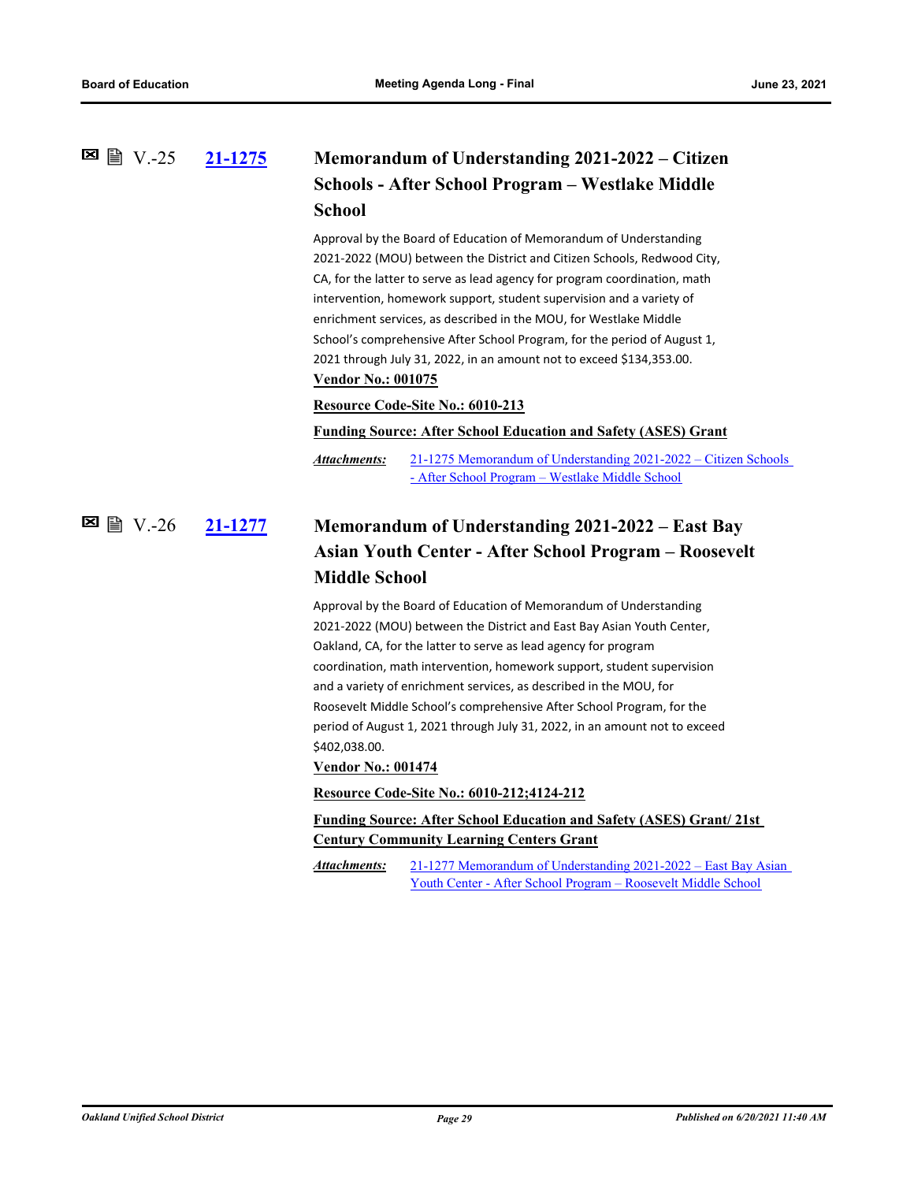## V.-25 **[21-1275](#)** Memorandum of Understanding 2021-2022 – Citizen Schools - After School Program – Westlake Middle School

Approval by the Board of Education of Memorandum of Understanding 2021-2022 (MOU) between the District and Citizen Schools, Redwood City, CA, for the latter to serve as lead agency for program coordination, math intervention, homework support, student supervision and a variety of enrichment services, as described in the MOU, for Westlake Middle School's comprehensive After School Program, for the period of August 1, 2021 through July 31, 2022, in an amount not to exceed $134,353.00.

**Vendor No.: 001075**

**Resource Code-Site No.: 6010-213**

**Funding Source: After School Education and Safety (ASES) Grant**

***Attachments:*** [21-1275 Memorandum of Understanding 2021-2022 – Citizen Schools - After School Program – Westlake Middle School](#)

## V.-26 **[21-1277](#)** Memorandum of Understanding 2021-2022 – East Bay Asian Youth Center - After School Program – Roosevelt Middle School

Approval by the Board of Education of Memorandum of Understanding 2021-2022 (MOU) between the District and East Bay Asian Youth Center, Oakland, CA, for the latter to serve as lead agency for program coordination, math intervention, homework support, student supervision and a variety of enrichment services, as described in the MOU, for Roosevelt Middle School's comprehensive After School Program, for the period of August 1, 2021 through July 31, 2022, in an amount not to exceed $402,038.00.

**Vendor No.: 001474**

**Resource Code-Site No.: 6010-212;4124-212**

**Funding Source: After School Education and Safety (ASES) Grant/ 21st Century Community Learning Centers Grant**

***Attachments:*** [21-1277 Memorandum of Understanding 2021-2022 – East Bay Asian Youth Center - After School Program – Roosevelt Middle School](#)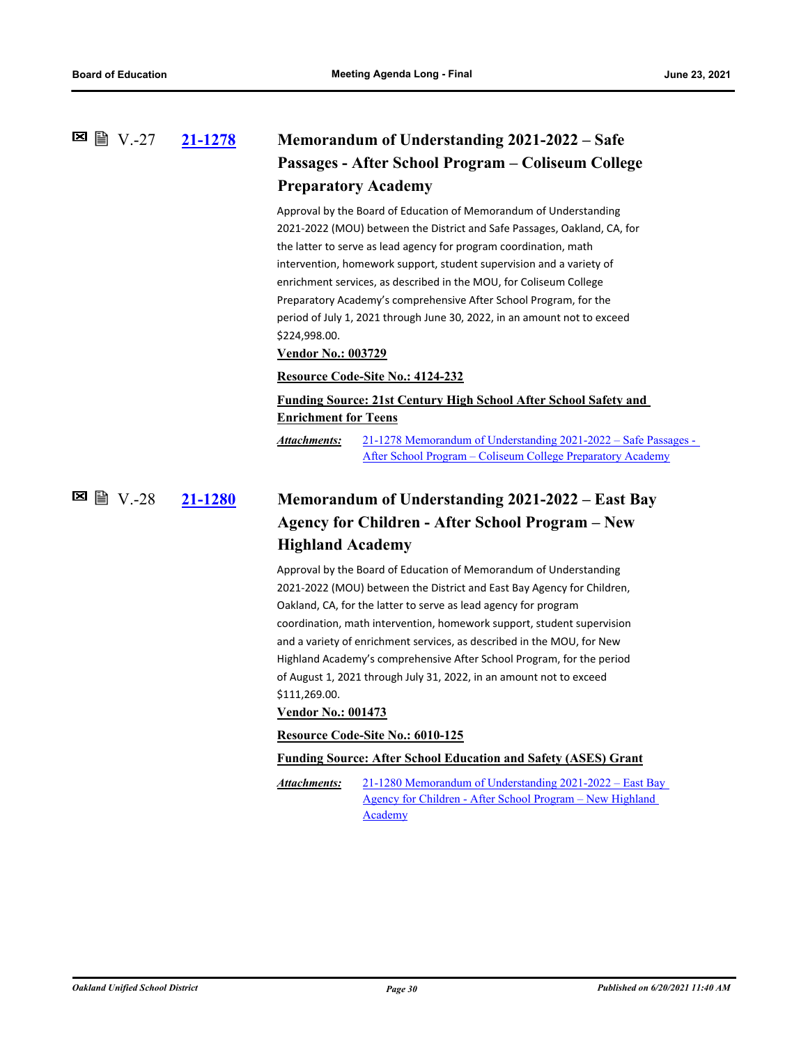## V.-27 21-1278 Memorandum of Understanding 2021-2022 – Safe Passages - After School Program – Coliseum College Preparatory Academy

Approval by the Board of Education of Memorandum of Understanding 2021-2022 (MOU) between the District and Safe Passages, Oakland, CA, for the latter to serve as lead agency for program coordination, math intervention, homework support, student supervision and a variety of enrichment services, as described in the MOU, for Coliseum College Preparatory Academy's comprehensive After School Program, for the period of July 1, 2021 through June 30, 2022, in an amount not to exceed $224,998.00.

**Vendor No.: 003729**

**Resource Code-Site No.: 4124-232**

**Funding Source: 21st Century High School After School Safety and Enrichment for Teens**

***Attachments:*** 21-1278 Memorandum of Understanding 2021-2022 – Safe Passages - After School Program – Coliseum College Preparatory Academy

## V.-28 21-1280 Memorandum of Understanding 2021-2022 – East Bay Agency for Children - After School Program – New Highland Academy

Approval by the Board of Education of Memorandum of Understanding 2021-2022 (MOU) between the District and East Bay Agency for Children, Oakland, CA, for the latter to serve as lead agency for program coordination, math intervention, homework support, student supervision and a variety of enrichment services, as described in the MOU, for New Highland Academy's comprehensive After School Program, for the period of August 1, 2021 through July 31, 2022, in an amount not to exceed $111,269.00.

**Vendor No.: 001473**

**Resource Code-Site No.: 6010-125**

**Funding Source: After School Education and Safety (ASES) Grant**

***Attachments:*** 21-1280 Memorandum of Understanding 2021-2022 – East Bay Agency for Children - After School Program – New Highland Academy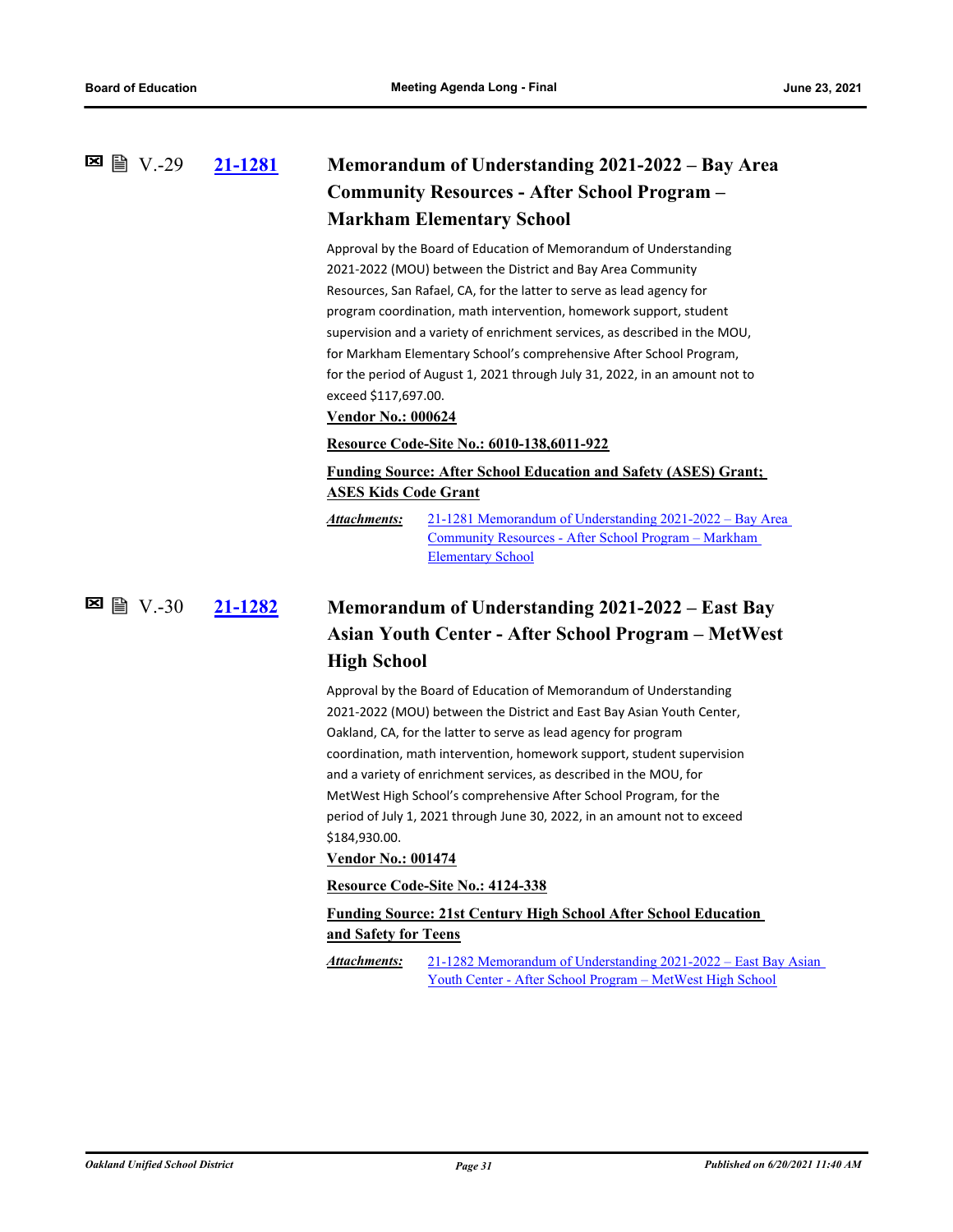## V.-29 21-1281 Memorandum of Understanding 2021-2022 – Bay Area Community Resources - After School Program – Markham Elementary School

Approval by the Board of Education of Memorandum of Understanding 2021-2022 (MOU) between the District and Bay Area Community Resources, San Rafael, CA, for the latter to serve as lead agency for program coordination, math intervention, homework support, student supervision and a variety of enrichment services, as described in the MOU, for Markham Elementary School's comprehensive After School Program, for the period of August 1, 2021 through July 31, 2022, in an amount not to exceed $117,697.00.

**Vendor No.: 000624**

**Resource Code-Site No.: 6010-138,6011-922**

**Funding Source: After School Education and Safety (ASES) Grant; ASES Kids Code Grant**

***Attachments:*** 21-1281 Memorandum of Understanding 2021-2022 – Bay Area Community Resources - After School Program – Markham Elementary School

## V.-30 21-1282 Memorandum of Understanding 2021-2022 – East Bay Asian Youth Center - After School Program – MetWest High School

Approval by the Board of Education of Memorandum of Understanding 2021-2022 (MOU) between the District and East Bay Asian Youth Center, Oakland, CA, for the latter to serve as lead agency for program coordination, math intervention, homework support, student supervision and a variety of enrichment services, as described in the MOU, for MetWest High School's comprehensive After School Program, for the period of July 1, 2021 through June 30, 2022, in an amount not to exceed $184,930.00.

**Vendor No.: 001474**

**Resource Code-Site No.: 4124-338**

**Funding Source: 21st Century High School After School Education and Safety for Teens**

***Attachments:*** 21-1282 Memorandum of Understanding 2021-2022 – East Bay Asian Youth Center - After School Program – MetWest High School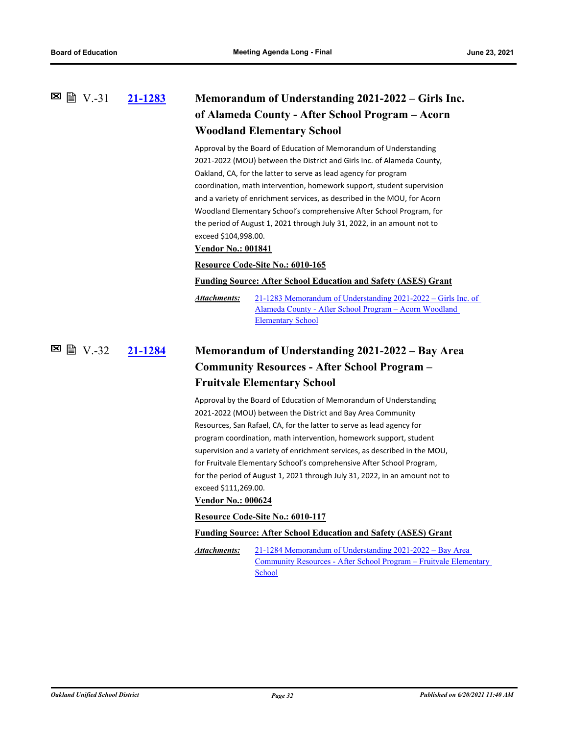## V.-31 21-1283 Memorandum of Understanding 2021-2022 – Girls Inc. of Alameda County - After School Program – Acorn Woodland Elementary School

Approval by the Board of Education of Memorandum of Understanding 2021-2022 (MOU) between the District and Girls Inc. of Alameda County, Oakland, CA, for the latter to serve as lead agency for program coordination, math intervention, homework support, student supervision and a variety of enrichment services, as described in the MOU, for Acorn Woodland Elementary School's comprehensive After School Program, for the period of August 1, 2021 through July 31, 2022, in an amount not to exceed $104,998.00.

**Vendor No.: 001841**

**Resource Code-Site No.: 6010-165**

**Funding Source: After School Education and Safety (ASES) Grant**

***Attachments:*** 21-1283 Memorandum of Understanding 2021-2022 – Girls Inc. of Alameda County - After School Program – Acorn Woodland Elementary School

## V.-32 21-1284 Memorandum of Understanding 2021-2022 – Bay Area Community Resources - After School Program – Fruitvale Elementary School

Approval by the Board of Education of Memorandum of Understanding 2021-2022 (MOU) between the District and Bay Area Community Resources, San Rafael, CA, for the latter to serve as lead agency for program coordination, math intervention, homework support, student supervision and a variety of enrichment services, as described in the MOU, for Fruitvale Elementary School's comprehensive After School Program, for the period of August 1, 2021 through July 31, 2022, in an amount not to exceed $111,269.00.

**Vendor No.: 000624**

**Resource Code-Site No.: 6010-117**

**Funding Source: After School Education and Safety (ASES) Grant**

***Attachments:*** 21-1284 Memorandum of Understanding 2021-2022 – Bay Area Community Resources - After School Program – Fruitvale Elementary School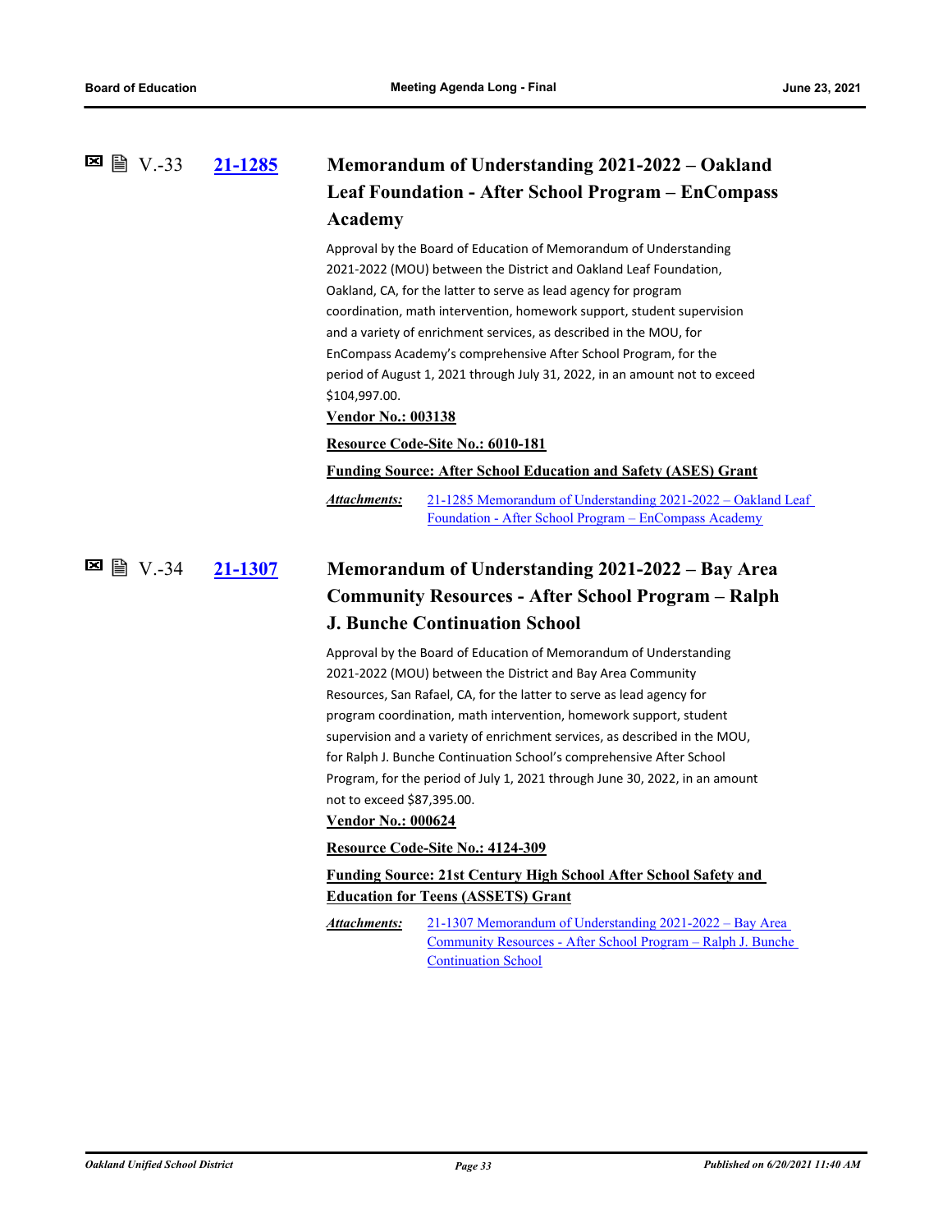V.-33 **21-1285**

## Memorandum of Understanding 2021-2022 – Oakland Leaf Foundation - After School Program – EnCompass Academy

Approval by the Board of Education of Memorandum of Understanding 2021-2022 (MOU) between the District and Oakland Leaf Foundation, Oakland, CA, for the latter to serve as lead agency for program coordination, math intervention, homework support, student supervision and a variety of enrichment services, as described in the MOU, for EnCompass Academy's comprehensive After School Program, for the period of August 1, 2021 through July 31, 2022, in an amount not to exceed $104,997.00.

**Vendor No.: 003138**

**Resource Code-Site No.: 6010-181**

**Funding Source: After School Education and Safety (ASES) Grant**

***Attachments:*** 21-1285 Memorandum of Understanding 2021-2022 – Oakland Leaf Foundation - After School Program – EnCompass Academy

V.-34 **21-1307**

## Memorandum of Understanding 2021-2022 – Bay Area Community Resources - After School Program – Ralph J. Bunche Continuation School

Approval by the Board of Education of Memorandum of Understanding 2021-2022 (MOU) between the District and Bay Area Community Resources, San Rafael, CA, for the latter to serve as lead agency for program coordination, math intervention, homework support, student supervision and a variety of enrichment services, as described in the MOU, for Ralph J. Bunche Continuation School's comprehensive After School Program, for the period of July 1, 2021 through June 30, 2022, in an amount not to exceed $87,395.00.

**Vendor No.: 000624**

**Resource Code-Site No.: 4124-309**

**Funding Source: 21st Century High School After School Safety and Education for Teens (ASSETS) Grant**

***Attachments:*** 21-1307 Memorandum of Understanding 2021-2022 – Bay Area Community Resources - After School Program – Ralph J. Bunche Continuation School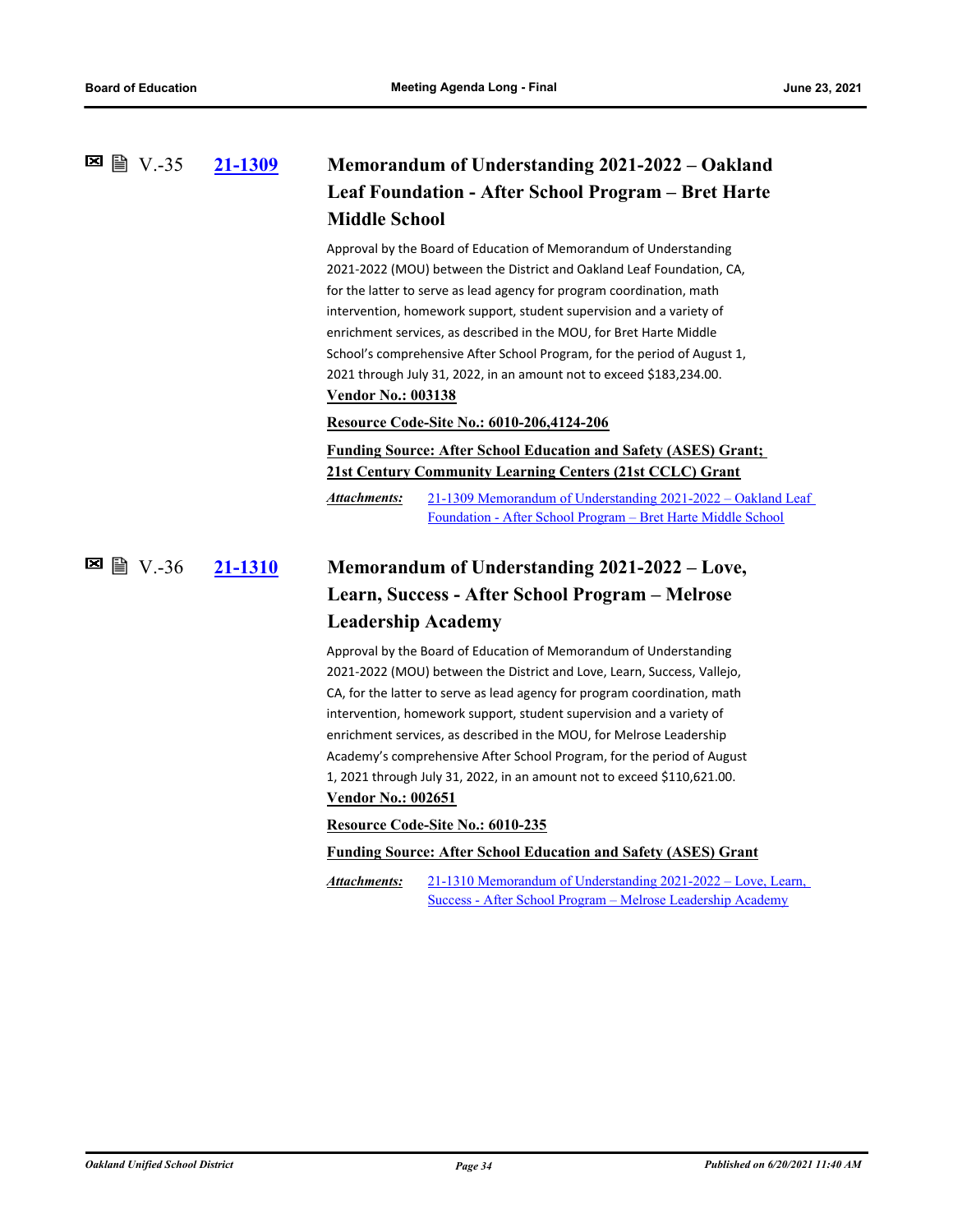### V.-35 21-1309 Memorandum of Understanding 2021-2022 – Oakland Leaf Foundation - After School Program – Bret Harte Middle School

Approval by the Board of Education of Memorandum of Understanding 2021-2022 (MOU) between the District and Oakland Leaf Foundation, CA, for the latter to serve as lead agency for program coordination, math intervention, homework support, student supervision and a variety of enrichment services, as described in the MOU, for Bret Harte Middle School's comprehensive After School Program, for the period of August 1, 2021 through July 31, 2022, in an amount not to exceed $183,234.00.

**Vendor No.: 003138**

**Resource Code-Site No.: 6010-206,4124-206**

**Funding Source: After School Education and Safety (ASES) Grant; 21st Century Community Learning Centers (21st CCLC) Grant**

***Attachments:*** 21-1309 Memorandum of Understanding 2021-2022 – Oakland Leaf Foundation - After School Program – Bret Harte Middle School

### V.-36 21-1310 Memorandum of Understanding 2021-2022 – Love, Learn, Success - After School Program – Melrose Leadership Academy

Approval by the Board of Education of Memorandum of Understanding 2021-2022 (MOU) between the District and Love, Learn, Success, Vallejo, CA, for the latter to serve as lead agency for program coordination, math intervention, homework support, student supervision and a variety of enrichment services, as described in the MOU, for Melrose Leadership Academy's comprehensive After School Program, for the period of August 1, 2021 through July 31, 2022, in an amount not to exceed $110,621.00.

**Vendor No.: 002651**

**Resource Code-Site No.: 6010-235**

**Funding Source: After School Education and Safety (ASES) Grant**

***Attachments:*** 21-1310 Memorandum of Understanding 2021-2022 – Love, Learn, Success - After School Program – Melrose Leadership Academy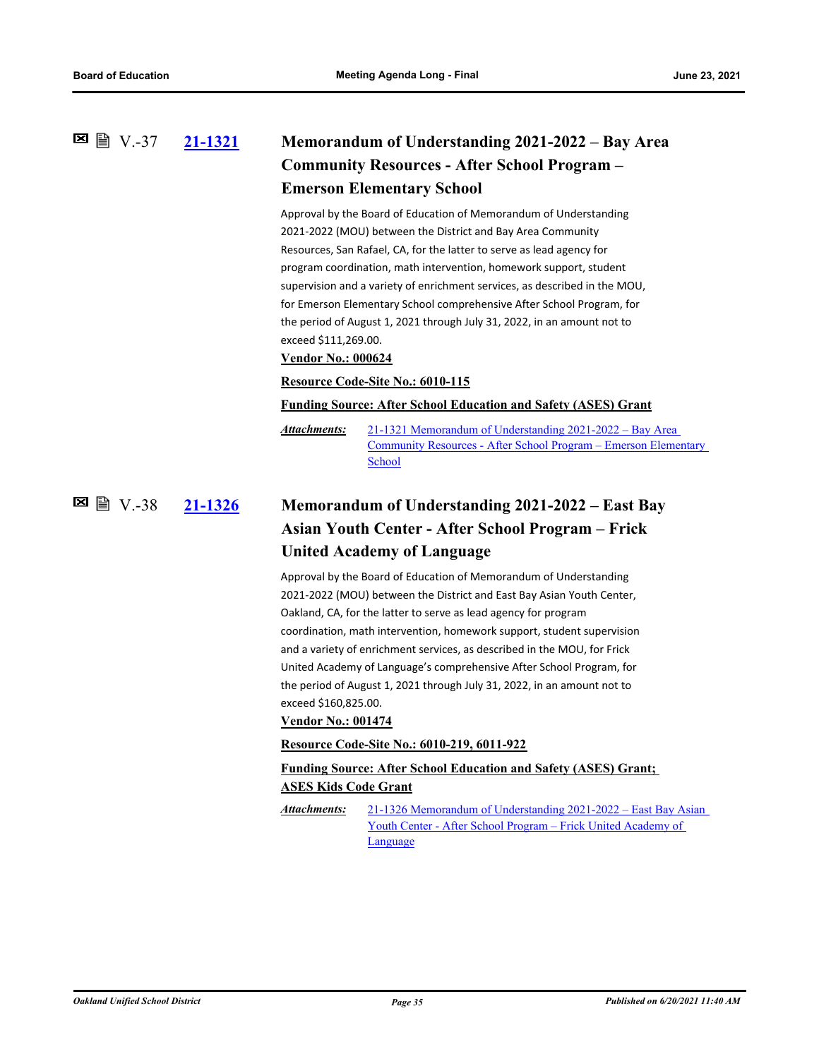## V.-37 21-1321 Memorandum of Understanding 2021-2022 – Bay Area Community Resources - After School Program – Emerson Elementary School

Approval by the Board of Education of Memorandum of Understanding 2021-2022 (MOU) between the District and Bay Area Community Resources, San Rafael, CA, for the latter to serve as lead agency for program coordination, math intervention, homework support, student supervision and a variety of enrichment services, as described in the MOU, for Emerson Elementary School comprehensive After School Program, for the period of August 1, 2021 through July 31, 2022, in an amount not to exceed $111,269.00.

**Vendor No.: 000624**

**Resource Code-Site No.: 6010-115**

**Funding Source: After School Education and Safety (ASES) Grant**

*Attachments:* 21-1321 Memorandum of Understanding 2021-2022 – Bay Area Community Resources - After School Program – Emerson Elementary School

## V.-38 21-1326 Memorandum of Understanding 2021-2022 – East Bay Asian Youth Center - After School Program – Frick United Academy of Language

Approval by the Board of Education of Memorandum of Understanding 2021-2022 (MOU) between the District and East Bay Asian Youth Center, Oakland, CA, for the latter to serve as lead agency for program coordination, math intervention, homework support, student supervision and a variety of enrichment services, as described in the MOU, for Frick United Academy of Language's comprehensive After School Program, for the period of August 1, 2021 through July 31, 2022, in an amount not to exceed $160,825.00.

**Vendor No.: 001474**

**Resource Code-Site No.: 6010-219, 6011-922**

**Funding Source: After School Education and Safety (ASES) Grant; ASES Kids Code Grant**

*Attachments:* 21-1326 Memorandum of Understanding 2021-2022 – East Bay Asian Youth Center - After School Program – Frick United Academy of Language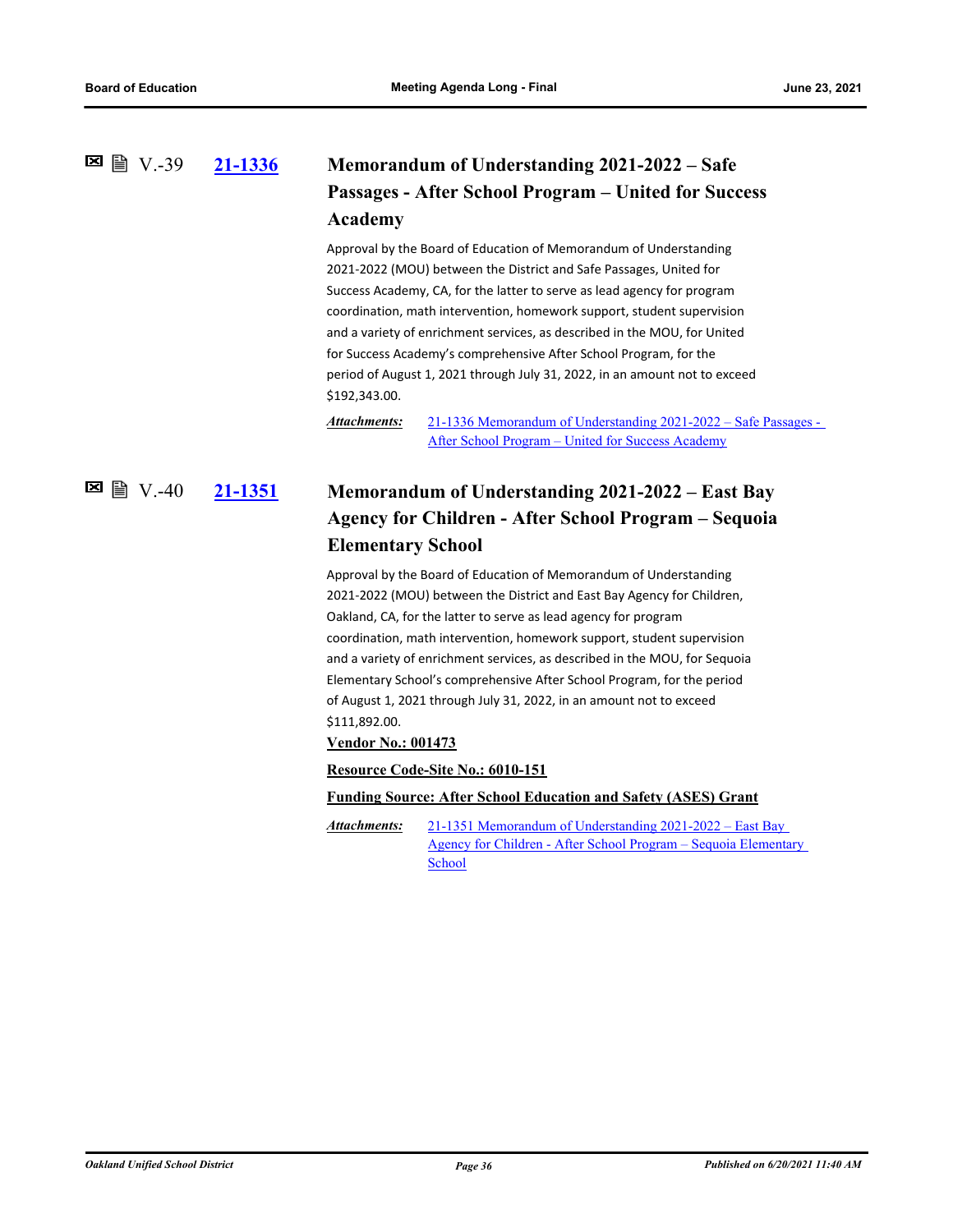### V.-39 21-1336 Memorandum of Understanding 2021-2022 – Safe Passages - After School Program – United for Success Academy

Approval by the Board of Education of Memorandum of Understanding 2021-2022 (MOU) between the District and Safe Passages, United for Success Academy, CA, for the latter to serve as lead agency for program coordination, math intervention, homework support, student supervision and a variety of enrichment services, as described in the MOU, for United for Success Academy's comprehensive After School Program, for the period of August 1, 2021 through July 31, 2022, in an amount not to exceed $192,343.00.

***Attachments:*** 21-1336 Memorandum of Understanding 2021-2022 – Safe Passages - After School Program – United for Success Academy

### V.-40 21-1351 Memorandum of Understanding 2021-2022 – East Bay Agency for Children - After School Program – Sequoia Elementary School

Approval by the Board of Education of Memorandum of Understanding 2021-2022 (MOU) between the District and East Bay Agency for Children, Oakland, CA, for the latter to serve as lead agency for program coordination, math intervention, homework support, student supervision and a variety of enrichment services, as described in the MOU, for Sequoia Elementary School's comprehensive After School Program, for the period of August 1, 2021 through July 31, 2022, in an amount not to exceed $111,892.00.

**Vendor No.: 001473**

**Resource Code-Site No.: 6010-151**

**Funding Source: After School Education and Safety (ASES) Grant**

***Attachments:*** 21-1351 Memorandum of Understanding 2021-2022 – East Bay Agency for Children - After School Program – Sequoia Elementary School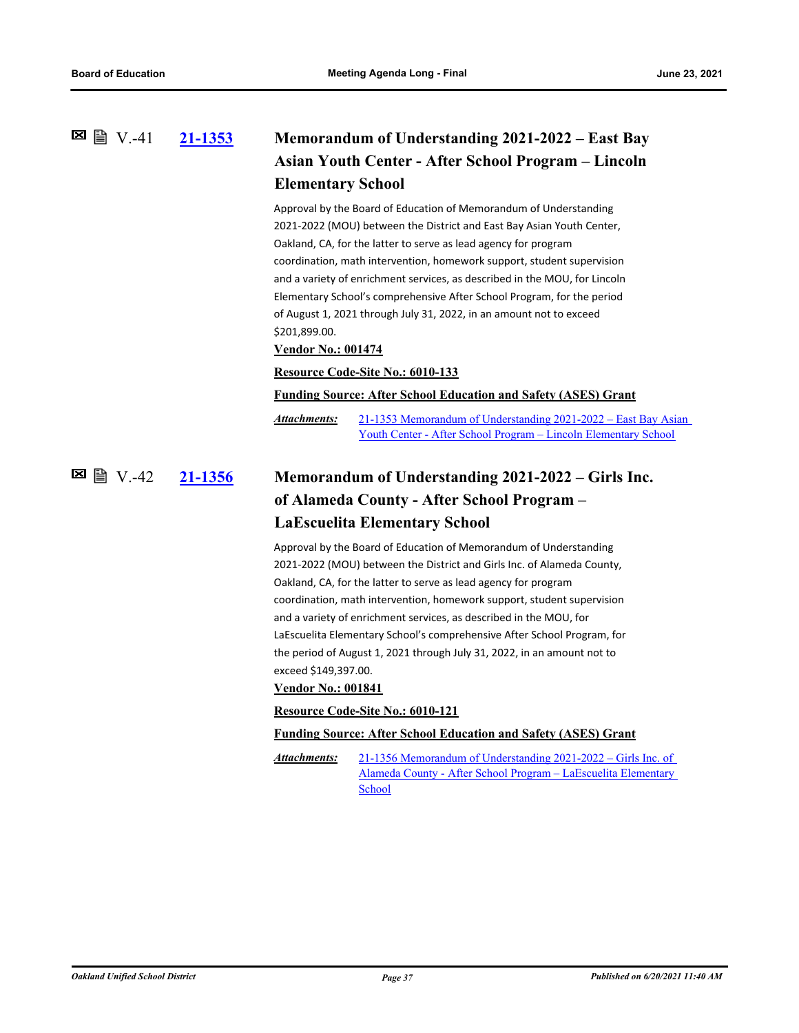### V.-41 **21-1353** Memorandum of Understanding 2021-2022 – East Bay Asian Youth Center - After School Program – Lincoln Elementary School

Approval by the Board of Education of Memorandum of Understanding 2021-2022 (MOU) between the District and East Bay Asian Youth Center, Oakland, CA, for the latter to serve as lead agency for program coordination, math intervention, homework support, student supervision and a variety of enrichment services, as described in the MOU, for Lincoln Elementary School's comprehensive After School Program, for the period of August 1, 2021 through July 31, 2022, in an amount not to exceed $201,899.00.

**Vendor No.: 001474**

**Resource Code-Site No.: 6010-133**

**Funding Source: After School Education and Safety (ASES) Grant**

***Attachments:*** 21-1353 Memorandum of Understanding 2021-2022 – East Bay Asian Youth Center - After School Program – Lincoln Elementary School

### V.-42 **21-1356** Memorandum of Understanding 2021-2022 – Girls Inc. of Alameda County - After School Program – LaEscuelita Elementary School

Approval by the Board of Education of Memorandum of Understanding 2021-2022 (MOU) between the District and Girls Inc. of Alameda County, Oakland, CA, for the latter to serve as lead agency for program coordination, math intervention, homework support, student supervision and a variety of enrichment services, as described in the MOU, for LaEscuelita Elementary School's comprehensive After School Program, for the period of August 1, 2021 through July 31, 2022, in an amount not to exceed $149,397.00.

**Vendor No.: 001841**

**Resource Code-Site No.: 6010-121**

**Funding Source: After School Education and Safety (ASES) Grant**

***Attachments:*** 21-1356 Memorandum of Understanding 2021-2022 – Girls Inc. of Alameda County - After School Program – LaEscuelita Elementary School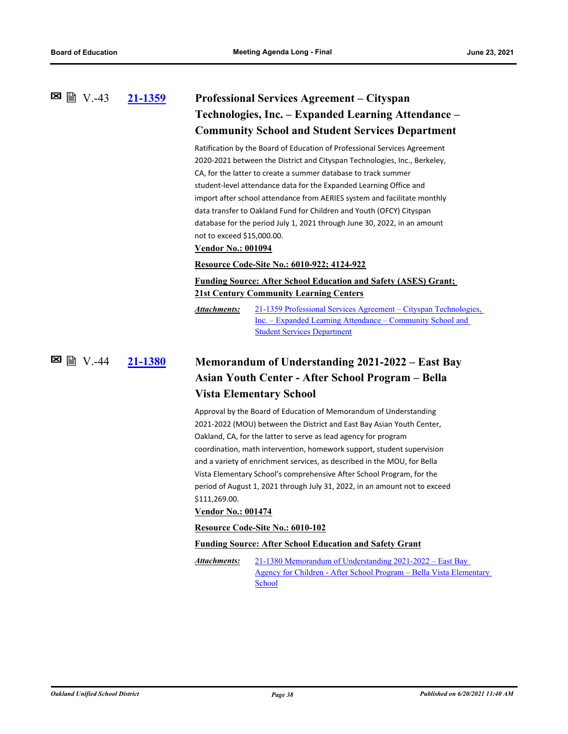## V.-43 21-1359 Professional Services Agreement – Cityspan Technologies, Inc. – Expanded Learning Attendance – Community School and Student Services Department

Ratification by the Board of Education of Professional Services Agreement 2020-2021 between the District and Cityspan Technologies, Inc., Berkeley, CA, for the latter to create a summer database to track summer student-level attendance data for the Expanded Learning Office and import after school attendance from AERIES system and facilitate monthly data transfer to Oakland Fund for Children and Youth (OFCY) Cityspan database for the period July 1, 2021 through June 30, 2022, in an amount not to exceed $15,000.00.

**Vendor No.: 001094**

**Resource Code-Site No.: 6010-922; 4124-922**

**Funding Source: After School Education and Safety (ASES) Grant; 21st Century Community Learning Centers**

*Attachments:* 21-1359 Professional Services Agreement – Cityspan Technologies, Inc. – Expanded Learning Attendance – Community School and Student Services Department

## V.-44 21-1380 Memorandum of Understanding 2021-2022 – East Bay Asian Youth Center - After School Program – Bella Vista Elementary School

Approval by the Board of Education of Memorandum of Understanding 2021-2022 (MOU) between the District and East Bay Asian Youth Center, Oakland, CA, for the latter to serve as lead agency for program coordination, math intervention, homework support, student supervision and a variety of enrichment services, as described in the MOU, for Bella Vista Elementary School's comprehensive After School Program, for the period of August 1, 2021 through July 31, 2022, in an amount not to exceed $111,269.00.

**Vendor No.: 001474**

**Resource Code-Site No.: 6010-102**

**Funding Source: After School Education and Safety Grant**

*Attachments:* 21-1380 Memorandum of Understanding 2021-2022 – East Bay Agency for Children - After School Program – Bella Vista Elementary School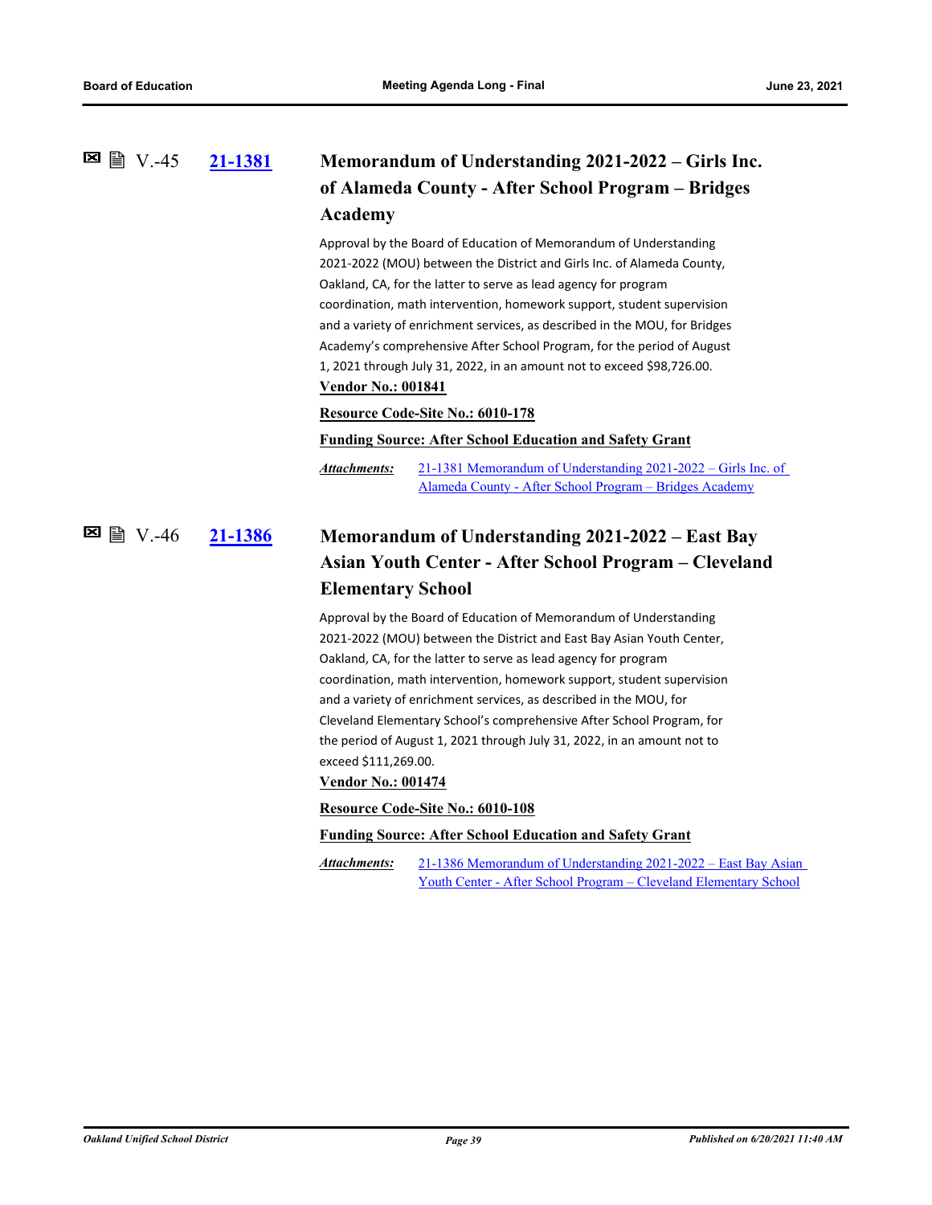## V.-45 [21-1381](#) Memorandum of Understanding 2021-2022 – Girls Inc. of Alameda County - After School Program – Bridges Academy

Approval by the Board of Education of Memorandum of Understanding 2021-2022 (MOU) between the District and Girls Inc. of Alameda County, Oakland, CA, for the latter to serve as lead agency for program coordination, math intervention, homework support, student supervision and a variety of enrichment services, as described in the MOU, for Bridges Academy's comprehensive After School Program, for the period of August 1, 2021 through July 31, 2022, in an amount not to exceed $98,726.00.

**Vendor No.: 001841**

**Resource Code-Site No.: 6010-178**

**Funding Source: After School Education and Safety Grant**

***Attachments:*** 21-1381 Memorandum of Understanding 2021-2022 – Girls Inc. of Alameda County - After School Program – Bridges Academy

## V.-46 [21-1386](#) Memorandum of Understanding 2021-2022 – East Bay Asian Youth Center - After School Program – Cleveland Elementary School

Approval by the Board of Education of Memorandum of Understanding 2021-2022 (MOU) between the District and East Bay Asian Youth Center, Oakland, CA, for the latter to serve as lead agency for program coordination, math intervention, homework support, student supervision and a variety of enrichment services, as described in the MOU, for Cleveland Elementary School's comprehensive After School Program, for the period of August 1, 2021 through July 31, 2022, in an amount not to exceed $111,269.00.

**Vendor No.: 001474**

**Resource Code-Site No.: 6010-108**

**Funding Source: After School Education and Safety Grant**

***Attachments:*** 21-1386 Memorandum of Understanding 2021-2022 – East Bay Asian Youth Center - After School Program – Cleveland Elementary School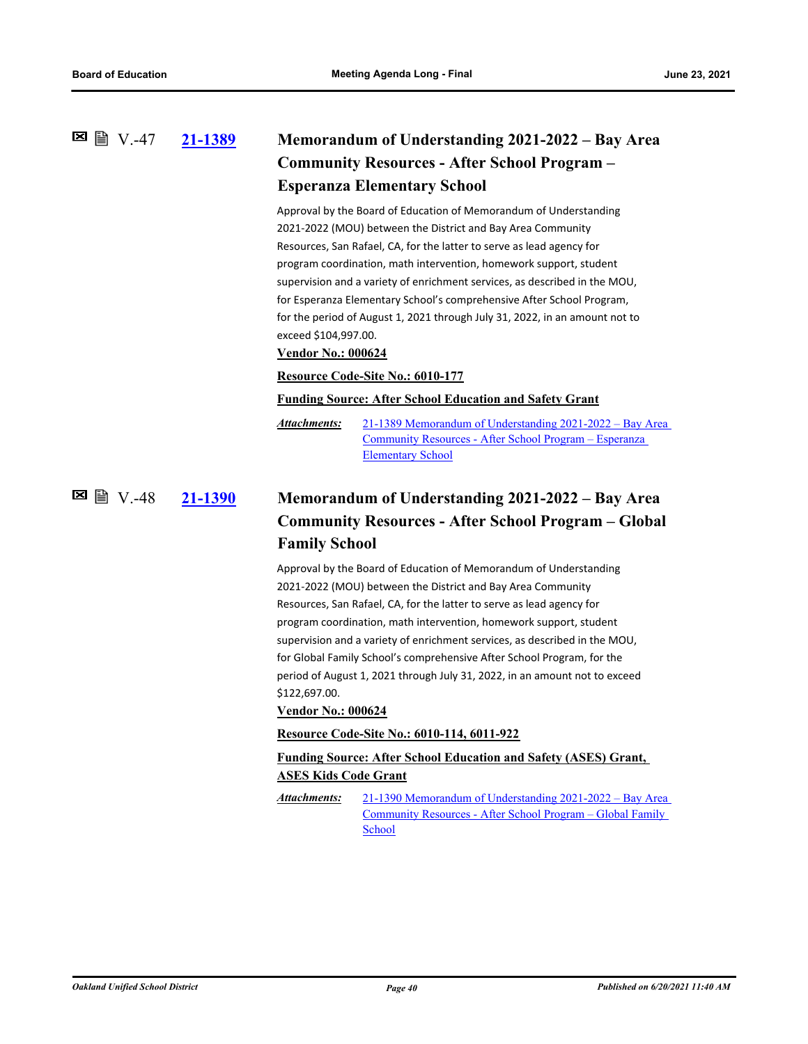V.-47 **21-1389**

### Memorandum of Understanding 2021-2022 – Bay Area Community Resources - After School Program – Esperanza Elementary School

Approval by the Board of Education of Memorandum of Understanding 2021-2022 (MOU) between the District and Bay Area Community Resources, San Rafael, CA, for the latter to serve as lead agency for program coordination, math intervention, homework support, student supervision and a variety of enrichment services, as described in the MOU, for Esperanza Elementary School's comprehensive After School Program, for the period of August 1, 2021 through July 31, 2022, in an amount not to exceed $104,997.00.

**Vendor No.: 000624**

**Resource Code-Site No.: 6010-177**

**Funding Source: After School Education and Safety Grant**

***Attachments:*** 21-1389 Memorandum of Understanding 2021-2022 – Bay Area Community Resources - After School Program – Esperanza Elementary School

V.-48 **21-1390**

### Memorandum of Understanding 2021-2022 – Bay Area Community Resources - After School Program – Global Family School

Approval by the Board of Education of Memorandum of Understanding 2021-2022 (MOU) between the District and Bay Area Community Resources, San Rafael, CA, for the latter to serve as lead agency for program coordination, math intervention, homework support, student supervision and a variety of enrichment services, as described in the MOU, for Global Family School's comprehensive After School Program, for the period of August 1, 2021 through July 31, 2022, in an amount not to exceed $122,697.00.

**Vendor No.: 000624**

**Resource Code-Site No.: 6010-114, 6011-922**

**Funding Source: After School Education and Safety (ASES) Grant, ASES Kids Code Grant**

***Attachments:*** 21-1390 Memorandum of Understanding 2021-2022 – Bay Area Community Resources - After School Program – Global Family School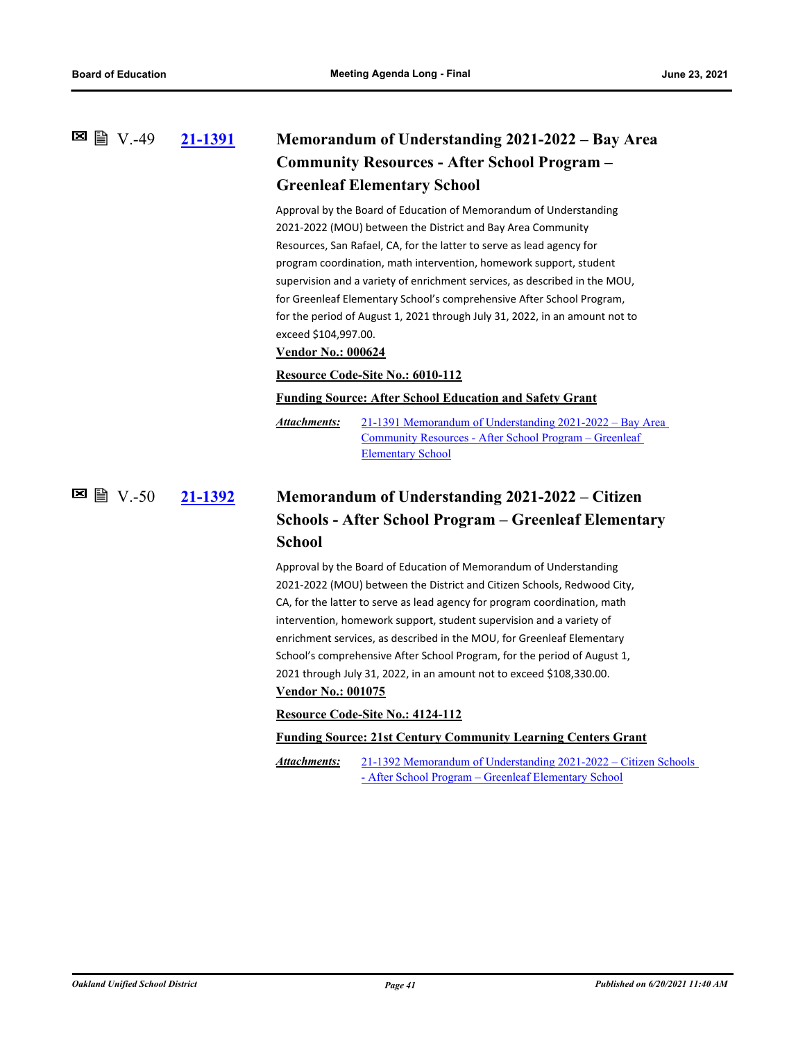V.-49 **21-1391**

### Memorandum of Understanding 2021-2022 – Bay Area Community Resources - After School Program – Greenleaf Elementary School

Approval by the Board of Education of Memorandum of Understanding 2021-2022 (MOU) between the District and Bay Area Community Resources, San Rafael, CA, for the latter to serve as lead agency for program coordination, math intervention, homework support, student supervision and a variety of enrichment services, as described in the MOU, for Greenleaf Elementary School's comprehensive After School Program, for the period of August 1, 2021 through July 31, 2022, in an amount not to exceed $104,997.00.

**Vendor No.: 000624**

**Resource Code-Site No.: 6010-112**

**Funding Source: After School Education and Safety Grant**

***Attachments:*** 21-1391 Memorandum of Understanding 2021-2022 – Bay Area Community Resources - After School Program – Greenleaf Elementary School

V.-50 **21-1392**

### Memorandum of Understanding 2021-2022 – Citizen Schools - After School Program – Greenleaf Elementary School

Approval by the Board of Education of Memorandum of Understanding 2021-2022 (MOU) between the District and Citizen Schools, Redwood City, CA, for the latter to serve as lead agency for program coordination, math intervention, homework support, student supervision and a variety of enrichment services, as described in the MOU, for Greenleaf Elementary School's comprehensive After School Program, for the period of August 1, 2021 through July 31, 2022, in an amount not to exceed $108,330.00.

**Vendor No.: 001075**

**Resource Code-Site No.: 4124-112**

**Funding Source: 21st Century Community Learning Centers Grant**

***Attachments:*** 21-1392 Memorandum of Understanding 2021-2022 – Citizen Schools - After School Program – Greenleaf Elementary School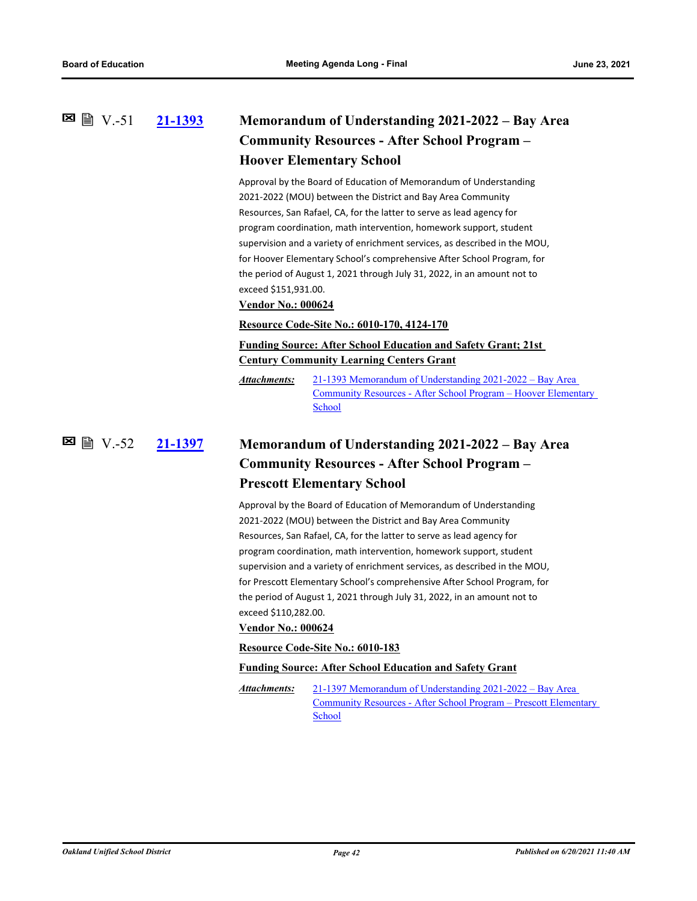### ☒ 🗎 V.-51 [21-1393] Memorandum of Understanding 2021-2022 – Bay Area Community Resources - After School Program – Hoover Elementary School

Approval by the Board of Education of Memorandum of Understanding 2021-2022 (MOU) between the District and Bay Area Community Resources, San Rafael, CA, for the latter to serve as lead agency for program coordination, math intervention, homework support, student supervision and a variety of enrichment services, as described in the MOU, for Hoover Elementary School's comprehensive After School Program, for the period of August 1, 2021 through July 31, 2022, in an amount not to exceed $151,931.00.

**Vendor No.: 000624**

**Resource Code-Site No.: 6010-170, 4124-170**

**Funding Source: After School Education and Safety Grant; 21st Century Community Learning Centers Grant**

*Attachments:* 21-1393 Memorandum of Understanding 2021-2022 – Bay Area Community Resources - After School Program – Hoover Elementary School

### ☒ 🗎 V.-52 [21-1397] Memorandum of Understanding 2021-2022 – Bay Area Community Resources - After School Program – Prescott Elementary School

Approval by the Board of Education of Memorandum of Understanding 2021-2022 (MOU) between the District and Bay Area Community Resources, San Rafael, CA, for the latter to serve as lead agency for program coordination, math intervention, homework support, student supervision and a variety of enrichment services, as described in the MOU, for Prescott Elementary School's comprehensive After School Program, for the period of August 1, 2021 through July 31, 2022, in an amount not to exceed $110,282.00.

**Vendor No.: 000624**

**Resource Code-Site No.: 6010-183**

**Funding Source: After School Education and Safety Grant**

*Attachments:* 21-1397 Memorandum of Understanding 2021-2022 – Bay Area Community Resources - After School Program – Prescott Elementary School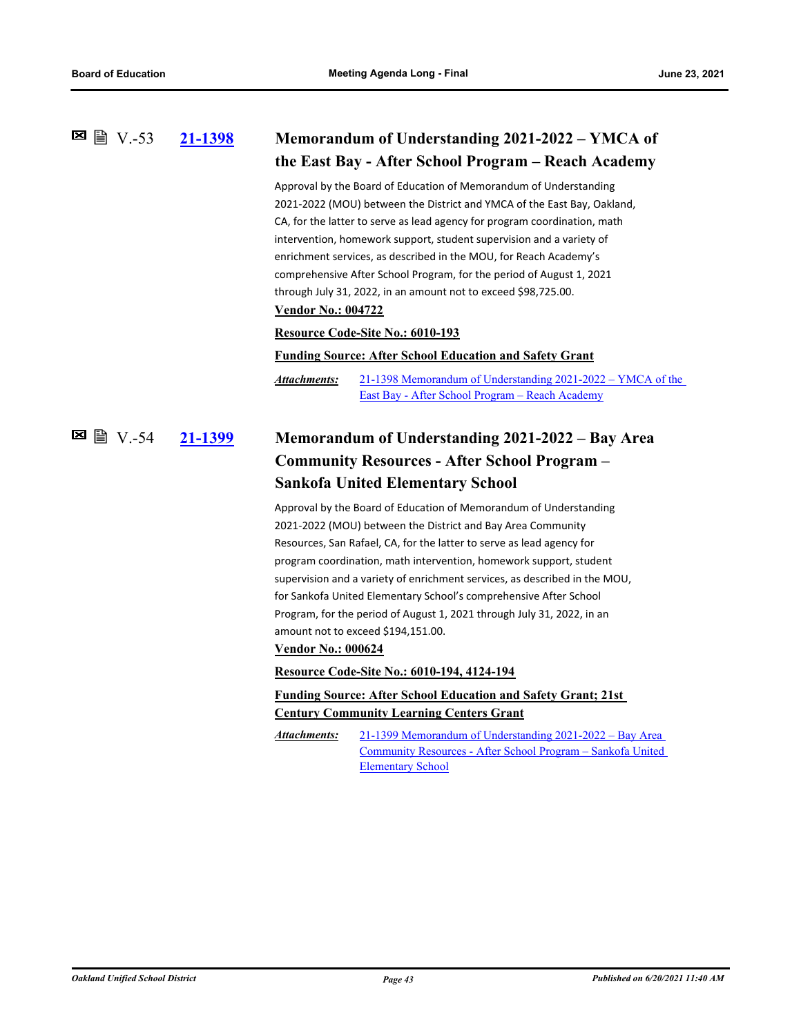### V.-53 [21-1398](21-1398) Memorandum of Understanding 2021-2022 – YMCA of the East Bay - After School Program – Reach Academy

Approval by the Board of Education of Memorandum of Understanding 2021-2022 (MOU) between the District and YMCA of the East Bay, Oakland, CA, for the latter to serve as lead agency for program coordination, math intervention, homework support, student supervision and a variety of enrichment services, as described in the MOU, for Reach Academy's comprehensive After School Program, for the period of August 1, 2021 through July 31, 2022, in an amount not to exceed $98,725.00.

**Vendor No.: 004722**

**Resource Code-Site No.: 6010-193**

**Funding Source: After School Education and Safety Grant**

***Attachments:*** 21-1398 Memorandum of Understanding 2021-2022 – YMCA of the East Bay - After School Program – Reach Academy

### V.-54 [21-1399](21-1399) Memorandum of Understanding 2021-2022 – Bay Area Community Resources - After School Program – Sankofa United Elementary School

Approval by the Board of Education of Memorandum of Understanding 2021-2022 (MOU) between the District and Bay Area Community Resources, San Rafael, CA, for the latter to serve as lead agency for program coordination, math intervention, homework support, student supervision and a variety of enrichment services, as described in the MOU, for Sankofa United Elementary School's comprehensive After School Program, for the period of August 1, 2021 through July 31, 2022, in an amount not to exceed $194,151.00.

**Vendor No.: 000624**

**Resource Code-Site No.: 6010-194, 4124-194**

**Funding Source: After School Education and Safety Grant; 21st Century Community Learning Centers Grant**

***Attachments:*** 21-1399 Memorandum of Understanding 2021-2022 – Bay Area Community Resources - After School Program – Sankofa United Elementary School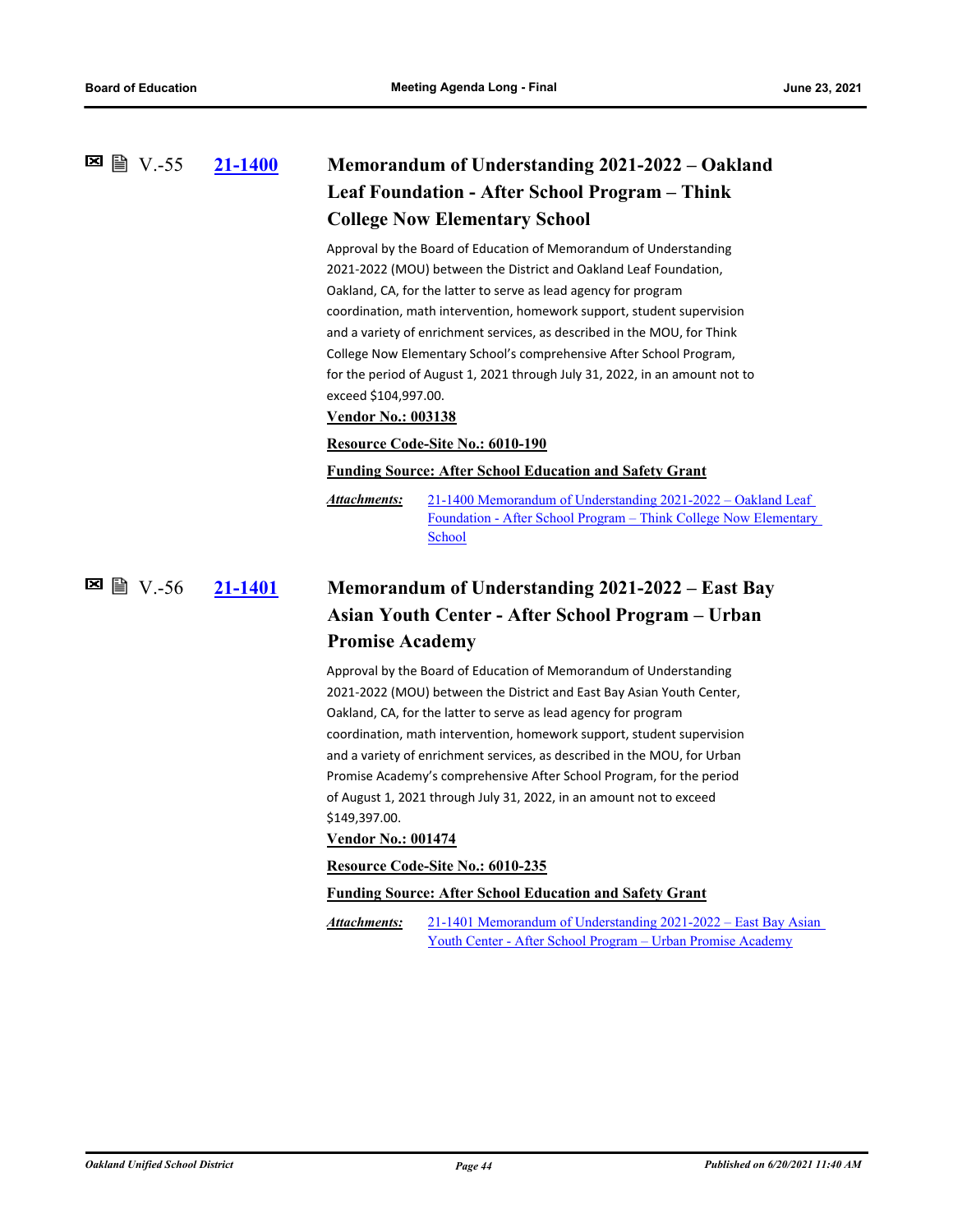## V.-55 21-1400 Memorandum of Understanding 2021-2022 – Oakland Leaf Foundation - After School Program – Think College Now Elementary School

Approval by the Board of Education of Memorandum of Understanding 2021-2022 (MOU) between the District and Oakland Leaf Foundation, Oakland, CA, for the latter to serve as lead agency for program coordination, math intervention, homework support, student supervision and a variety of enrichment services, as described in the MOU, for Think College Now Elementary School's comprehensive After School Program, for the period of August 1, 2021 through July 31, 2022, in an amount not to exceed $104,997.00.

**Vendor No.: 003138**

**Resource Code-Site No.: 6010-190**

**Funding Source: After School Education and Safety Grant**

***Attachments:*** 21-1400 Memorandum of Understanding 2021-2022 – Oakland Leaf Foundation - After School Program – Think College Now Elementary School

## V.-56 21-1401 Memorandum of Understanding 2021-2022 – East Bay Asian Youth Center - After School Program – Urban Promise Academy

Approval by the Board of Education of Memorandum of Understanding 2021-2022 (MOU) between the District and East Bay Asian Youth Center, Oakland, CA, for the latter to serve as lead agency for program coordination, math intervention, homework support, student supervision and a variety of enrichment services, as described in the MOU, for Urban Promise Academy's comprehensive After School Program, for the period of August 1, 2021 through July 31, 2022, in an amount not to exceed $149,397.00.

**Vendor No.: 001474**

**Resource Code-Site No.: 6010-235**

**Funding Source: After School Education and Safety Grant**

***Attachments:*** 21-1401 Memorandum of Understanding 2021-2022 – East Bay Asian Youth Center - After School Program – Urban Promise Academy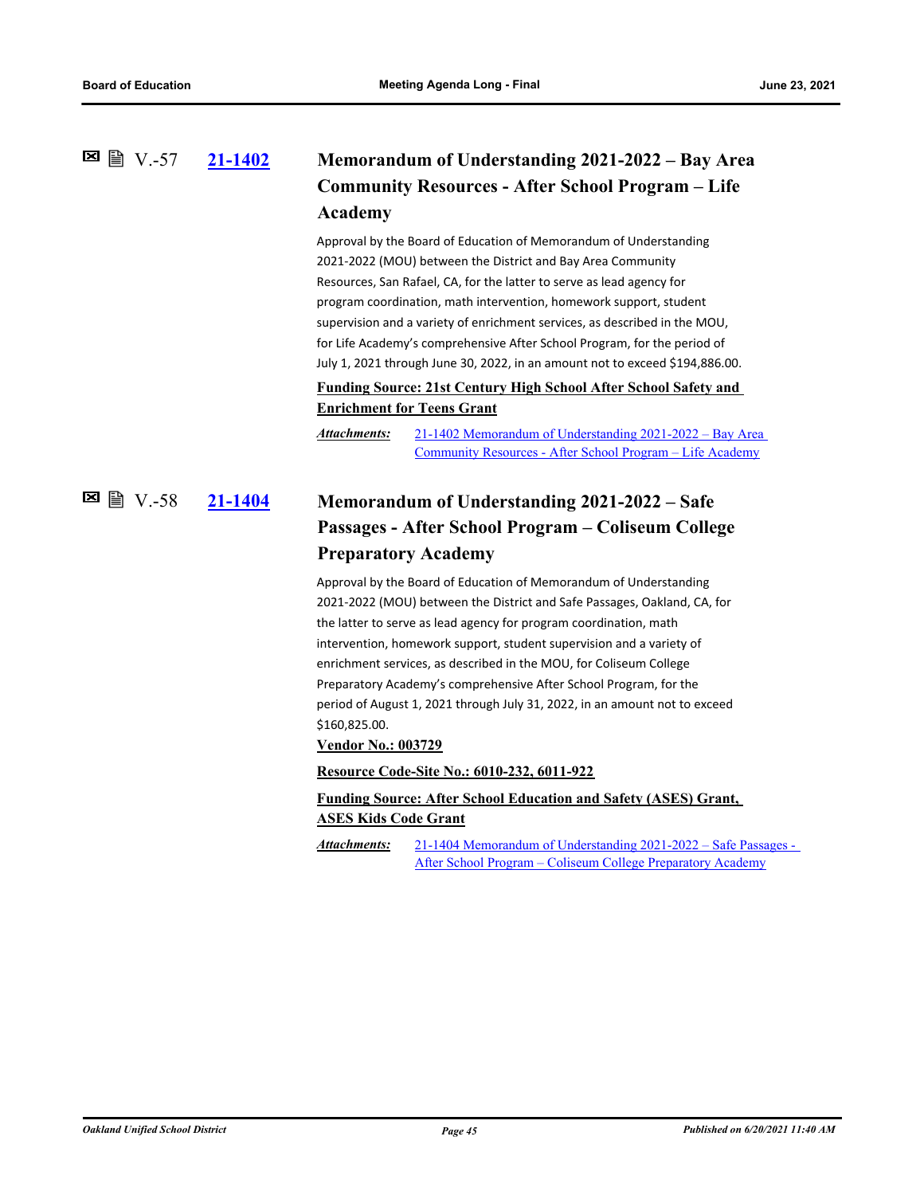V.-57 **21-1402**

## Memorandum of Understanding 2021-2022 – Bay Area Community Resources - After School Program – Life Academy

Approval by the Board of Education of Memorandum of Understanding 2021-2022 (MOU) between the District and Bay Area Community Resources, San Rafael, CA, for the latter to serve as lead agency for program coordination, math intervention, homework support, student supervision and a variety of enrichment services, as described in the MOU, for Life Academy's comprehensive After School Program, for the period of July 1, 2021 through June 30, 2022, in an amount not to exceed $194,886.00.

**Funding Source: 21st Century High School After School Safety and Enrichment for Teens Grant**

***Attachments:*** 21-1402 Memorandum of Understanding 2021-2022 – Bay Area Community Resources - After School Program – Life Academy

V.-58 **21-1404**

## Memorandum of Understanding 2021-2022 – Safe Passages - After School Program – Coliseum College Preparatory Academy

Approval by the Board of Education of Memorandum of Understanding 2021-2022 (MOU) between the District and Safe Passages, Oakland, CA, for the latter to serve as lead agency for program coordination, math intervention, homework support, student supervision and a variety of enrichment services, as described in the MOU, for Coliseum College Preparatory Academy's comprehensive After School Program, for the period of August 1, 2021 through July 31, 2022, in an amount not to exceed $160,825.00.

**Vendor No.: 003729**

**Resource Code-Site No.: 6010-232, 6011-922**

**Funding Source: After School Education and Safety (ASES) Grant, ASES Kids Code Grant**

***Attachments:*** 21-1404 Memorandum of Understanding 2021-2022 – Safe Passages - After School Program – Coliseum College Preparatory Academy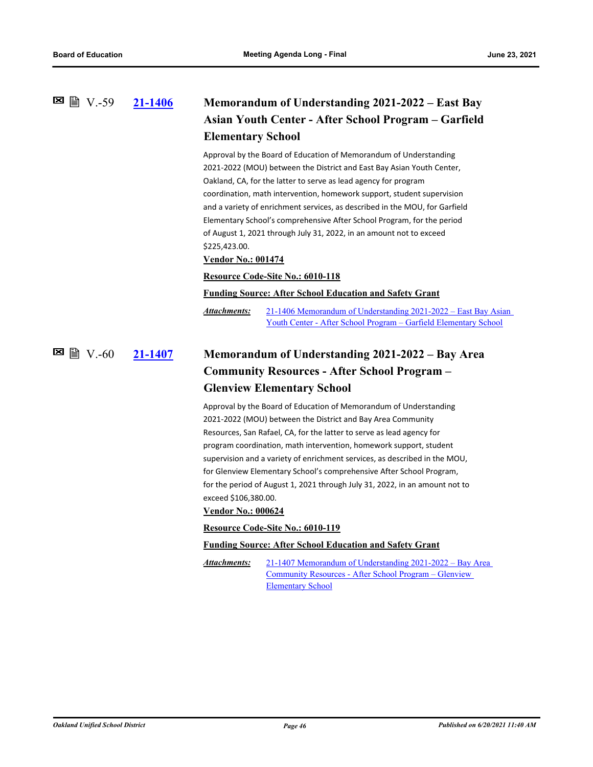V.-59 **21-1406**

### Memorandum of Understanding 2021-2022 – East Bay Asian Youth Center - After School Program – Garfield Elementary School

Approval by the Board of Education of Memorandum of Understanding 2021-2022 (MOU) between the District and East Bay Asian Youth Center, Oakland, CA, for the latter to serve as lead agency for program coordination, math intervention, homework support, student supervision and a variety of enrichment services, as described in the MOU, for Garfield Elementary School's comprehensive After School Program, for the period of August 1, 2021 through July 31, 2022, in an amount not to exceed $225,423.00.

**Vendor No.: 001474**

**Resource Code-Site No.: 6010-118**

**Funding Source: After School Education and Safety Grant**

***Attachments:*** 21-1406 Memorandum of Understanding 2021-2022 – East Bay Asian Youth Center - After School Program – Garfield Elementary School

V.-60 **21-1407**

### Memorandum of Understanding 2021-2022 – Bay Area Community Resources - After School Program – Glenview Elementary School

Approval by the Board of Education of Memorandum of Understanding 2021-2022 (MOU) between the District and Bay Area Community Resources, San Rafael, CA, for the latter to serve as lead agency for program coordination, math intervention, homework support, student supervision and a variety of enrichment services, as described in the MOU, for Glenview Elementary School's comprehensive After School Program, for the period of August 1, 2021 through July 31, 2022, in an amount not to exceed $106,380.00.

**Vendor No.: 000624**

**Resource Code-Site No.: 6010-119**

**Funding Source: After School Education and Safety Grant**

***Attachments:*** 21-1407 Memorandum of Understanding 2021-2022 – Bay Area Community Resources - After School Program – Glenview Elementary School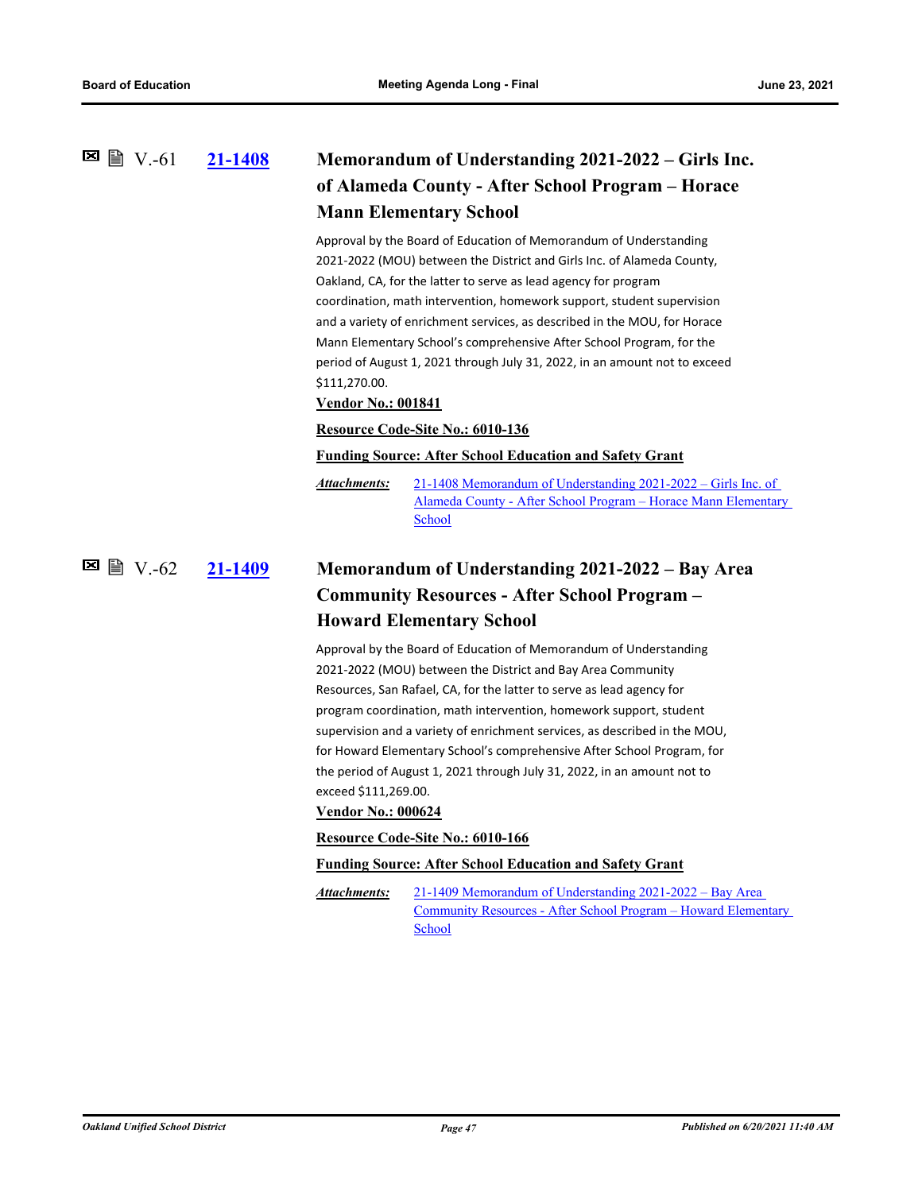## V.-61 21-1408 Memorandum of Understanding 2021-2022 – Girls Inc. of Alameda County - After School Program – Horace Mann Elementary School

Approval by the Board of Education of Memorandum of Understanding 2021-2022 (MOU) between the District and Girls Inc. of Alameda County, Oakland, CA, for the latter to serve as lead agency for program coordination, math intervention, homework support, student supervision and a variety of enrichment services, as described in the MOU, for Horace Mann Elementary School's comprehensive After School Program, for the period of August 1, 2021 through July 31, 2022, in an amount not to exceed $111,270.00.

**Vendor No.: 001841**

**Resource Code-Site No.: 6010-136**

**Funding Source: After School Education and Safety Grant**

***Attachments:*** 21-1408 Memorandum of Understanding 2021-2022 – Girls Inc. of Alameda County - After School Program – Horace Mann Elementary School

## V.-62 21-1409 Memorandum of Understanding 2021-2022 – Bay Area Community Resources - After School Program – Howard Elementary School

Approval by the Board of Education of Memorandum of Understanding 2021-2022 (MOU) between the District and Bay Area Community Resources, San Rafael, CA, for the latter to serve as lead agency for program coordination, math intervention, homework support, student supervision and a variety of enrichment services, as described in the MOU, for Howard Elementary School's comprehensive After School Program, for the period of August 1, 2021 through July 31, 2022, in an amount not to exceed $111,269.00.

**Vendor No.: 000624**

**Resource Code-Site No.: 6010-166**

**Funding Source: After School Education and Safety Grant**

***Attachments:*** 21-1409 Memorandum of Understanding 2021-2022 – Bay Area Community Resources - After School Program – Howard Elementary School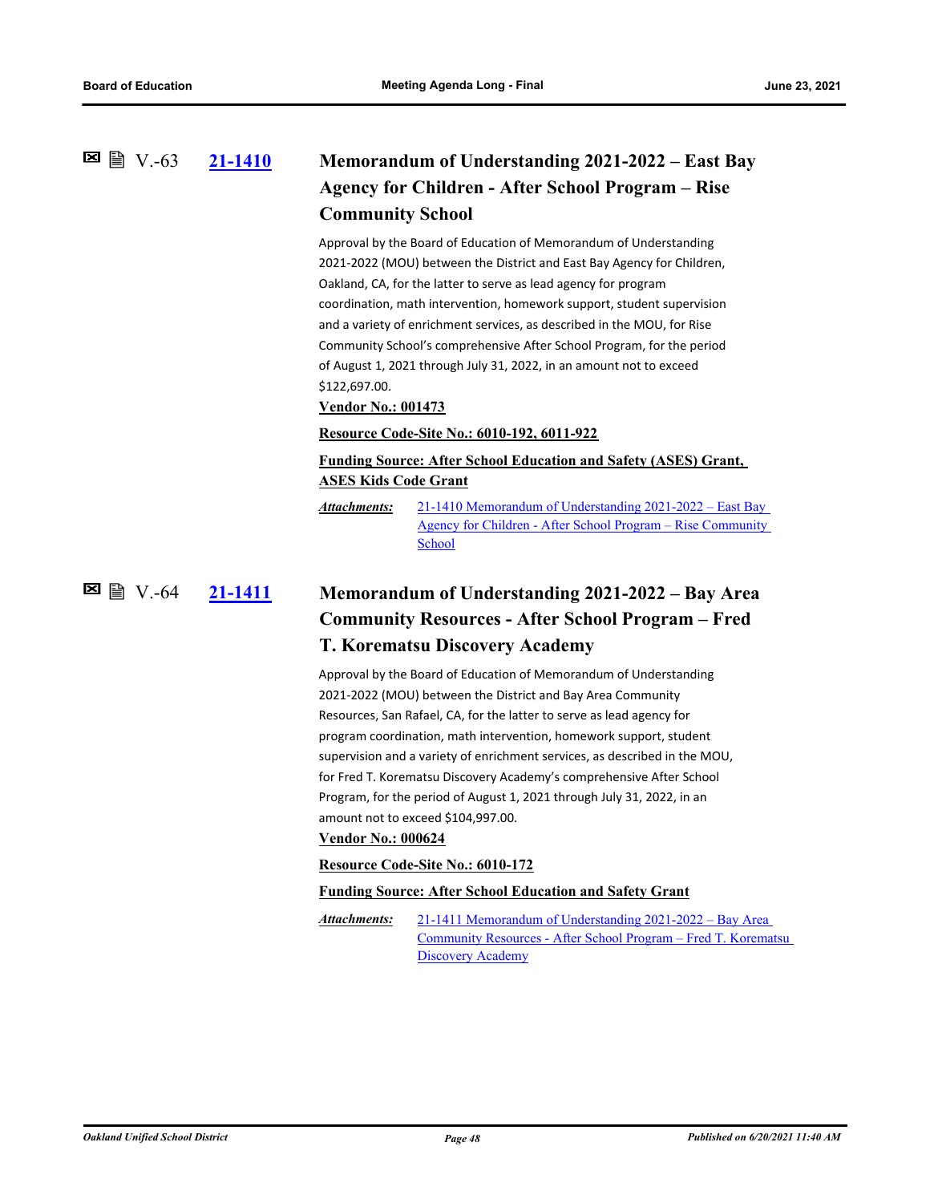## V.-63 21-1410 Memorandum of Understanding 2021-2022 – East Bay Agency for Children - After School Program – Rise Community School

Approval by the Board of Education of Memorandum of Understanding 2021-2022 (MOU) between the District and East Bay Agency for Children, Oakland, CA, for the latter to serve as lead agency for program coordination, math intervention, homework support, student supervision and a variety of enrichment services, as described in the MOU, for Rise Community School's comprehensive After School Program, for the period of August 1, 2021 through July 31, 2022, in an amount not to exceed $122,697.00.

**Vendor No.: 001473**

**Resource Code-Site No.: 6010-192, 6011-922**

**Funding Source: After School Education and Safety (ASES) Grant, ASES Kids Code Grant**

*Attachments:* 21-1410 Memorandum of Understanding 2021-2022 – East Bay Agency for Children - After School Program – Rise Community School

## V.-64 21-1411 Memorandum of Understanding 2021-2022 – Bay Area Community Resources - After School Program – Fred T. Korematsu Discovery Academy

Approval by the Board of Education of Memorandum of Understanding 2021-2022 (MOU) between the District and Bay Area Community Resources, San Rafael, CA, for the latter to serve as lead agency for program coordination, math intervention, homework support, student supervision and a variety of enrichment services, as described in the MOU, for Fred T. Korematsu Discovery Academy's comprehensive After School Program, for the period of August 1, 2021 through July 31, 2022, in an amount not to exceed $104,997.00.

**Vendor No.: 000624**

**Resource Code-Site No.: 6010-172**

**Funding Source: After School Education and Safety Grant**

*Attachments:* 21-1411 Memorandum of Understanding 2021-2022 – Bay Area Community Resources - After School Program – Fred T. Korematsu Discovery Academy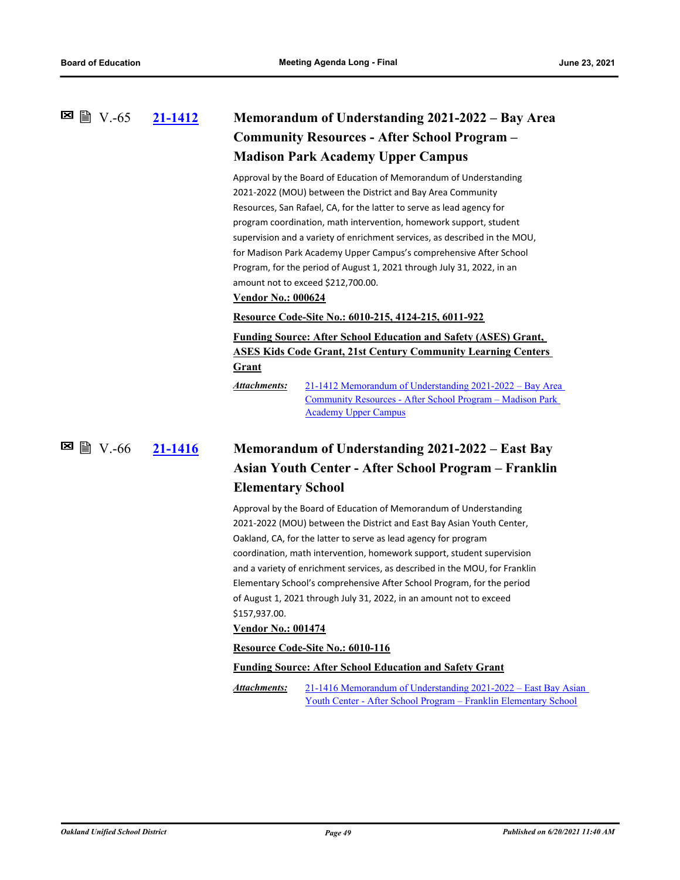### V.-65 [21-1412] Memorandum of Understanding 2021-2022 – Bay Area Community Resources - After School Program – Madison Park Academy Upper Campus

Approval by the Board of Education of Memorandum of Understanding 2021-2022 (MOU) between the District and Bay Area Community Resources, San Rafael, CA, for the latter to serve as lead agency for program coordination, math intervention, homework support, student supervision and a variety of enrichment services, as described in the MOU, for Madison Park Academy Upper Campus's comprehensive After School Program, for the period of August 1, 2021 through July 31, 2022, in an amount not to exceed $212,700.00.

**Vendor No.: 000624**

**Resource Code-Site No.: 6010-215, 4124-215, 6011-922**

**Funding Source: After School Education and Safety (ASES) Grant, ASES Kids Code Grant, 21st Century Community Learning Centers Grant**

*Attachments:* 21-1412 Memorandum of Understanding 2021-2022 – Bay Area Community Resources - After School Program – Madison Park Academy Upper Campus

### V.-66 [21-1416] Memorandum of Understanding 2021-2022 – East Bay Asian Youth Center - After School Program – Franklin Elementary School

Approval by the Board of Education of Memorandum of Understanding 2021-2022 (MOU) between the District and East Bay Asian Youth Center, Oakland, CA, for the latter to serve as lead agency for program coordination, math intervention, homework support, student supervision and a variety of enrichment services, as described in the MOU, for Franklin Elementary School's comprehensive After School Program, for the period of August 1, 2021 through July 31, 2022, in an amount not to exceed $157,937.00.

**Vendor No.: 001474**

**Resource Code-Site No.: 6010-116**

**Funding Source: After School Education and Safety Grant**

*Attachments:* 21-1416 Memorandum of Understanding 2021-2022 – East Bay Asian Youth Center - After School Program – Franklin Elementary School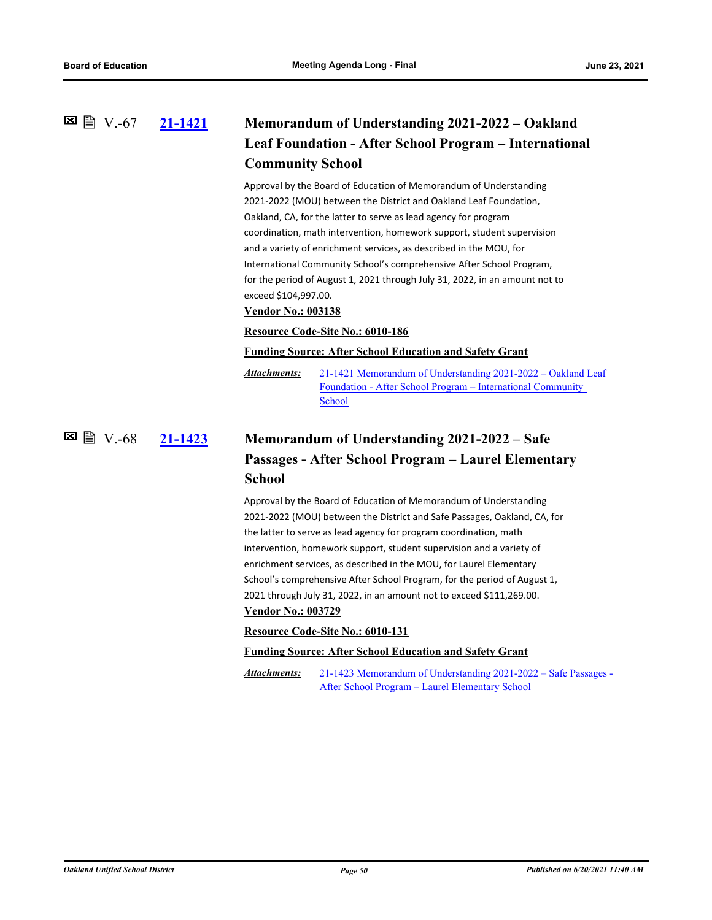### V.-67 21-1421 Memorandum of Understanding 2021-2022 – Oakland Leaf Foundation - After School Program – International Community School

Approval by the Board of Education of Memorandum of Understanding 2021-2022 (MOU) between the District and Oakland Leaf Foundation, Oakland, CA, for the latter to serve as lead agency for program coordination, math intervention, homework support, student supervision and a variety of enrichment services, as described in the MOU, for International Community School's comprehensive After School Program, for the period of August 1, 2021 through July 31, 2022, in an amount not to exceed $104,997.00.

**Vendor No.: 003138**

**Resource Code-Site No.: 6010-186**

**Funding Source: After School Education and Safety Grant**

***Attachments:*** 21-1421 Memorandum of Understanding 2021-2022 – Oakland Leaf Foundation - After School Program – International Community School

### V.-68 21-1423 Memorandum of Understanding 2021-2022 – Safe Passages - After School Program – Laurel Elementary School

Approval by the Board of Education of Memorandum of Understanding 2021-2022 (MOU) between the District and Safe Passages, Oakland, CA, for the latter to serve as lead agency for program coordination, math intervention, homework support, student supervision and a variety of enrichment services, as described in the MOU, for Laurel Elementary School's comprehensive After School Program, for the period of August 1, 2021 through July 31, 2022, in an amount not to exceed $111,269.00.

**Vendor No.: 003729**

**Resource Code-Site No.: 6010-131**

**Funding Source: After School Education and Safety Grant**

***Attachments:*** 21-1423 Memorandum of Understanding 2021-2022 – Safe Passages - After School Program – Laurel Elementary School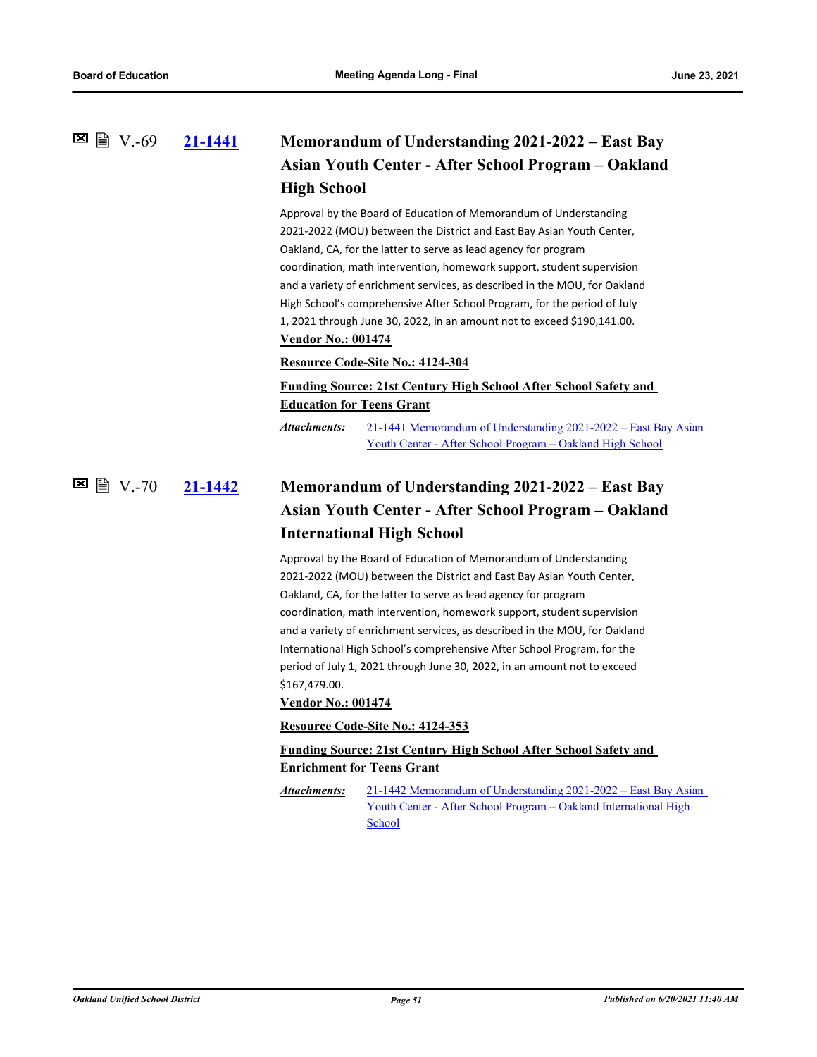## V.-69 **21-1441** Memorandum of Understanding 2021-2022 – East Bay Asian Youth Center - After School Program – Oakland High School

Approval by the Board of Education of Memorandum of Understanding 2021-2022 (MOU) between the District and East Bay Asian Youth Center, Oakland, CA, for the latter to serve as lead agency for program coordination, math intervention, homework support, student supervision and a variety of enrichment services, as described in the MOU, for Oakland High School's comprehensive After School Program, for the period of July 1, 2021 through June 30, 2022, in an amount not to exceed $190,141.00.

**Vendor No.: 001474**

**Resource Code-Site No.: 4124-304**

**Funding Source: 21st Century High School After School Safety and Education for Teens Grant**

*Attachments:* 21-1441 Memorandum of Understanding 2021-2022 – East Bay Asian Youth Center - After School Program – Oakland High School

## V.-70 **21-1442** Memorandum of Understanding 2021-2022 – East Bay Asian Youth Center - After School Program – Oakland International High School

Approval by the Board of Education of Memorandum of Understanding 2021-2022 (MOU) between the District and East Bay Asian Youth Center, Oakland, CA, for the latter to serve as lead agency for program coordination, math intervention, homework support, student supervision and a variety of enrichment services, as described in the MOU, for Oakland International High School's comprehensive After School Program, for the period of July 1, 2021 through June 30, 2022, in an amount not to exceed $167,479.00.

**Vendor No.: 001474**

**Resource Code-Site No.: 4124-353**

**Funding Source: 21st Century High School After School Safety and Enrichment for Teens Grant**

*Attachments:* 21-1442 Memorandum of Understanding 2021-2022 – East Bay Asian Youth Center - After School Program – Oakland International High School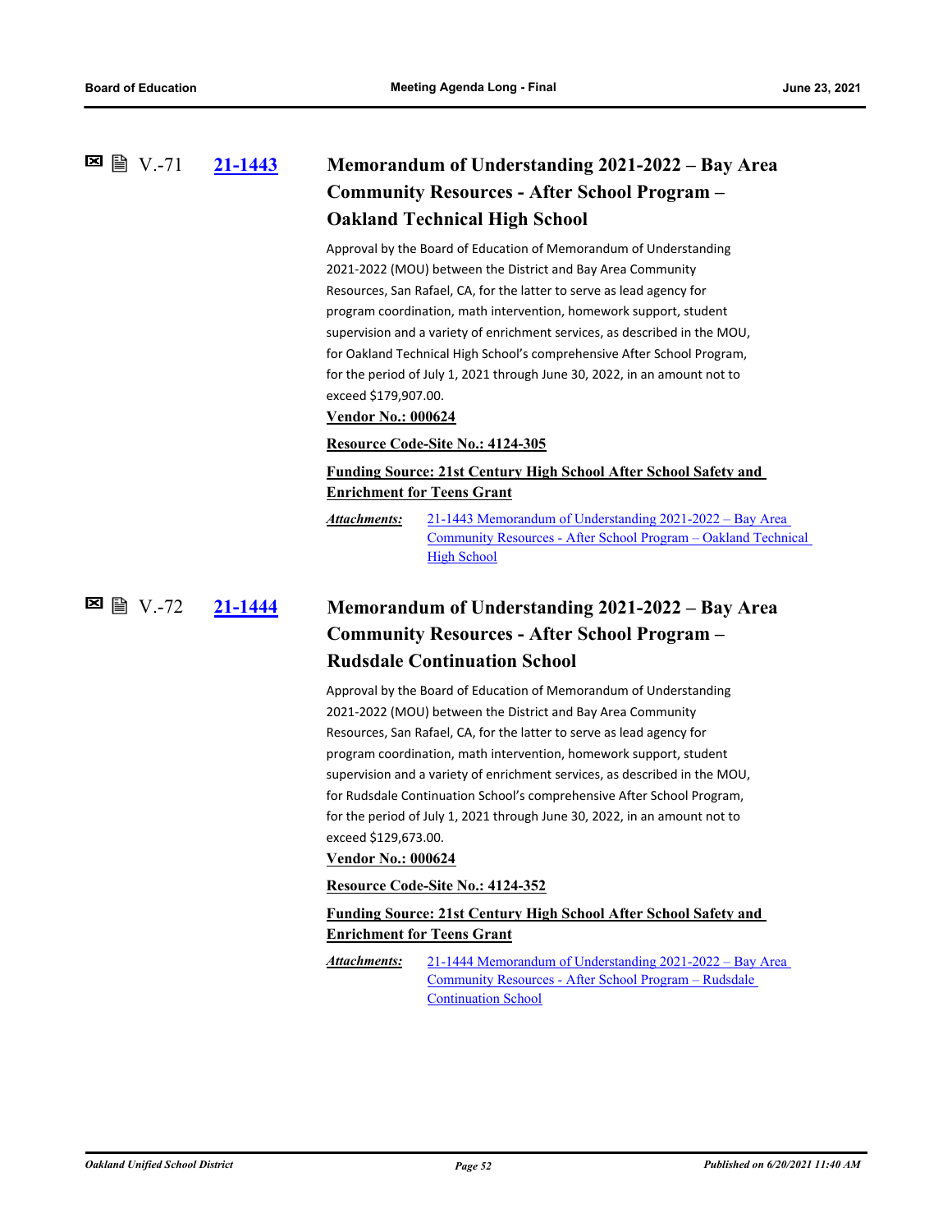### V.-71 21-1443 Memorandum of Understanding 2021-2022 – Bay Area Community Resources - After School Program – Oakland Technical High School

Approval by the Board of Education of Memorandum of Understanding 2021-2022 (MOU) between the District and Bay Area Community Resources, San Rafael, CA, for the latter to serve as lead agency for program coordination, math intervention, homework support, student supervision and a variety of enrichment services, as described in the MOU, for Oakland Technical High School's comprehensive After School Program, for the period of July 1, 2021 through June 30, 2022, in an amount not to exceed $179,907.00.

**Vendor No.: 000624**

**Resource Code-Site No.: 4124-305**

**Funding Source: 21st Century High School After School Safety and Enrichment for Teens Grant**

*Attachments:* 21-1443 Memorandum of Understanding 2021-2022 – Bay Area Community Resources - After School Program – Oakland Technical High School

### V.-72 21-1444 Memorandum of Understanding 2021-2022 – Bay Area Community Resources - After School Program – Rudsdale Continuation School

Approval by the Board of Education of Memorandum of Understanding 2021-2022 (MOU) between the District and Bay Area Community Resources, San Rafael, CA, for the latter to serve as lead agency for program coordination, math intervention, homework support, student supervision and a variety of enrichment services, as described in the MOU, for Rudsdale Continuation School's comprehensive After School Program, for the period of July 1, 2021 through June 30, 2022, in an amount not to exceed $129,673.00.

**Vendor No.: 000624**

**Resource Code-Site No.: 4124-352**

**Funding Source: 21st Century High School After School Safety and Enrichment for Teens Grant**

*Attachments:* 21-1444 Memorandum of Understanding 2021-2022 – Bay Area Community Resources - After School Program – Rudsdale Continuation School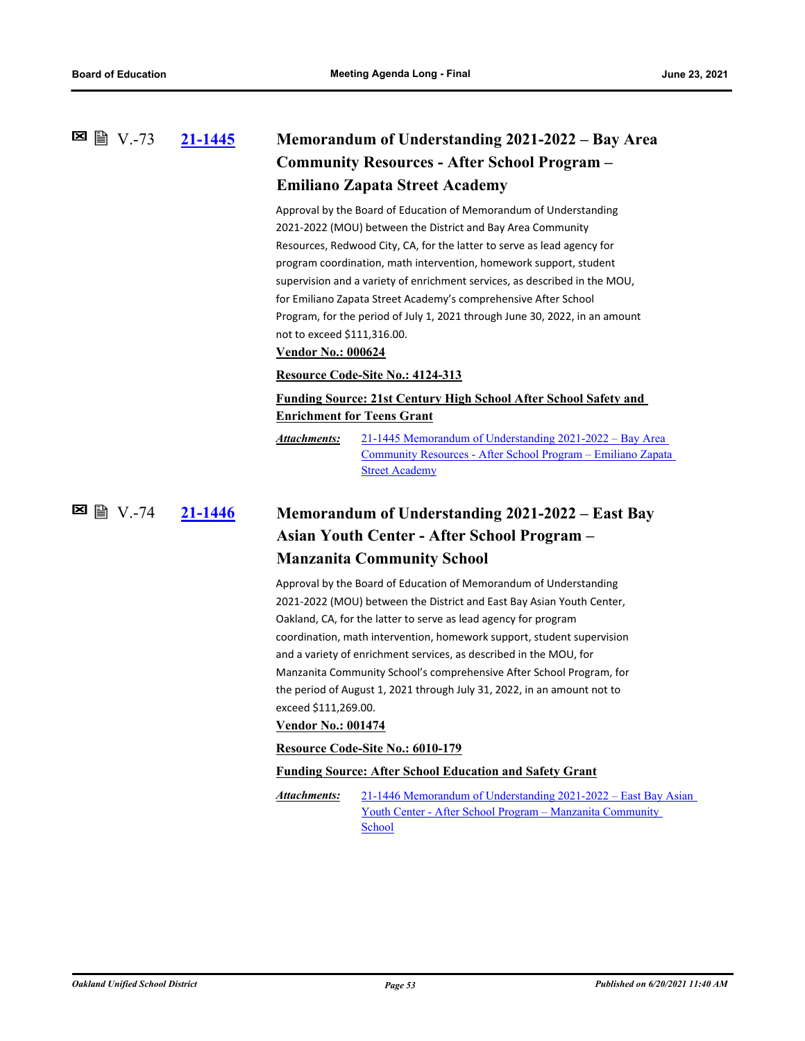## V.-73 21-1445 Memorandum of Understanding 2021-2022 – Bay Area Community Resources - After School Program – Emiliano Zapata Street Academy

Approval by the Board of Education of Memorandum of Understanding 2021-2022 (MOU) between the District and Bay Area Community Resources, Redwood City, CA, for the latter to serve as lead agency for program coordination, math intervention, homework support, student supervision and a variety of enrichment services, as described in the MOU, for Emiliano Zapata Street Academy's comprehensive After School Program, for the period of July 1, 2021 through June 30, 2022, in an amount not to exceed $111,316.00.

**Vendor No.: 000624**

**Resource Code-Site No.: 4124-313**

**Funding Source: 21st Century High School After School Safety and Enrichment for Teens Grant**

*Attachments:* 21-1445 Memorandum of Understanding 2021-2022 – Bay Area Community Resources - After School Program – Emiliano Zapata Street Academy

## V.-74 21-1446 Memorandum of Understanding 2021-2022 – East Bay Asian Youth Center - After School Program – Manzanita Community School

Approval by the Board of Education of Memorandum of Understanding 2021-2022 (MOU) between the District and East Bay Asian Youth Center, Oakland, CA, for the latter to serve as lead agency for program coordination, math intervention, homework support, student supervision and a variety of enrichment services, as described in the MOU, for Manzanita Community School's comprehensive After School Program, for the period of August 1, 2021 through July 31, 2022, in an amount not to exceed $111,269.00.

**Vendor No.: 001474**

**Resource Code-Site No.: 6010-179**

**Funding Source: After School Education and Safety Grant**

*Attachments:* 21-1446 Memorandum of Understanding 2021-2022 – East Bay Asian Youth Center - After School Program – Manzanita Community School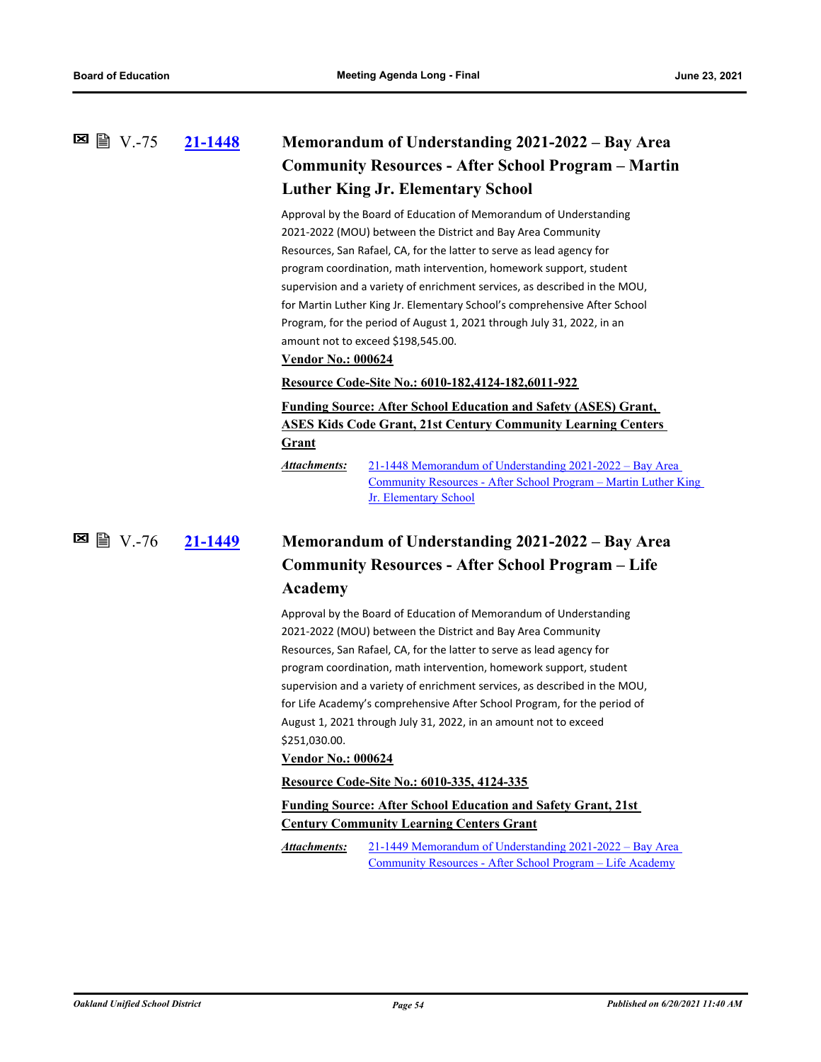### V.-75 **21-1448** Memorandum of Understanding 2021-2022 – Bay Area Community Resources - After School Program – Martin Luther King Jr. Elementary School

Approval by the Board of Education of Memorandum of Understanding 2021-2022 (MOU) between the District and Bay Area Community Resources, San Rafael, CA, for the latter to serve as lead agency for program coordination, math intervention, homework support, student supervision and a variety of enrichment services, as described in the MOU, for Martin Luther King Jr. Elementary School's comprehensive After School Program, for the period of August 1, 2021 through July 31, 2022, in an amount not to exceed $198,545.00.

**Vendor No.: 000624**

**Resource Code-Site No.: 6010-182,4124-182,6011-922**

**Funding Source: After School Education and Safety (ASES) Grant, ASES Kids Code Grant, 21st Century Community Learning Centers Grant**

***Attachments:*** 21-1448 Memorandum of Understanding 2021-2022 – Bay Area Community Resources - After School Program – Martin Luther King Jr. Elementary School

### V.-76 **21-1449** Memorandum of Understanding 2021-2022 – Bay Area Community Resources - After School Program – Life Academy

Approval by the Board of Education of Memorandum of Understanding 2021-2022 (MOU) between the District and Bay Area Community Resources, San Rafael, CA, for the latter to serve as lead agency for program coordination, math intervention, homework support, student supervision and a variety of enrichment services, as described in the MOU, for Life Academy's comprehensive After School Program, for the period of August 1, 2021 through July 31, 2022, in an amount not to exceed $251,030.00.

**Vendor No.: 000624**

**Resource Code-Site No.: 6010-335, 4124-335**

**Funding Source: After School Education and Safety Grant, 21st Century Community Learning Centers Grant**

***Attachments:*** 21-1449 Memorandum of Understanding 2021-2022 – Bay Area Community Resources - After School Program – Life Academy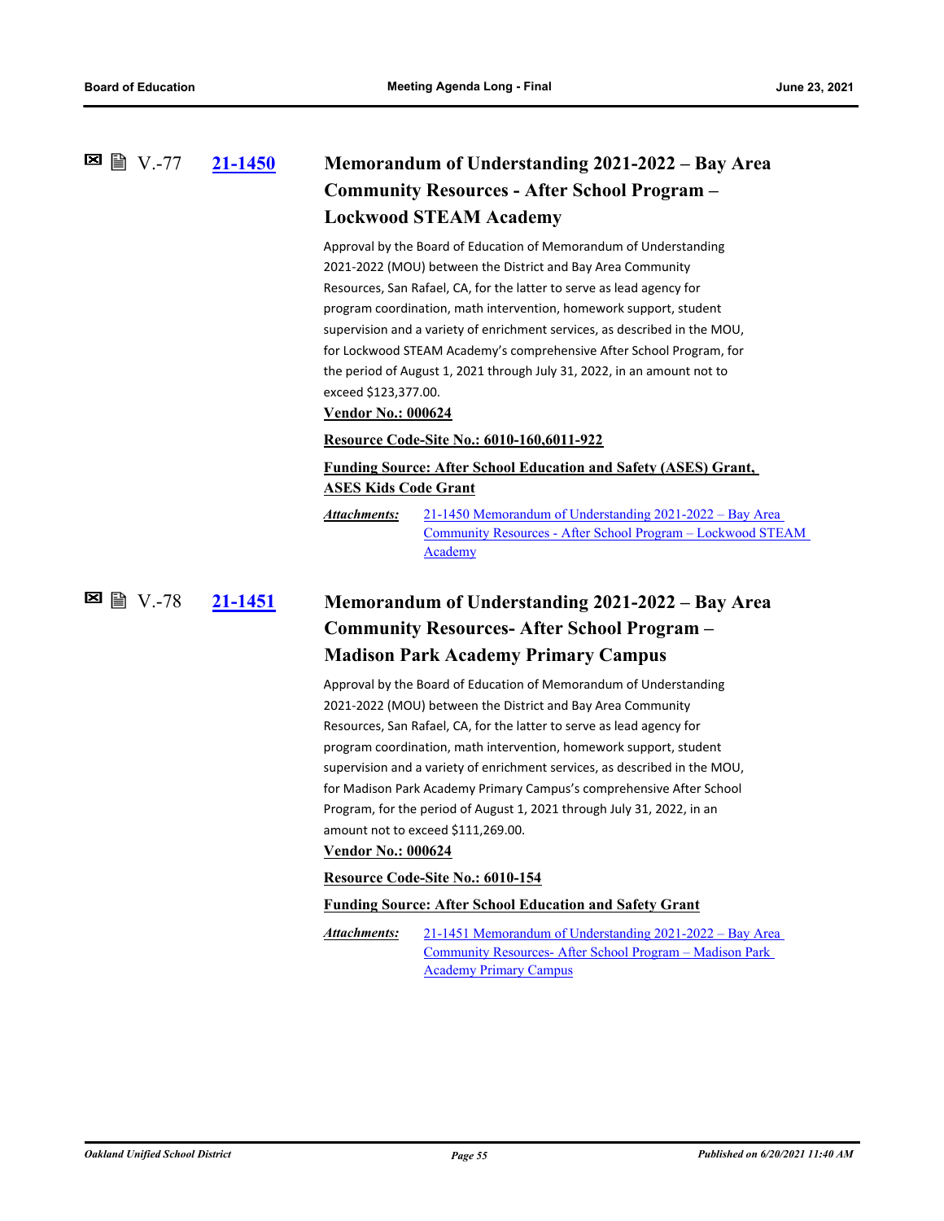☒ 🖹 V.-77 **[21-1450](#)**

### Memorandum of Understanding 2021-2022 – Bay Area Community Resources - After School Program – Lockwood STEAM Academy

Approval by the Board of Education of Memorandum of Understanding 2021-2022 (MOU) between the District and Bay Area Community Resources, San Rafael, CA, for the latter to serve as lead agency for program coordination, math intervention, homework support, student supervision and a variety of enrichment services, as described in the MOU, for Lockwood STEAM Academy's comprehensive After School Program, for the period of August 1, 2021 through July 31, 2022, in an amount not to exceed $123,377.00.

**Vendor No.: 000624**

**Resource Code-Site No.: 6010-160,6011-922**

**Funding Source: After School Education and Safety (ASES) Grant, ASES Kids Code Grant**

***Attachments:*** [21-1450 Memorandum of Understanding 2021-2022 – Bay Area Community Resources - After School Program – Lockwood STEAM Academy](#)

☒ 🖹 V.-78 **[21-1451](#)**

### Memorandum of Understanding 2021-2022 – Bay Area Community Resources- After School Program – Madison Park Academy Primary Campus

Approval by the Board of Education of Memorandum of Understanding 2021-2022 (MOU) between the District and Bay Area Community Resources, San Rafael, CA, for the latter to serve as lead agency for program coordination, math intervention, homework support, student supervision and a variety of enrichment services, as described in the MOU, for Madison Park Academy Primary Campus's comprehensive After School Program, for the period of August 1, 2021 through July 31, 2022, in an amount not to exceed $111,269.00.

**Vendor No.: 000624**

**Resource Code-Site No.: 6010-154**

**Funding Source: After School Education and Safety Grant**

***Attachments:*** [21-1451 Memorandum of Understanding 2021-2022 – Bay Area Community Resources- After School Program – Madison Park Academy Primary Campus](#)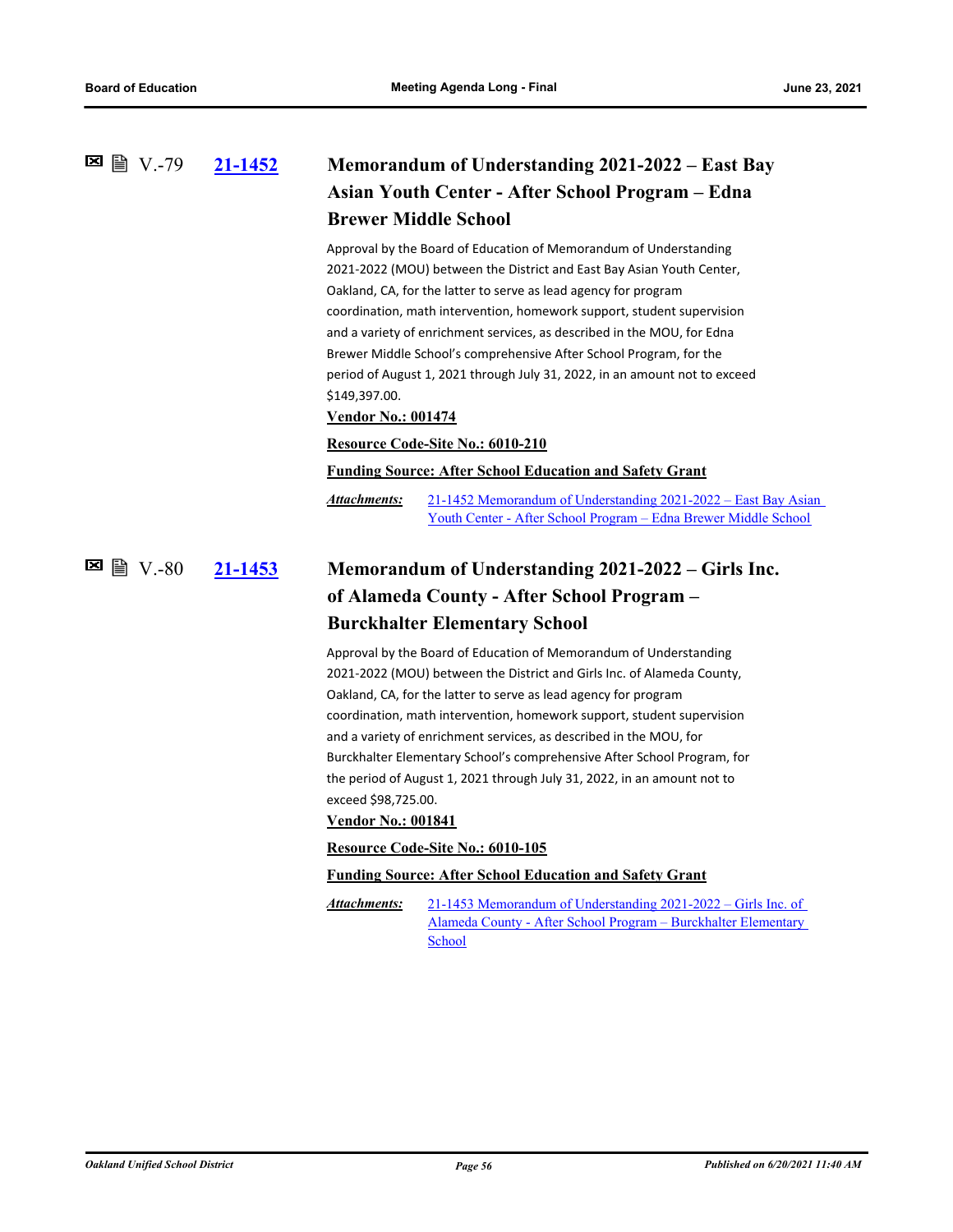## V.-79 21-1452 Memorandum of Understanding 2021-2022 – East Bay Asian Youth Center - After School Program – Edna Brewer Middle School

Approval by the Board of Education of Memorandum of Understanding 2021-2022 (MOU) between the District and East Bay Asian Youth Center, Oakland, CA, for the latter to serve as lead agency for program coordination, math intervention, homework support, student supervision and a variety of enrichment services, as described in the MOU, for Edna Brewer Middle School's comprehensive After School Program, for the period of August 1, 2021 through July 31, 2022, in an amount not to exceed $149,397.00.

**Vendor No.: 001474**

**Resource Code-Site No.: 6010-210**

**Funding Source: After School Education and Safety Grant**

*Attachments:* 21-1452 Memorandum of Understanding 2021-2022 – East Bay Asian Youth Center - After School Program – Edna Brewer Middle School

## V.-80 21-1453 Memorandum of Understanding 2021-2022 – Girls Inc. of Alameda County - After School Program – Burckhalter Elementary School

Approval by the Board of Education of Memorandum of Understanding 2021-2022 (MOU) between the District and Girls Inc. of Alameda County, Oakland, CA, for the latter to serve as lead agency for program coordination, math intervention, homework support, student supervision and a variety of enrichment services, as described in the MOU, for Burckhalter Elementary School's comprehensive After School Program, for the period of August 1, 2021 through July 31, 2022, in an amount not to exceed $98,725.00.

**Vendor No.: 001841**

**Resource Code-Site No.: 6010-105**

**Funding Source: After School Education and Safety Grant**

*Attachments:* 21-1453 Memorandum of Understanding 2021-2022 – Girls Inc. of Alameda County - After School Program – Burckhalter Elementary School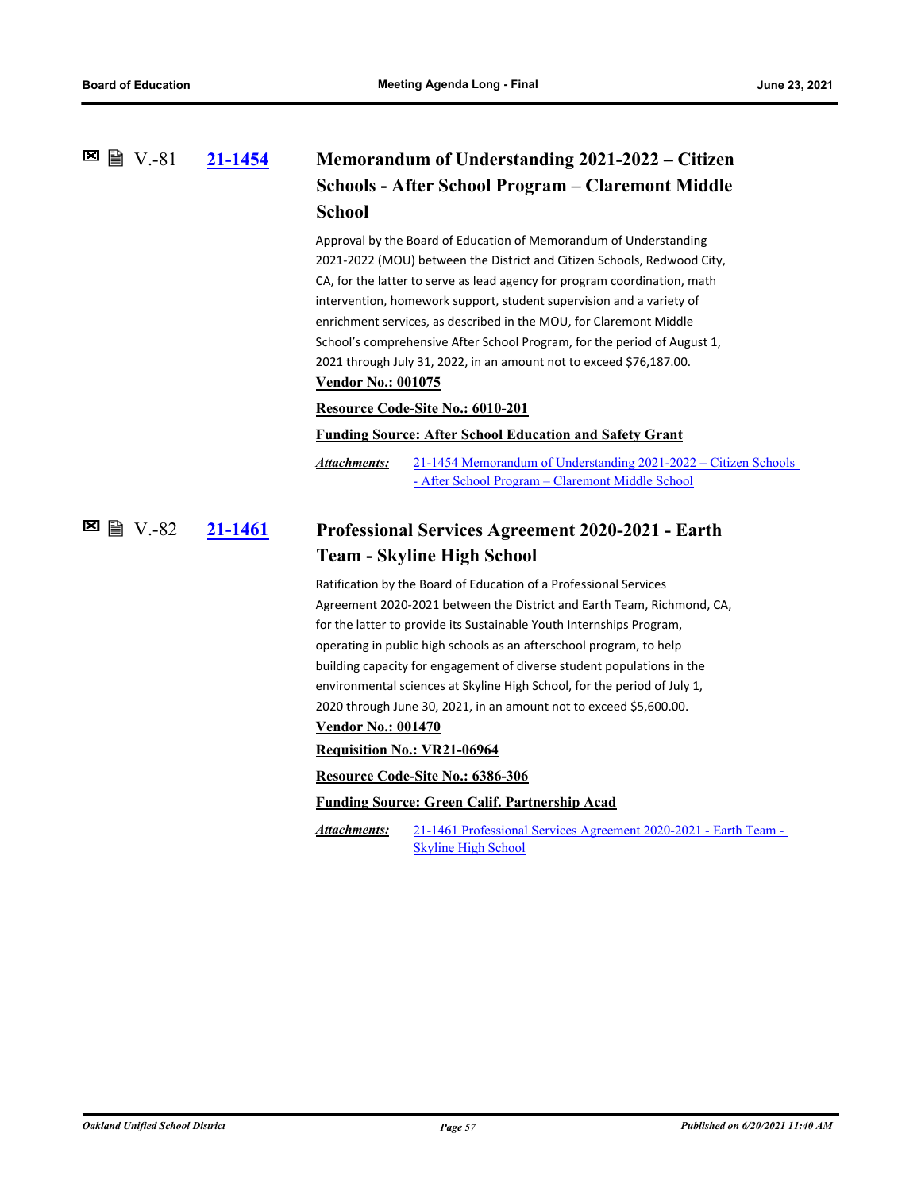## V.-81 21-1454 Memorandum of Understanding 2021-2022 – Citizen Schools - After School Program – Claremont Middle School

Approval by the Board of Education of Memorandum of Understanding 2021-2022 (MOU) between the District and Citizen Schools, Redwood City, CA, for the latter to serve as lead agency for program coordination, math intervention, homework support, student supervision and a variety of enrichment services, as described in the MOU, for Claremont Middle School's comprehensive After School Program, for the period of August 1, 2021 through July 31, 2022, in an amount not to exceed $76,187.00.

**Vendor No.: 001075**

**Resource Code-Site No.: 6010-201**

**Funding Source: After School Education and Safety Grant**

***Attachments:*** 21-1454 Memorandum of Understanding 2021-2022 – Citizen Schools - After School Program – Claremont Middle School

## V.-82 21-1461 Professional Services Agreement 2020-2021 - Earth Team - Skyline High School

Ratification by the Board of Education of a Professional Services Agreement 2020-2021 between the District and Earth Team, Richmond, CA, for the latter to provide its Sustainable Youth Internships Program, operating in public high schools as an afterschool program, to help building capacity for engagement of diverse student populations in the environmental sciences at Skyline High School, for the period of July 1, 2020 through June 30, 2021, in an amount not to exceed $5,600.00.

**Vendor No.: 001470**

**Requisition No.: VR21-06964**

**Resource Code-Site No.: 6386-306**

**Funding Source: Green Calif. Partnership Acad**

***Attachments:*** 21-1461 Professional Services Agreement 2020-2021 - Earth Team - Skyline High School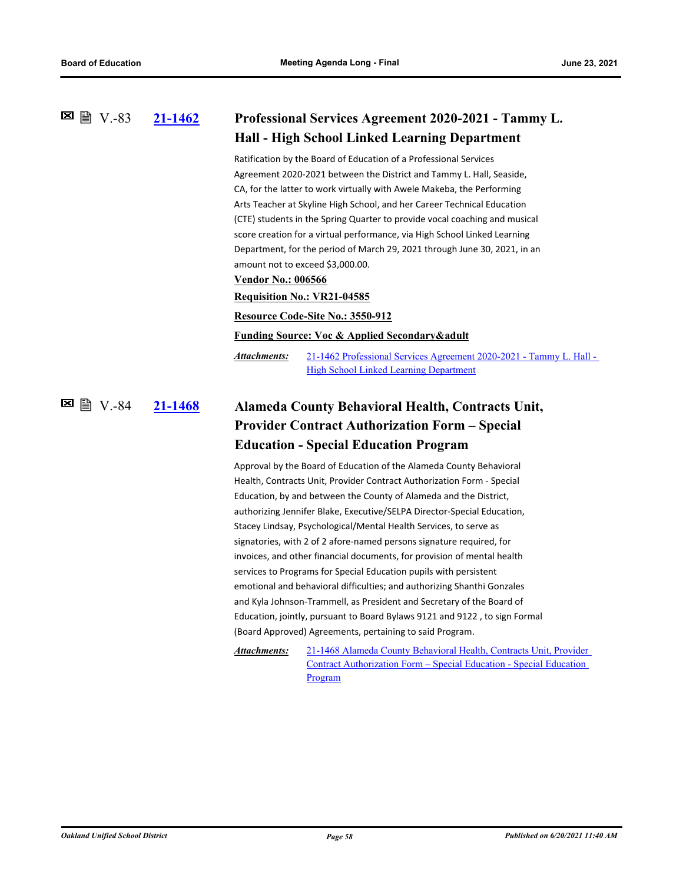### V.-83 21-1462 Professional Services Agreement 2020-2021 - Tammy L. Hall - High School Linked Learning Department

Ratification by the Board of Education of a Professional Services Agreement 2020-2021 between the District and Tammy L. Hall, Seaside, CA, for the latter to work virtually with Awele Makeba, the Performing Arts Teacher at Skyline High School, and her Career Technical Education (CTE) students in the Spring Quarter to provide vocal coaching and musical score creation for a virtual performance, via High School Linked Learning Department, for the period of March 29, 2021 through June 30, 2021, in an amount not to exceed $3,000.00.

**Vendor No.: 006566**

**Requisition No.: VR21-04585**

**Resource Code-Site No.: 3550-912**

**Funding Source: Voc & Applied Secondary&adult**

***Attachments:*** 21-1462 Professional Services Agreement 2020-2021 - Tammy L. Hall - High School Linked Learning Department

### V.-84 21-1468 Alameda County Behavioral Health, Contracts Unit, Provider Contract Authorization Form – Special Education - Special Education Program

Approval by the Board of Education of the Alameda County Behavioral Health, Contracts Unit, Provider Contract Authorization Form - Special Education, by and between the County of Alameda and the District, authorizing Jennifer Blake, Executive/SELPA Director-Special Education, Stacey Lindsay, Psychological/Mental Health Services, to serve as signatories, with 2 of 2 afore-named persons signature required, for invoices, and other financial documents, for provision of mental health services to Programs for Special Education pupils with persistent emotional and behavioral difficulties; and authorizing Shanthi Gonzales and Kyla Johnson-Trammell, as President and Secretary of the Board of Education, jointly, pursuant to Board Bylaws 9121 and 9122 , to sign Formal (Board Approved) Agreements, pertaining to said Program.

***Attachments:*** 21-1468 Alameda County Behavioral Health, Contracts Unit, Provider Contract Authorization Form – Special Education - Special Education Program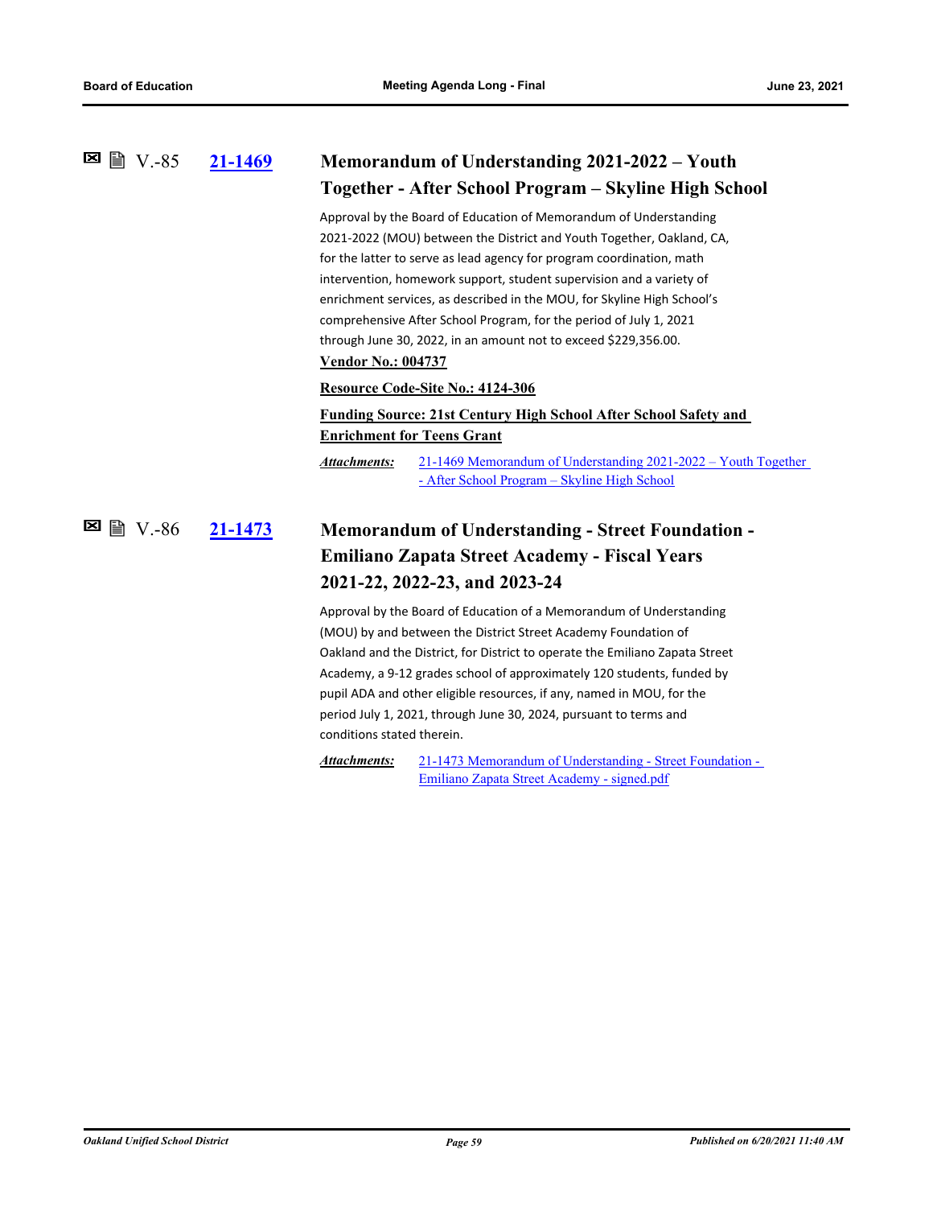V.-85 **21-1469**

### Memorandum of Understanding 2021-2022 – Youth Together - After School Program – Skyline High School

Approval by the Board of Education of Memorandum of Understanding 2021-2022 (MOU) between the District and Youth Together, Oakland, CA, for the latter to serve as lead agency for program coordination, math intervention, homework support, student supervision and a variety of enrichment services, as described in the MOU, for Skyline High School's comprehensive After School Program, for the period of July 1, 2021 through June 30, 2022, in an amount not to exceed $229,356.00.

**Vendor No.: 004737**

**Resource Code-Site No.: 4124-306**

**Funding Source: 21st Century High School After School Safety and Enrichment for Teens Grant**

***Attachments:*** 21-1469 Memorandum of Understanding 2021-2022 – Youth Together - After School Program – Skyline High School

V.-86 **21-1473**

### Memorandum of Understanding - Street Foundation - Emiliano Zapata Street Academy - Fiscal Years 2021-22, 2022-23, and 2023-24

Approval by the Board of Education of a Memorandum of Understanding (MOU) by and between the District Street Academy Foundation of Oakland and the District, for District to operate the Emiliano Zapata Street Academy, a 9-12 grades school of approximately 120 students, funded by pupil ADA and other eligible resources, if any, named in MOU, for the period July 1, 2021, through June 30, 2024, pursuant to terms and conditions stated therein.

***Attachments:*** 21-1473 Memorandum of Understanding - Street Foundation - Emiliano Zapata Street Academy - signed.pdf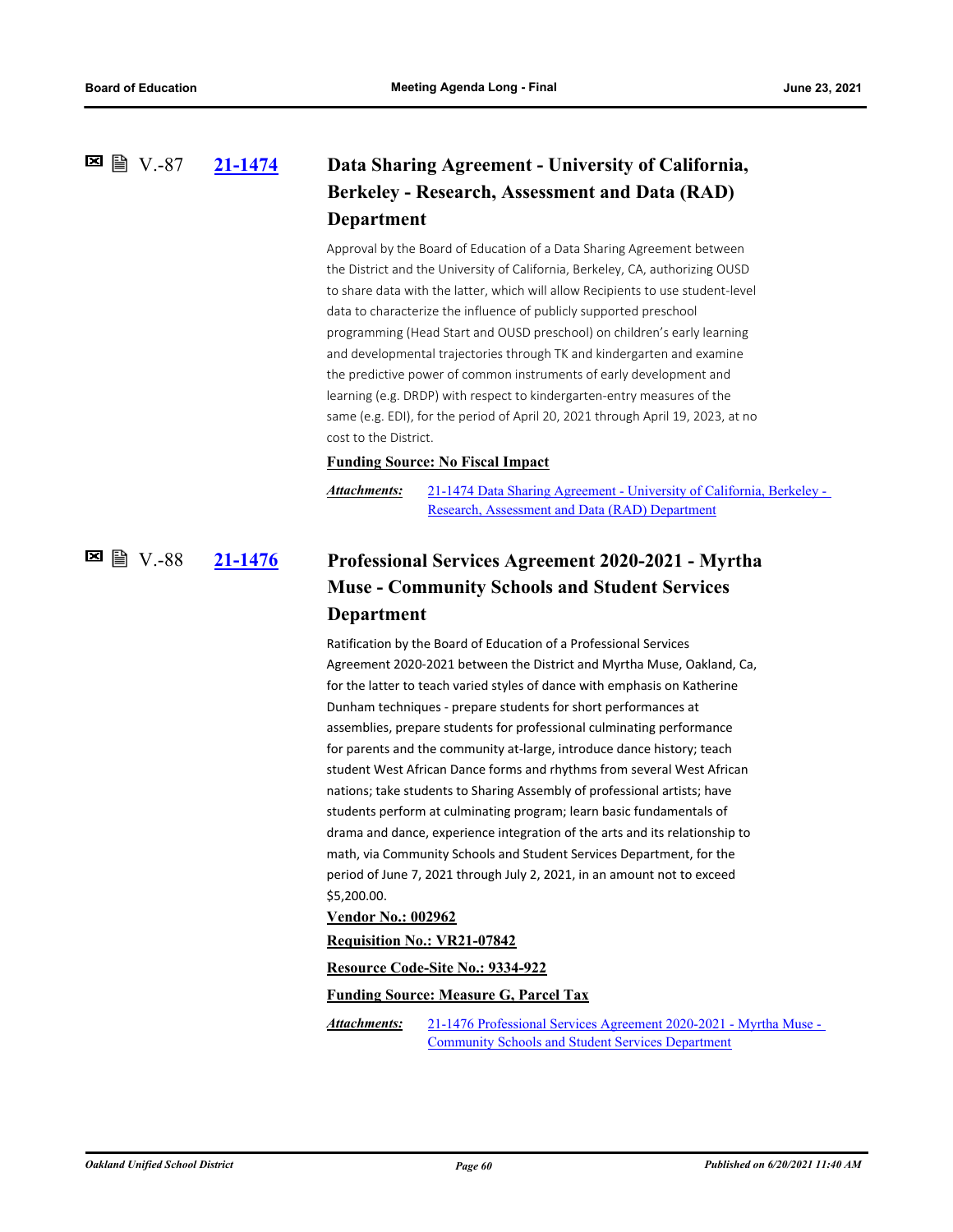## V.-87 [21-1474](#) Data Sharing Agreement - University of California, Berkeley - Research, Assessment and Data (RAD) Department

Approval by the Board of Education of a Data Sharing Agreement between the District and the University of California, Berkeley, CA, authorizing OUSD to share data with the latter, which will allow Recipients to use student-level data to characterize the influence of publicly supported preschool programming (Head Start and OUSD preschool) on children's early learning and developmental trajectories through TK and kindergarten and examine the predictive power of common instruments of early development and learning (e.g. DRDP) with respect to kindergarten-entry measures of the same (e.g. EDI), for the period of April 20, 2021 through April 19, 2023, at no cost to the District.

**Funding Source: No Fiscal Impact**

***Attachments:*** 21-1474 Data Sharing Agreement - University of California, Berkeley - Research, Assessment and Data (RAD) Department

## V.-88 [21-1476](#) Professional Services Agreement 2020-2021 - Myrtha Muse - Community Schools and Student Services Department

Ratification by the Board of Education of a Professional Services Agreement 2020-2021 between the District and Myrtha Muse, Oakland, Ca, for the latter to teach varied styles of dance with emphasis on Katherine Dunham techniques - prepare students for short performances at assemblies, prepare students for professional culminating performance for parents and the community at-large, introduce dance history; teach student West African Dance forms and rhythms from several West African nations; take students to Sharing Assembly of professional artists; have students perform at culminating program; learn basic fundamentals of drama and dance, experience integration of the arts and its relationship to math, via Community Schools and Student Services Department, for the period of June 7, 2021 through July 2, 2021, in an amount not to exceed $5,200.00.

**Vendor No.: 002962**

**Requisition No.: VR21-07842**

**Resource Code-Site No.: 9334-922**

**Funding Source: Measure G, Parcel Tax**

***Attachments:*** 21-1476 Professional Services Agreement 2020-2021 - Myrtha Muse - Community Schools and Student Services Department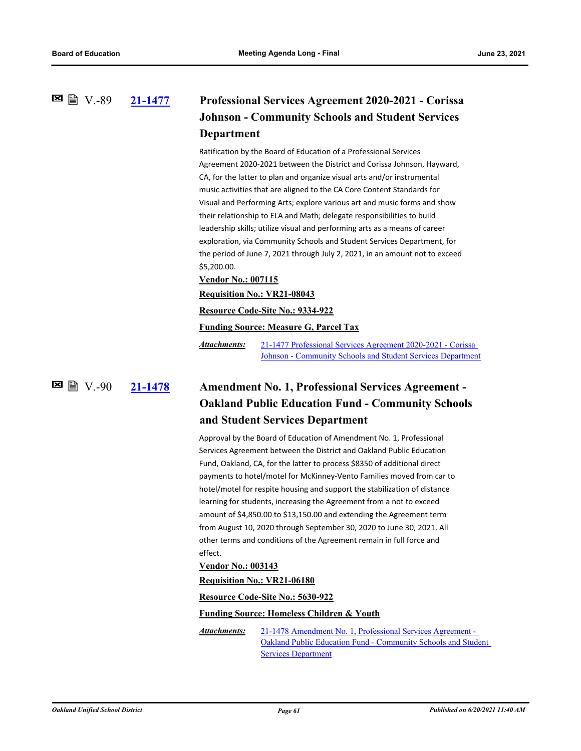### V.-89 21-1477 Professional Services Agreement 2020-2021 - Corissa Johnson - Community Schools and Student Services Department

Ratification by the Board of Education of a Professional Services Agreement 2020-2021 between the District and Corissa Johnson, Hayward, CA, for the latter to plan and organize visual arts and/or instrumental music activities that are aligned to the CA Core Content Standards for Visual and Performing Arts; explore various art and music forms and show their relationship to ELA and Math; delegate responsibilities to build leadership skills; utilize visual and performing arts as a means of career exploration, via Community Schools and Student Services Department, for the period of June 7, 2021 through July 2, 2021, in an amount not to exceed $5,200.00.

**Vendor No.: 007115**

**Requisition No.: VR21-08043**

**Resource Code-Site No.: 9334-922**

**Funding Source: Measure G, Parcel Tax**

***Attachments:*** 21-1477 Professional Services Agreement 2020-2021 - Corissa Johnson - Community Schools and Student Services Department

### V.-90 21-1478 Amendment No. 1, Professional Services Agreement - Oakland Public Education Fund - Community Schools and Student Services Department

Approval by the Board of Education of Amendment No. 1, Professional Services Agreement between the District and Oakland Public Education Fund, Oakland, CA, for the latter to process $8350 of additional direct payments to hotel/motel for McKinney-Vento Families moved from car to hotel/motel for respite housing and support the stabilization of distance learning for students, increasing the Agreement from a not to exceed amount of $4,850.00 to $13,150.00 and extending the Agreement term from August 10, 2020 through September 30, 2020 to June 30, 2021. All other terms and conditions of the Agreement remain in full force and effect.

**Vendor No.: 003143**

**Requisition No.: VR21-06180**

**Resource Code-Site No.: 5630-922**

**Funding Source: Homeless Children & Youth**

***Attachments:*** 21-1478 Amendment No. 1, Professional Services Agreement - Oakland Public Education Fund - Community Schools and Student Services Department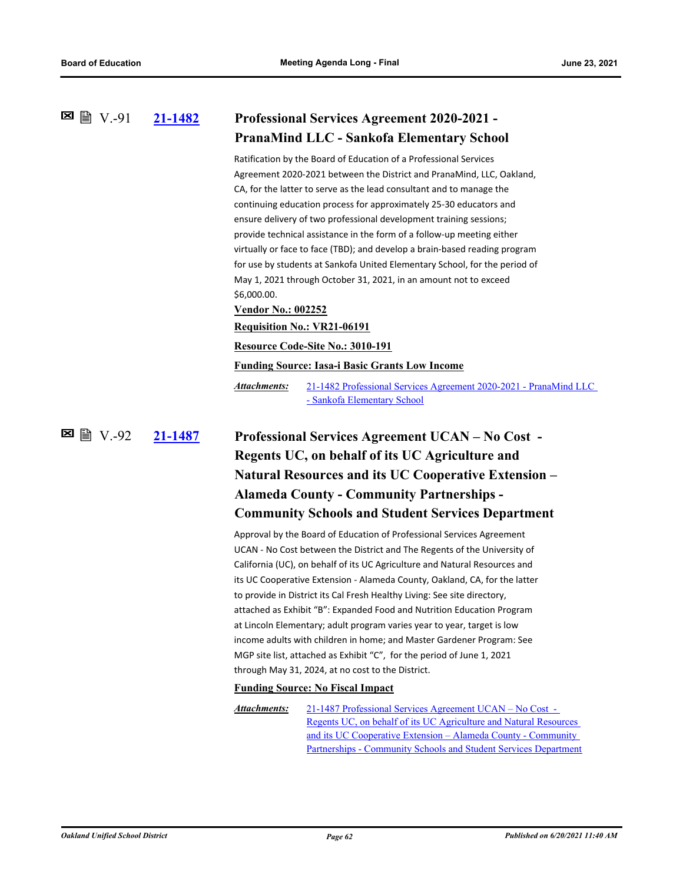## V.-91 21-1482 Professional Services Agreement 2020-2021 - PranaMind LLC - Sankofa Elementary School

Ratification by the Board of Education of a Professional Services Agreement 2020-2021 between the District and PranaMind, LLC, Oakland, CA, for the latter to serve as the lead consultant and to manage the continuing education process for approximately 25-30 educators and ensure delivery of two professional development training sessions; provide technical assistance in the form of a follow-up meeting either virtually or face to face (TBD); and develop a brain-based reading program for use by students at Sankofa United Elementary School, for the period of May 1, 2021 through October 31, 2021, in an amount not to exceed $6,000.00.

**Vendor No.: 002252**

**Requisition No.: VR21-06191**

**Resource Code-Site No.: 3010-191**

**Funding Source: Iasa-i Basic Grants Low Income**

*Attachments:* 21-1482 Professional Services Agreement 2020-2021 - PranaMind LLC - Sankofa Elementary School

## V.-92 21-1487 Professional Services Agreement UCAN – No Cost - Regents UC, on behalf of its UC Agriculture and Natural Resources and its UC Cooperative Extension – Alameda County - Community Partnerships - Community Schools and Student Services Department

Approval by the Board of Education of Professional Services Agreement UCAN - No Cost between the District and The Regents of the University of California (UC), on behalf of its UC Agriculture and Natural Resources and its UC Cooperative Extension - Alameda County, Oakland, CA, for the latter to provide in District its Cal Fresh Healthy Living: See site directory, attached as Exhibit "B": Expanded Food and Nutrition Education Program at Lincoln Elementary; adult program varies year to year, target is low income adults with children in home; and Master Gardener Program: See MGP site list, attached as Exhibit "C", for the period of June 1, 2021 through May 31, 2024, at no cost to the District.

**Funding Source: No Fiscal Impact**

*Attachments:* 21-1487 Professional Services Agreement UCAN – No Cost - Regents UC, on behalf of its UC Agriculture and Natural Resources and its UC Cooperative Extension – Alameda County - Community Partnerships - Community Schools and Student Services Department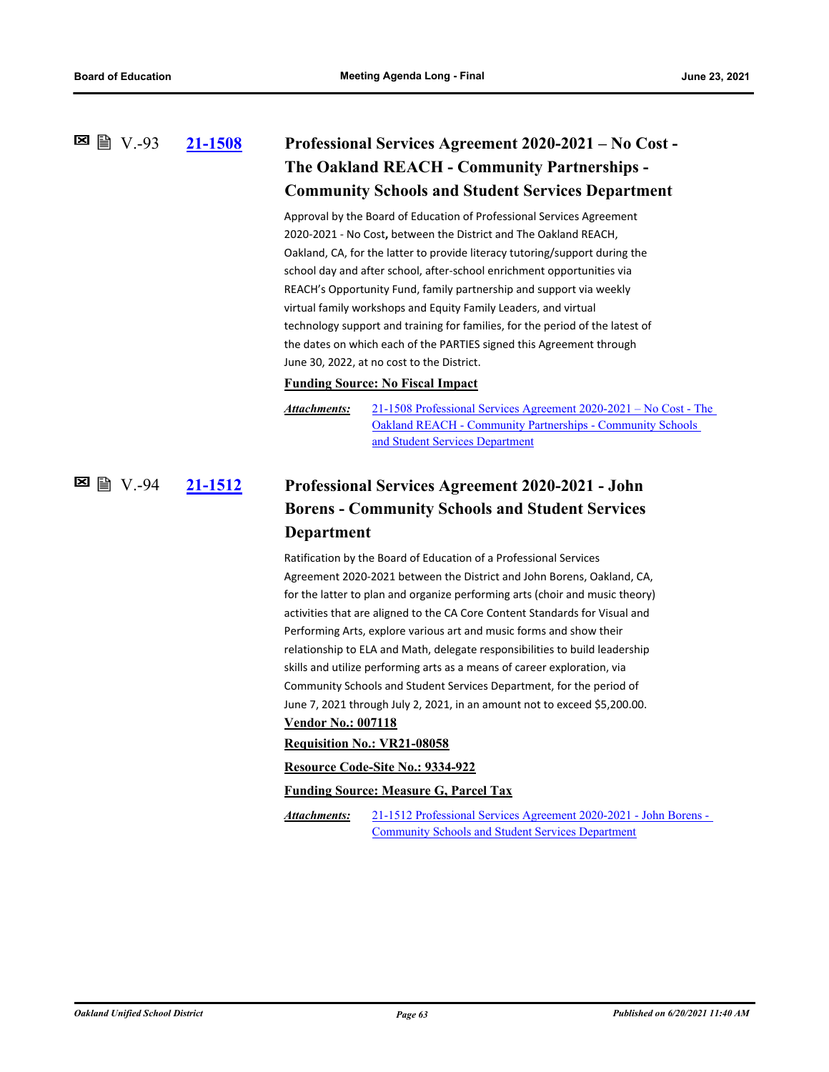### V.-93 21-1508 Professional Services Agreement 2020-2021 – No Cost - The Oakland REACH - Community Partnerships - Community Schools and Student Services Department

Approval by the Board of Education of Professional Services Agreement 2020-2021 - No Cost**,** between the District and The Oakland REACH, Oakland, CA, for the latter to provide literacy tutoring/support during the school day and after school, after-school enrichment opportunities via REACH's Opportunity Fund, family partnership and support via weekly virtual family workshops and Equity Family Leaders, and virtual technology support and training for families, for the period of the latest of the dates on which each of the PARTIES signed this Agreement through June 30, 2022, at no cost to the District.

**Funding Source: No Fiscal Impact**

***Attachments:*** 21-1508 Professional Services Agreement 2020-2021 – No Cost - The Oakland REACH - Community Partnerships - Community Schools and Student Services Department

### V.-94 21-1512 Professional Services Agreement 2020-2021 - John Borens - Community Schools and Student Services Department

Ratification by the Board of Education of a Professional Services Agreement 2020-2021 between the District and John Borens, Oakland, CA, for the latter to plan and organize performing arts (choir and music theory) activities that are aligned to the CA Core Content Standards for Visual and Performing Arts, explore various art and music forms and show their relationship to ELA and Math, delegate responsibilities to build leadership skills and utilize performing arts as a means of career exploration, via Community Schools and Student Services Department, for the period of June 7, 2021 through July 2, 2021, in an amount not to exceed $5,200.00.

**Vendor No.: 007118**

**Requisition No.: VR21-08058**

**Resource Code-Site No.: 9334-922**

**Funding Source: Measure G, Parcel Tax**

***Attachments:*** 21-1512 Professional Services Agreement 2020-2021 - John Borens - Community Schools and Student Services Department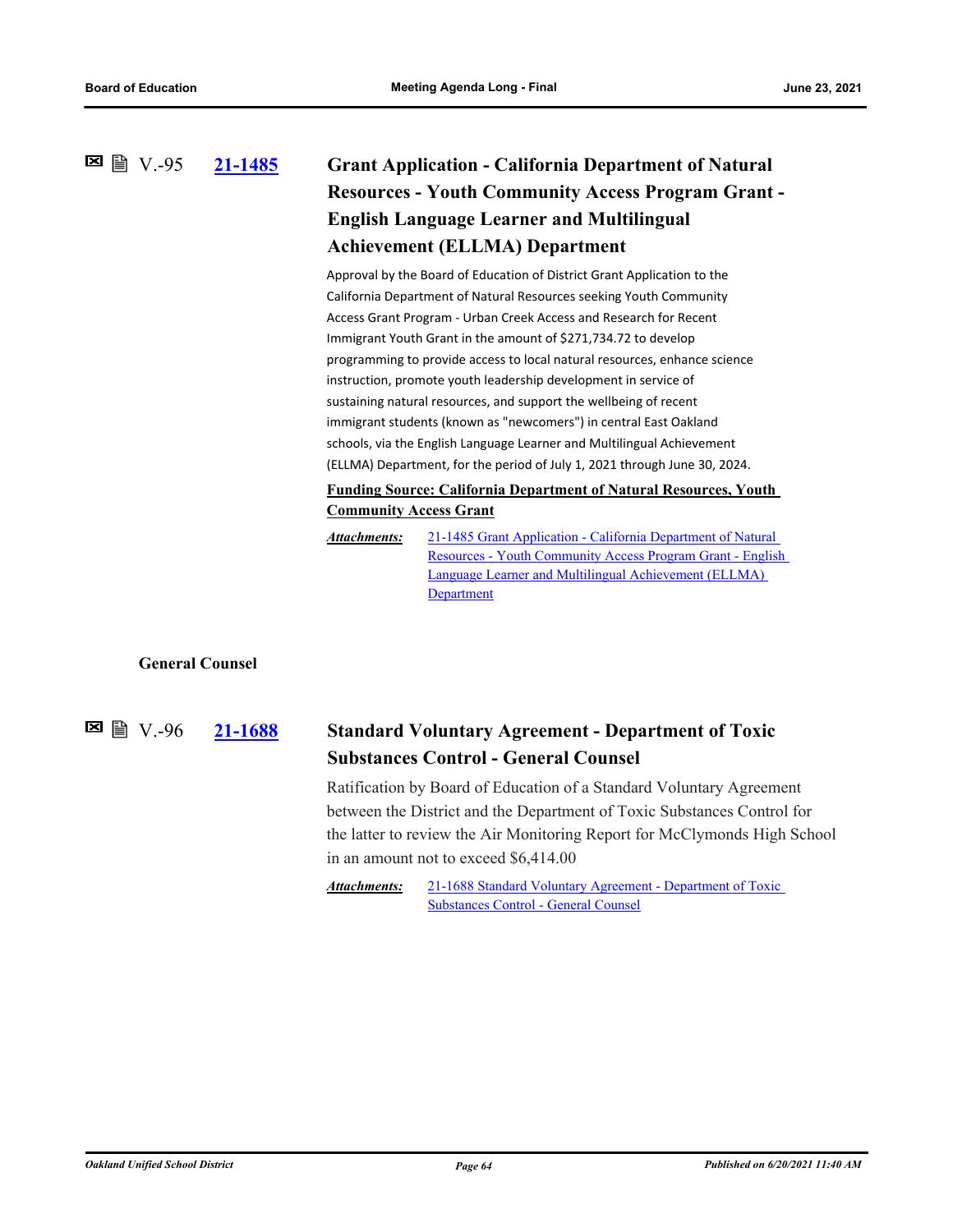V.-95 **21-1485**

### Grant Application - California Department of Natural Resources - Youth Community Access Program Grant - English Language Learner and Multilingual Achievement (ELLMA) Department

Approval by the Board of Education of District Grant Application to the California Department of Natural Resources seeking Youth Community Access Grant Program - Urban Creek Access and Research for Recent Immigrant Youth Grant in the amount of $271,734.72 to develop programming to provide access to local natural resources, enhance science instruction, promote youth leadership development in service of sustaining natural resources, and support the wellbeing of recent immigrant students (known as "newcomers") in central East Oakland schools, via the English Language Learner and Multilingual Achievement (ELLMA) Department, for the period of July 1, 2021 through June 30, 2024.

**Funding Source: California Department of Natural Resources, Youth Community Access Grant**

***Attachments:*** 21-1485 Grant Application - California Department of Natural Resources - Youth Community Access Program Grant - English Language Learner and Multilingual Achievement (ELLMA) Department

**General Counsel**

V.-96 **21-1688**

### Standard Voluntary Agreement - Department of Toxic Substances Control - General Counsel

Ratification by Board of Education of a Standard Voluntary Agreement between the District and the Department of Toxic Substances Control for the latter to review the Air Monitoring Report for McClymonds High School in an amount not to exceed $6,414.00

***Attachments:*** 21-1688 Standard Voluntary Agreement - Department of Toxic Substances Control - General Counsel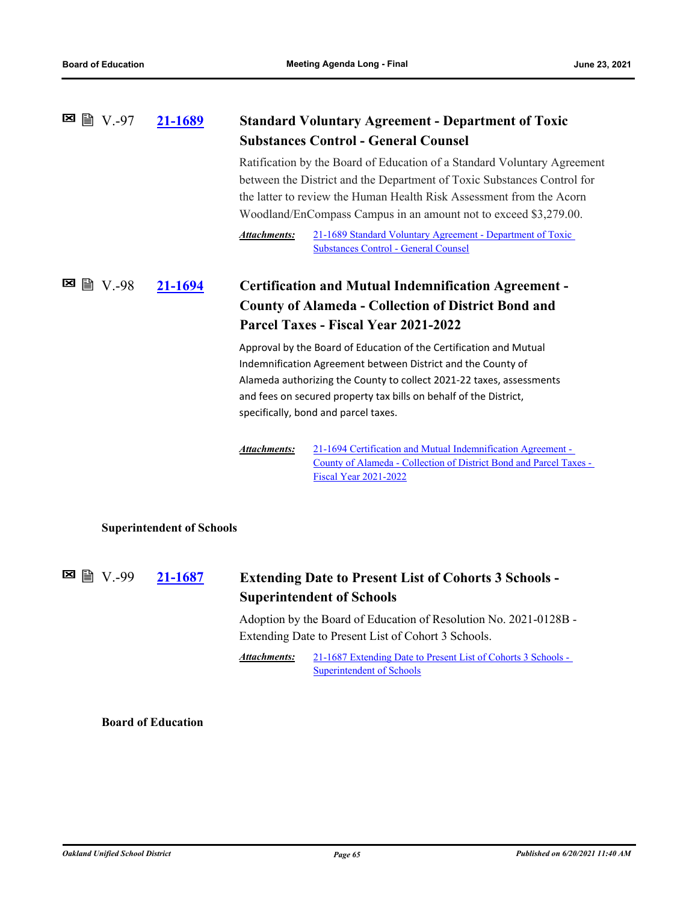V.-97 **21-1689** **Standard Voluntary Agreement - Department of Toxic Substances Control - General Counsel**

Ratification by the Board of Education of a Standard Voluntary Agreement between the District and the Department of Toxic Substances Control for the latter to review the Human Health Risk Assessment from the Acorn Woodland/EnCompass Campus in an amount not to exceed $3,279.00.

***Attachments:*** 21-1689 Standard Voluntary Agreement - Department of Toxic Substances Control - General Counsel

V.-98 **21-1694** **Certification and Mutual Indemnification Agreement - County of Alameda - Collection of District Bond and Parcel Taxes - Fiscal Year 2021-2022**

Approval by the Board of Education of the Certification and Mutual Indemnification Agreement between District and the County of Alameda authorizing the County to collect 2021-22 taxes, assessments and fees on secured property tax bills on behalf of the District, specifically, bond and parcel taxes.

***Attachments:*** 21-1694 Certification and Mutual Indemnification Agreement - County of Alameda - Collection of District Bond and Parcel Taxes - Fiscal Year 2021-2022

**Superintendent of Schools**

V.-99 **21-1687** **Extending Date to Present List of Cohorts 3 Schools - Superintendent of Schools**

Adoption by the Board of Education of Resolution No. 2021-0128B - Extending Date to Present List of Cohort 3 Schools.

***Attachments:*** 21-1687 Extending Date to Present List of Cohorts 3 Schools - Superintendent of Schools

**Board of Education**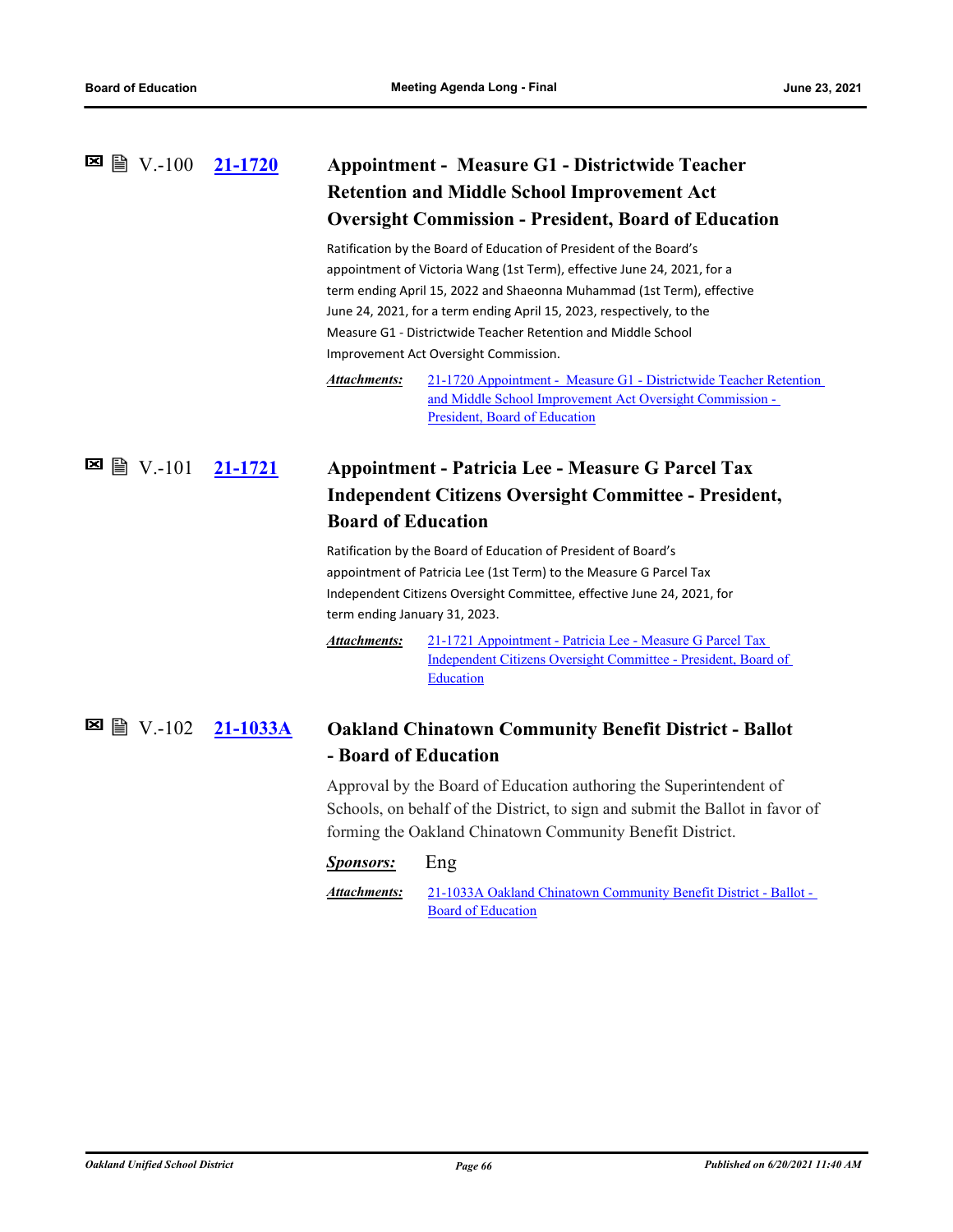### V.-100 21-1720 Appointment - Measure G1 - Districtwide Teacher Retention and Middle School Improvement Act Oversight Commission - President, Board of Education

Ratification by the Board of Education of President of the Board's appointment of Victoria Wang (1st Term), effective June 24, 2021, for a term ending April 15, 2022 and Shaeonna Muhammad (1st Term), effective June 24, 2021, for a term ending April 15, 2023, respectively, to the Measure G1 - Districtwide Teacher Retention and Middle School Improvement Act Oversight Commission.

***Attachments:*** 21-1720 Appointment - Measure G1 - Districtwide Teacher Retention and Middle School Improvement Act Oversight Commission - President, Board of Education

### V.-101 21-1721 Appointment - Patricia Lee - Measure G Parcel Tax Independent Citizens Oversight Committee - President, Board of Education

Ratification by the Board of Education of President of Board's appointment of Patricia Lee (1st Term) to the Measure G Parcel Tax Independent Citizens Oversight Committee, effective June 24, 2021, for term ending January 31, 2023.

***Attachments:*** 21-1721 Appointment - Patricia Lee - Measure G Parcel Tax Independent Citizens Oversight Committee - President, Board of Education

### V.-102 21-1033A Oakland Chinatown Community Benefit District - Ballot - Board of Education

Approval by the Board of Education authoring the Superintendent of Schools, on behalf of the District, to sign and submit the Ballot in favor of forming the Oakland Chinatown Community Benefit District.

***Sponsors:*** Eng

***Attachments:*** 21-1033A Oakland Chinatown Community Benefit District - Ballot - Board of Education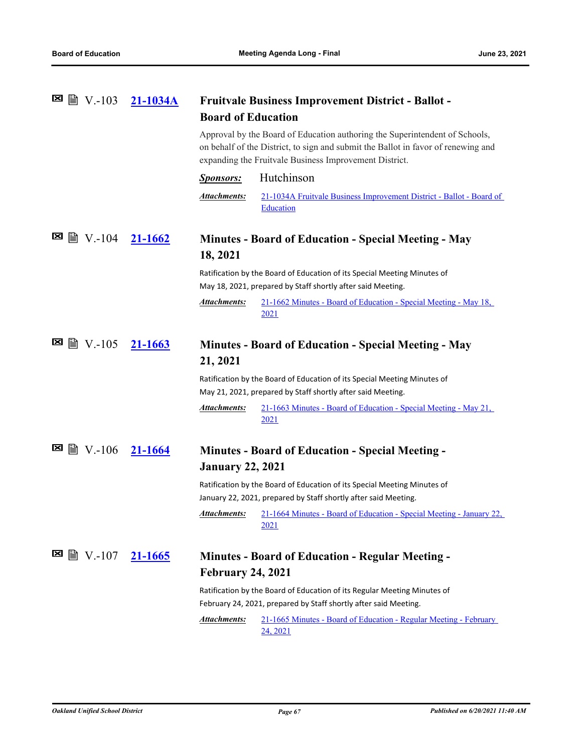### V.-103 21-1034A Fruitvale Business Improvement District - Ballot - Board of Education

Approval by the Board of Education authoring the Superintendent of Schools, on behalf of the District, to sign and submit the Ballot in favor of renewing and expanding the Fruitvale Business Improvement District.

***Sponsors:*** Hutchinson

***Attachments:*** 21-1034A Fruitvale Business Improvement District - Ballot - Board of Education

### V.-104 21-1662 Minutes - Board of Education - Special Meeting - May 18, 2021

Ratification by the Board of Education of its Special Meeting Minutes of May 18, 2021, prepared by Staff shortly after said Meeting.

***Attachments:*** 21-1662 Minutes - Board of Education - Special Meeting - May 18, 2021

### V.-105 21-1663 Minutes - Board of Education - Special Meeting - May 21, 2021

Ratification by the Board of Education of its Special Meeting Minutes of May 21, 2021, prepared by Staff shortly after said Meeting.

***Attachments:*** 21-1663 Minutes - Board of Education - Special Meeting - May 21, 2021

### V.-106 21-1664 Minutes - Board of Education - Special Meeting - January 22, 2021

Ratification by the Board of Education of its Special Meeting Minutes of January 22, 2021, prepared by Staff shortly after said Meeting.

***Attachments:*** 21-1664 Minutes - Board of Education - Special Meeting - January 22, 2021

### V.-107 21-1665 Minutes - Board of Education - Regular Meeting - February 24, 2021

Ratification by the Board of Education of its Regular Meeting Minutes of February 24, 2021, prepared by Staff shortly after said Meeting.

***Attachments:*** 21-1665 Minutes - Board of Education - Regular Meeting - February 24, 2021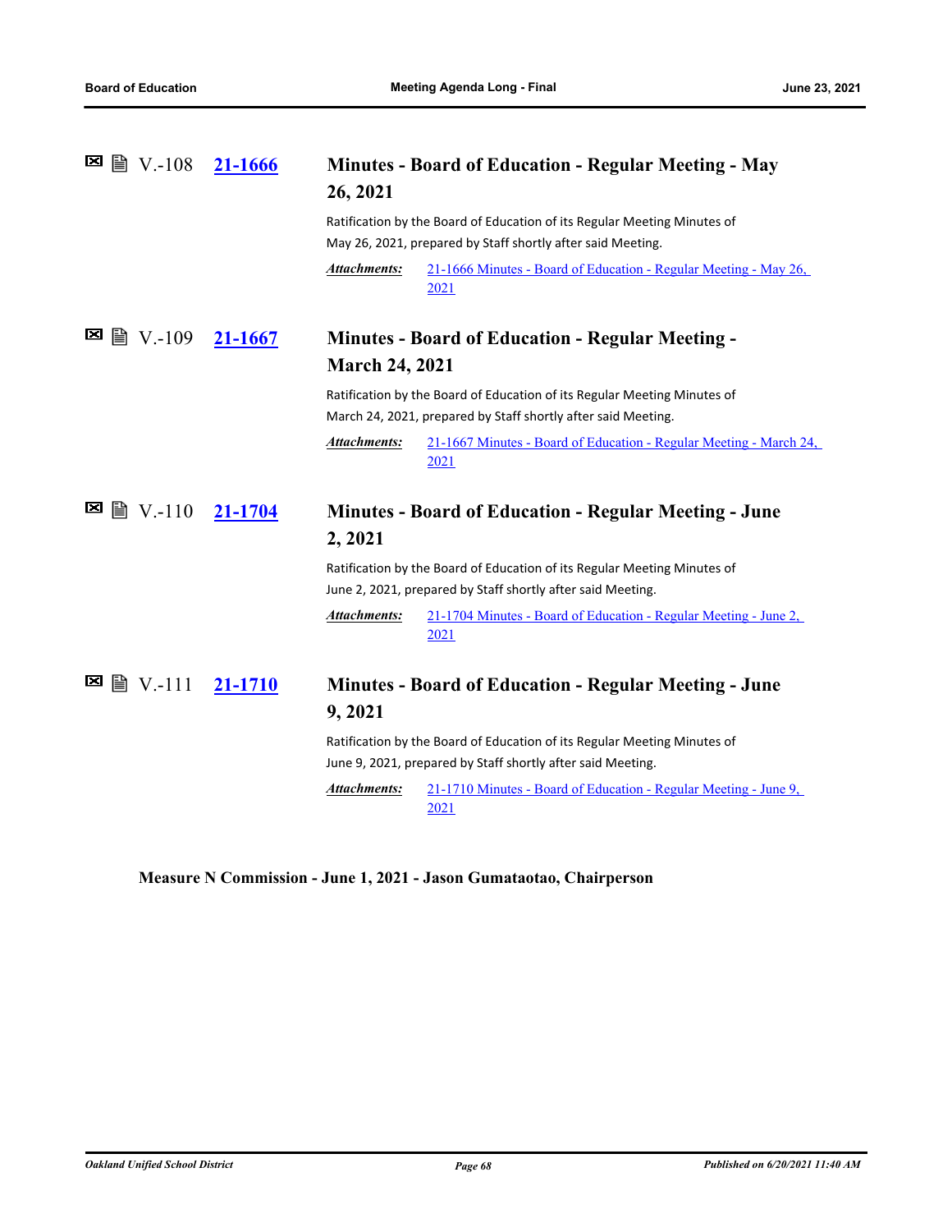V.-108 **21-1666** **Minutes - Board of Education - Regular Meeting - May 26, 2021**

Ratification by the Board of Education of its Regular Meeting Minutes of May 26, 2021, prepared by Staff shortly after said Meeting.

***Attachments:*** 21-1666 Minutes - Board of Education - Regular Meeting - May 26, 2021

V.-109 **21-1667** **Minutes - Board of Education - Regular Meeting - March 24, 2021**

Ratification by the Board of Education of its Regular Meeting Minutes of March 24, 2021, prepared by Staff shortly after said Meeting.

***Attachments:*** 21-1667 Minutes - Board of Education - Regular Meeting - March 24, 2021

V.-110 **21-1704** **Minutes - Board of Education - Regular Meeting - June 2, 2021**

Ratification by the Board of Education of its Regular Meeting Minutes of June 2, 2021, prepared by Staff shortly after said Meeting.

***Attachments:*** 21-1704 Minutes - Board of Education - Regular Meeting - June 2, 2021

V.-111 **21-1710** **Minutes - Board of Education - Regular Meeting - June 9, 2021**

Ratification by the Board of Education of its Regular Meeting Minutes of June 9, 2021, prepared by Staff shortly after said Meeting.

***Attachments:*** 21-1710 Minutes - Board of Education - Regular Meeting - June 9, 2021

**Measure N Commission - June 1, 2021 - Jason Gumataotao, Chairperson**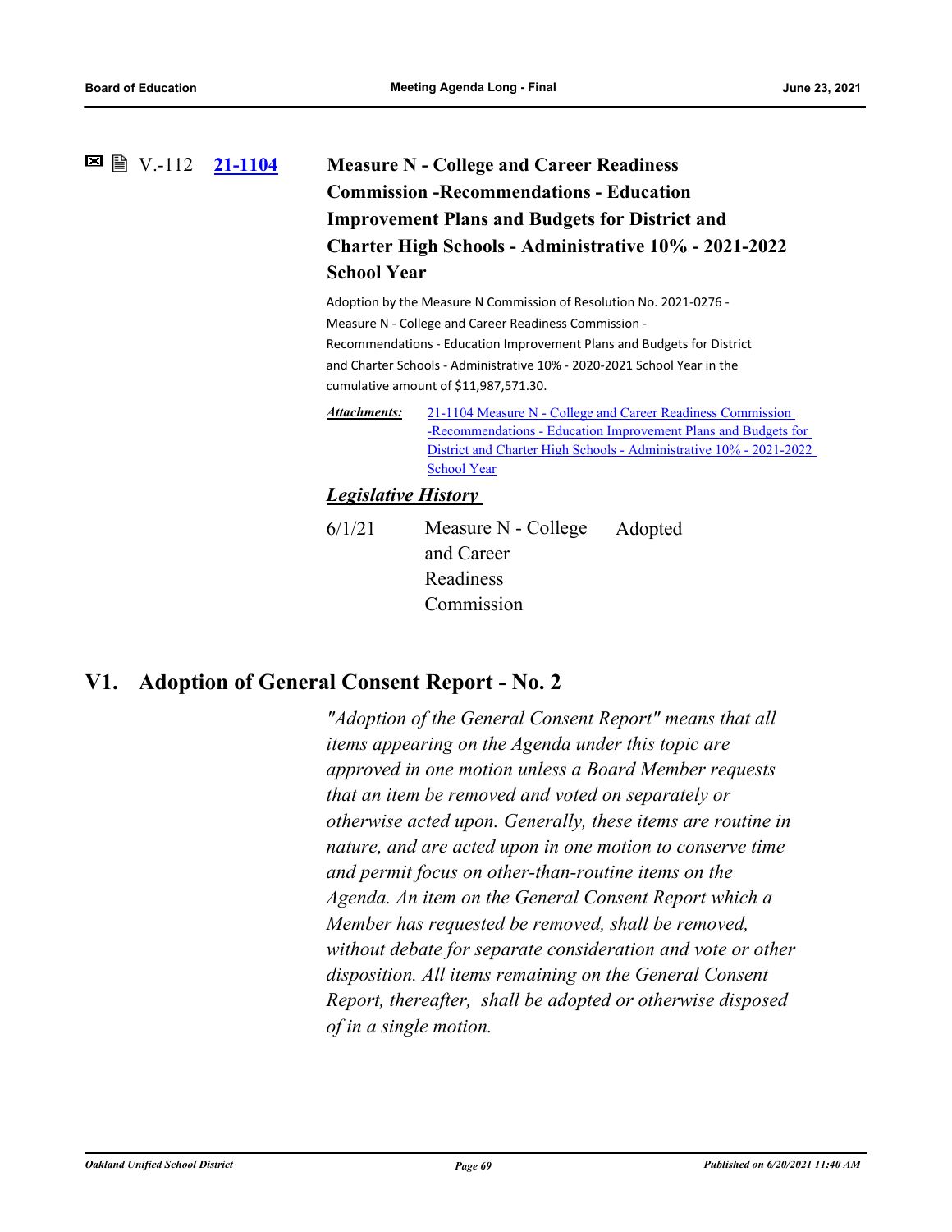V.-112 **21-1104** **Measure N - College and Career Readiness Commission -Recommendations - Education Improvement Plans and Budgets for District and Charter High Schools - Administrative 10% - 2021-2022 School Year**

Adoption by the Measure N Commission of Resolution No. 2021-0276 - Measure N - College and Career Readiness Commission - Recommendations - Education Improvement Plans and Budgets for District and Charter Schools - Administrative 10% - 2020-2021 School Year in the cumulative amount of $11,987,571.30.

***Attachments:*** 21-1104 Measure N - College and Career Readiness Commission -Recommendations - Education Improvement Plans and Budgets for District and Charter High Schools - Administrative 10% - 2021-2022 School Year

***Legislative History***

| | | |
|---|---|---|
| 6/1/21 | Measure N - College and Career Readiness Commission | Adopted |

## V1. Adoption of General Consent Report - No. 2

*"Adoption of the General Consent Report" means that all items appearing on the Agenda under this topic are approved in one motion unless a Board Member requests that an item be removed and voted on separately or otherwise acted upon. Generally, these items are routine in nature, and are acted upon in one motion to conserve time and permit focus on other-than-routine items on the Agenda. An item on the General Consent Report which a Member has requested be removed, shall be removed, without debate for separate consideration and vote or other disposition. All items remaining on the General Consent Report, thereafter, shall be adopted or otherwise disposed of in a single motion.*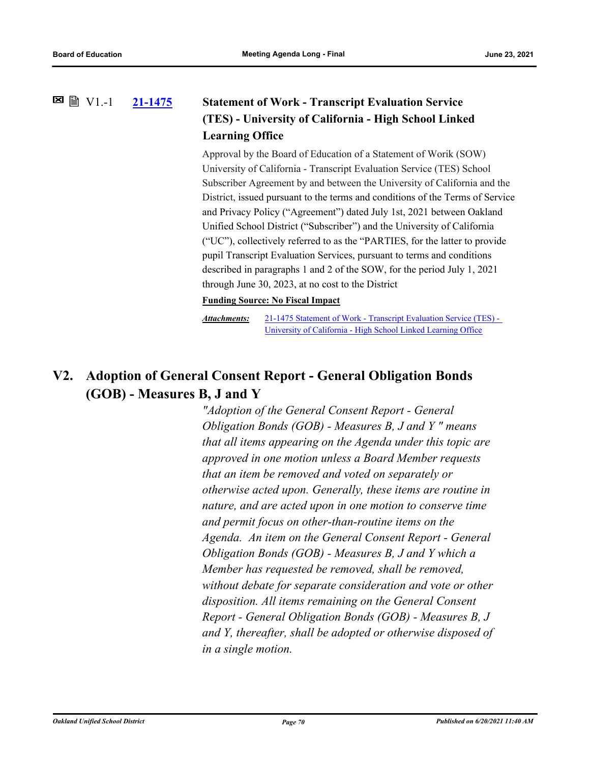V1.-1 **21-1475** **Statement of Work - Transcript Evaluation Service (TES) - University of California - High School Linked Learning Office**

Approval by the Board of Education of a Statement of Worik (SOW) University of California - Transcript Evaluation Service (TES) School Subscriber Agreement by and between the University of California and the District, issued pursuant to the terms and conditions of the Terms of Service and Privacy Policy ("Agreement") dated July 1st, 2021 between Oakland Unified School District ("Subscriber") and the University of California ("UC"), collectively referred to as the "PARTIES, for the latter to provide pupil Transcript Evaluation Services, pursuant to terms and conditions described in paragraphs 1 and 2 of the SOW, for the period July 1, 2021 through June 30, 2023, at no cost to the District

**Funding Source: No Fiscal Impact**

***Attachments:*** 21-1475 Statement of Work - Transcript Evaluation Service (TES) - University of California - High School Linked Learning Office

## V2. Adoption of General Consent Report - General Obligation Bonds (GOB) - Measures B, J and Y

*"Adoption of the General Consent Report - General Obligation Bonds (GOB) - Measures B, J and Y " means that all items appearing on the Agenda under this topic are approved in one motion unless a Board Member requests that an item be removed and voted on separately or otherwise acted upon. Generally, these items are routine in nature, and are acted upon in one motion to conserve time and permit focus on other-than-routine items on the Agenda. An item on the General Consent Report - General Obligation Bonds (GOB) - Measures B, J and Y which a Member has requested be removed, shall be removed, without debate for separate consideration and vote or other disposition. All items remaining on the General Consent Report - General Obligation Bonds (GOB) - Measures B, J and Y, thereafter, shall be adopted or otherwise disposed of in a single motion.*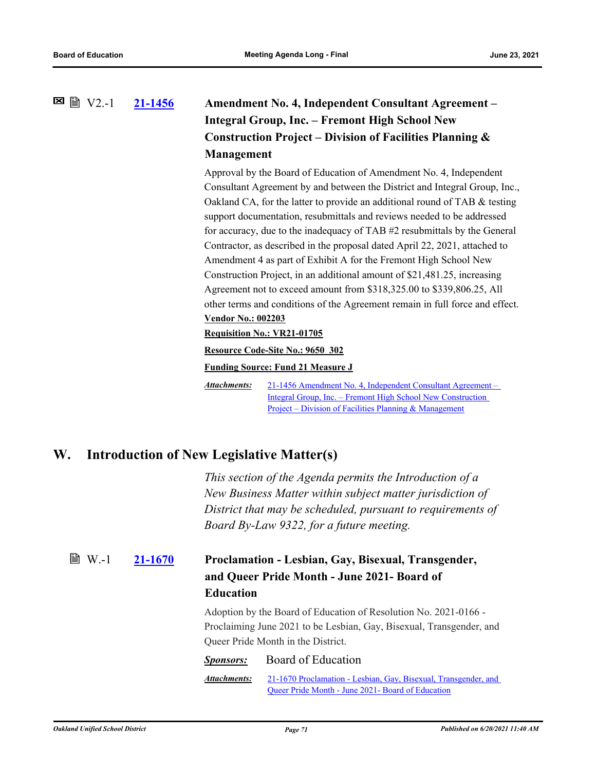V2.-1 **21-1456** **Amendment No. 4, Independent Consultant Agreement – Integral Group, Inc. – Fremont High School New Construction Project – Division of Facilities Planning & Management**

Approval by the Board of Education of Amendment No. 4, Independent Consultant Agreement by and between the District and Integral Group, Inc., Oakland CA, for the latter to provide an additional round of TAB & testing support documentation, resubmittals and reviews needed to be addressed for accuracy, due to the inadequacy of TAB #2 resubmittals by the General Contractor, as described in the proposal dated April 22, 2021, attached to Amendment 4 as part of Exhibit A for the Fremont High School New Construction Project, in an additional amount of $21,481.25, increasing Agreement not to exceed amount from $318,325.00 to $339,806.25, All other terms and conditions of the Agreement remain in full force and effect.

**Vendor No.: 002203**

**Requisition No.: VR21-01705**

**Resource Code-Site No.: 9650_302**

**Funding Source: Fund 21 Measure J**

***Attachments:*** 21-1456 Amendment No. 4, Independent Consultant Agreement – Integral Group, Inc. – Fremont High School New Construction Project – Division of Facilities Planning & Management

## W. Introduction of New Legislative Matter(s)

*This section of the Agenda permits the Introduction of a New Business Matter within subject matter jurisdiction of District that may be scheduled, pursuant to requirements of Board By-Law 9322, for a future meeting.*

W.-1 **21-1670** **Proclamation - Lesbian, Gay, Bisexual, Transgender, and Queer Pride Month - June 2021- Board of Education**

Adoption by the Board of Education of Resolution No. 2021-0166 - Proclaiming June 2021 to be Lesbian, Gay, Bisexual, Transgender, and Queer Pride Month in the District.

***Sponsors:*** Board of Education

***Attachments:*** 21-1670 Proclamation - Lesbian, Gay, Bisexual, Transgender, and Queer Pride Month - June 2021- Board of Education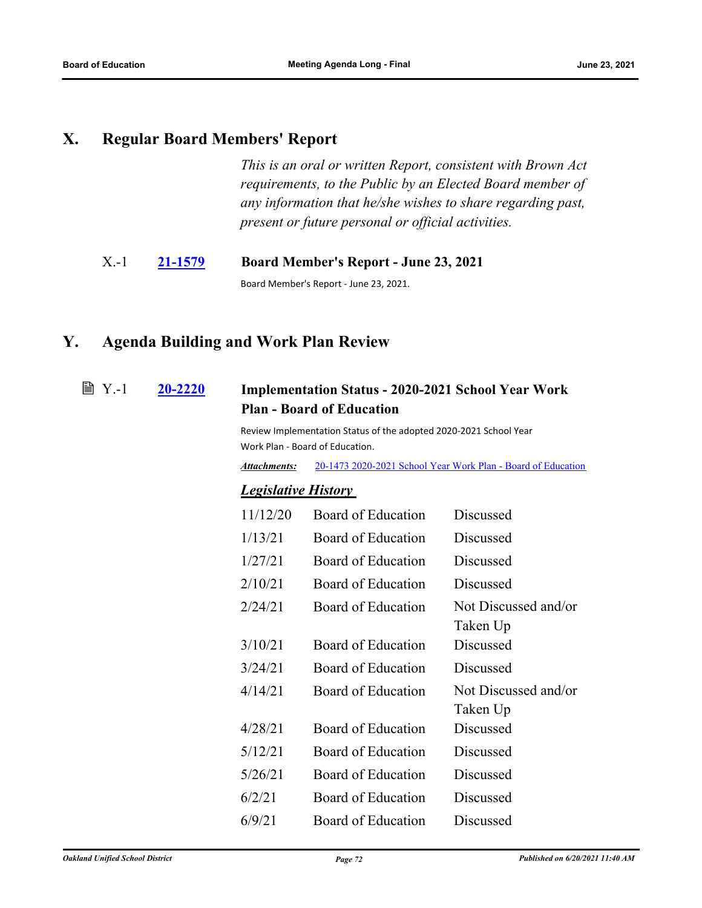## X. Regular Board Members' Report

*This is an oral or written Report, consistent with Brown Act requirements, to the Public by an Elected Board member of any information that he/she wishes to share regarding past, present or future personal or official activities.*

X.-1 **21-1579** **Board Member's Report - June 23, 2021**

Board Member's Report - June 23, 2021.

## Y. Agenda Building and Work Plan Review

Y.-1 **20-2220** **Implementation Status - 2020-2021 School Year Work Plan - Board of Education**

Review Implementation Status of the adopted 2020-2021 School Year Work Plan - Board of Education.

***Attachments:*** 20-1473 2020-2021 School Year Work Plan - Board of Education

***Legislative History***

| | | |
|---|---|---|
| 11/12/20 | Board of Education | Discussed |
| 1/13/21 | Board of Education | Discussed |
| 1/27/21 | Board of Education | Discussed |
| 2/10/21 | Board of Education | Discussed |
| 2/24/21 | Board of Education | Not Discussed and/or Taken Up |
| 3/10/21 | Board of Education | Discussed |
| 3/24/21 | Board of Education | Discussed |
| 4/14/21 | Board of Education | Not Discussed and/or Taken Up |
| 4/28/21 | Board of Education | Discussed |
| 5/12/21 | Board of Education | Discussed |
| 5/26/21 | Board of Education | Discussed |
| 6/2/21 | Board of Education | Discussed |
| 6/9/21 | Board of Education | Discussed |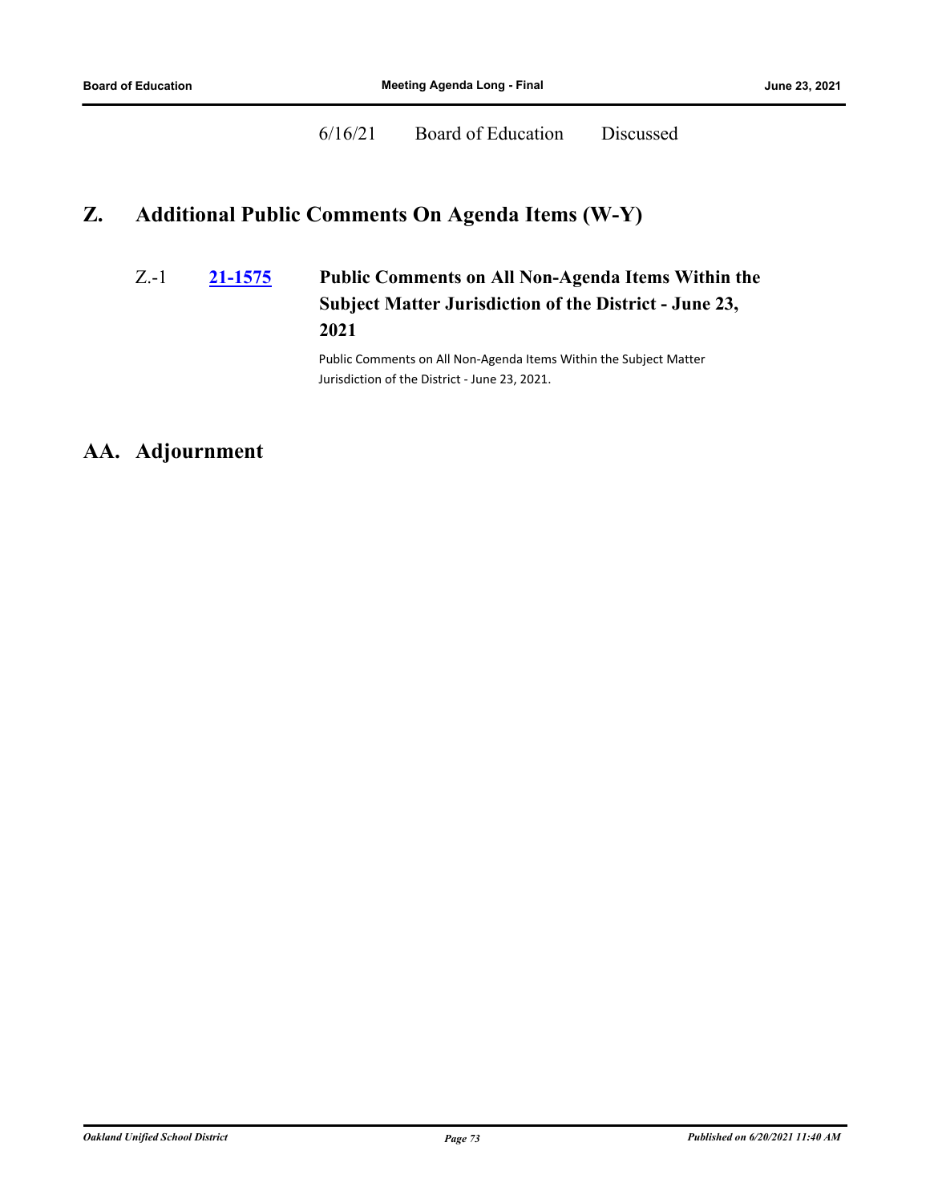| | | |
|---|---|---|
| 6/16/21 | Board of Education | Discussed |

## Z. Additional Public Comments On Agenda Items (W-Y)

Z.-1 **21-1575** **Public Comments on All Non-Agenda Items Within the Subject Matter Jurisdiction of the District - June 23, 2021**

Public Comments on All Non-Agenda Items Within the Subject Matter Jurisdiction of the District - June 23, 2021.

## AA. Adjournment